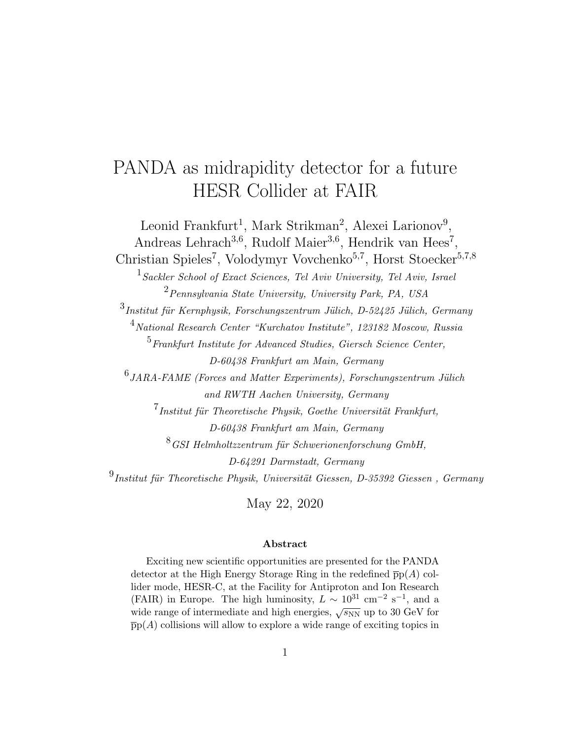# PANDA as midrapidity detector for a future HESR Collider at FAIR

Leonid Frankfurt[1], Mark Strikman[2], Alexei Larionov[9], Andreas Lehrach[3,6], Rudolf Maier[3,6], Hendrik van Hees[7], Christian Spieles[7], Volodymyr Vovchenko[5,7], Horst Stoecker[5,7,8]

[1] *Sackler School of Exact Sciences, Tel Aviv University, Tel Aviv, Israel*

[2] *Pennsylvania State University, University Park, PA, USA*

[3] *Institut für Kernphysik, Forschungszentrum Jülich, D-52425 Jülich, Germany*

[4] *National Research Center "Kurchatov Institute", 123182 Moscow, Russia*

[5] *Frankfurt Institute for Advanced Studies, Giersch Science Center, D-60438 Frankfurt am Main, Germany*

[6] *JARA-FAME (Forces and Matter Experiments), Forschungszentrum Jülich and RWTH Aachen University, Germany*

[7] *Institut für Theoretische Physik, Goethe Universität Frankfurt, D-60438 Frankfurt am Main, Germany*

[8] *GSI Helmholtzzentrum für Schwerionenforschung GmbH, D-64291 Darmstadt, Germany*

[9] *Institut für Theoretische Physik, Universität Giessen, D-35392 Giessen , Germany*

May 22, 2020

**Abstract**

Exciting new scientific opportunities are presented for the PANDA detector at the High Energy Storage Ring in the redefined $\overline{\mathrm{p}}\mathrm{p}(A)$ collider mode, HESR-C, at the Facility for Antiproton and Ion Research (FAIR) in Europe. The high luminosity, $L \sim 10^{31}$ cm$^{-2}$ s$^{-1}$, and a wide range of intermediate and high energies, $\sqrt{s_{\mathrm{NN}}}$ up to 30 GeV for $\overline{\mathrm{p}}\mathrm{p}(A)$ collisions will allow to explore a wide range of exciting topics in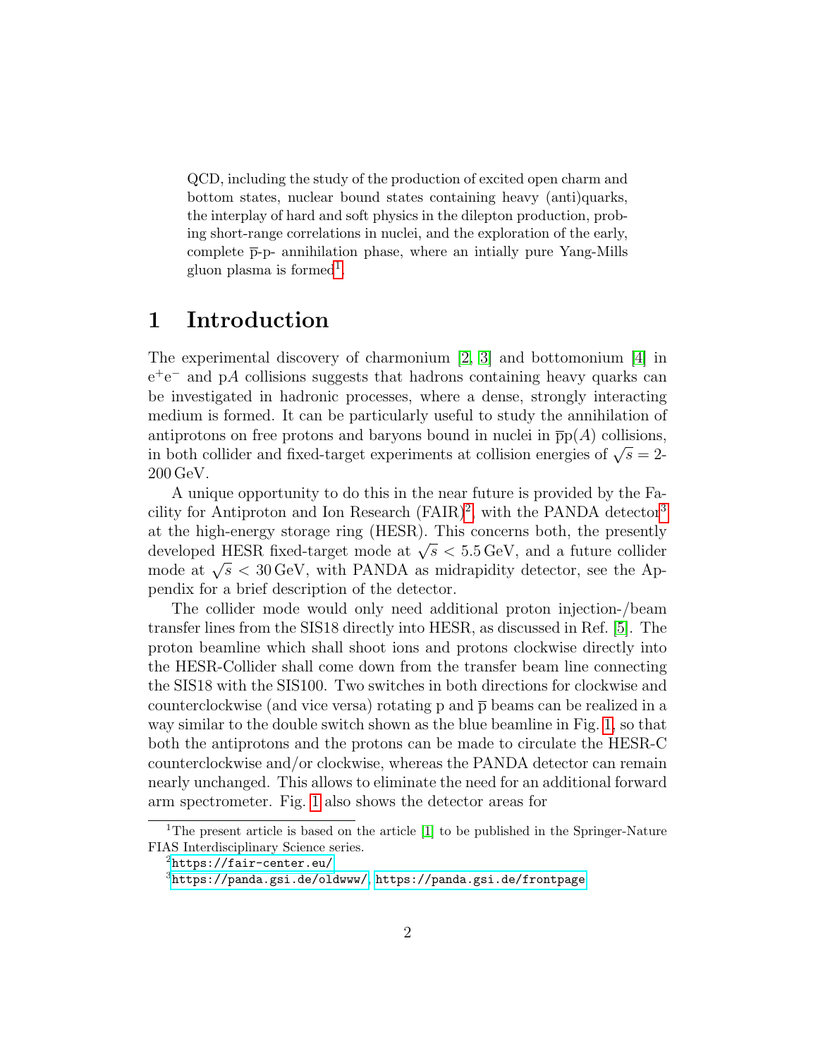QCD, including the study of the production of excited open charm and bottom states, nuclear bound states containing heavy (anti)quarks, the interplay of hard and soft physics in the dilepton production, probing short-range correlations in nuclei, and the exploration of the early, complete p̄-p- annihilation phase, where an intially pure Yang-Mills gluon plasma is formed[1].

# 1 Introduction

The experimental discovery of charmonium [2, 3] and bottomonium [4] in $e^+e^-$ and p$A$ collisions suggests that hadrons containing heavy quarks can be investigated in hadronic processes, where a dense, strongly interacting medium is formed. It can be particularly useful to study the annihilation of antiprotons on free protons and baryons bound in nuclei in p̄p($A$) collisions, in both collider and fixed-target experiments at collision energies of $\sqrt{s} = 2$-200 GeV.

A unique opportunity to do this in the near future is provided by the Facility for Antiproton and Ion Research (FAIR)[2], with the PANDA detector[3] at the high-energy storage ring (HESR). This concerns both, the presently developed HESR fixed-target mode at $\sqrt{s} < 5.5$ GeV, and a future collider mode at $\sqrt{s} < 30$ GeV, with PANDA as midrapidity detector, see the Appendix for a brief description of the detector.

The collider mode would only need additional proton injection-/beam transfer lines from the SIS18 directly into HESR, as discussed in Ref. [5]. The proton beamline which shall shoot ions and protons clockwise directly into the HESR-Collider shall come down from the transfer beam line connecting the SIS18 with the SIS100. Two switches in both directions for clockwise and counterclockwise (and vice versa) rotating p and p̄ beams can be realized in a way similar to the double switch shown as the blue beamline in Fig. 1, so that both the antiprotons and the protons can be made to circulate the HESR-C counterclockwise and/or clockwise, whereas the PANDA detector can remain nearly unchanged. This allows to eliminate the need for an additional forward arm spectrometer. Fig. 1 also shows the detector areas for

---

[1] The present article is based on the article [1] to be published in the Springer-Nature FIAS Interdisciplinary Science series.

[2] https://fair-center.eu/

[3] https://panda.gsi.de/oldwww/, https://panda.gsi.de/frontpage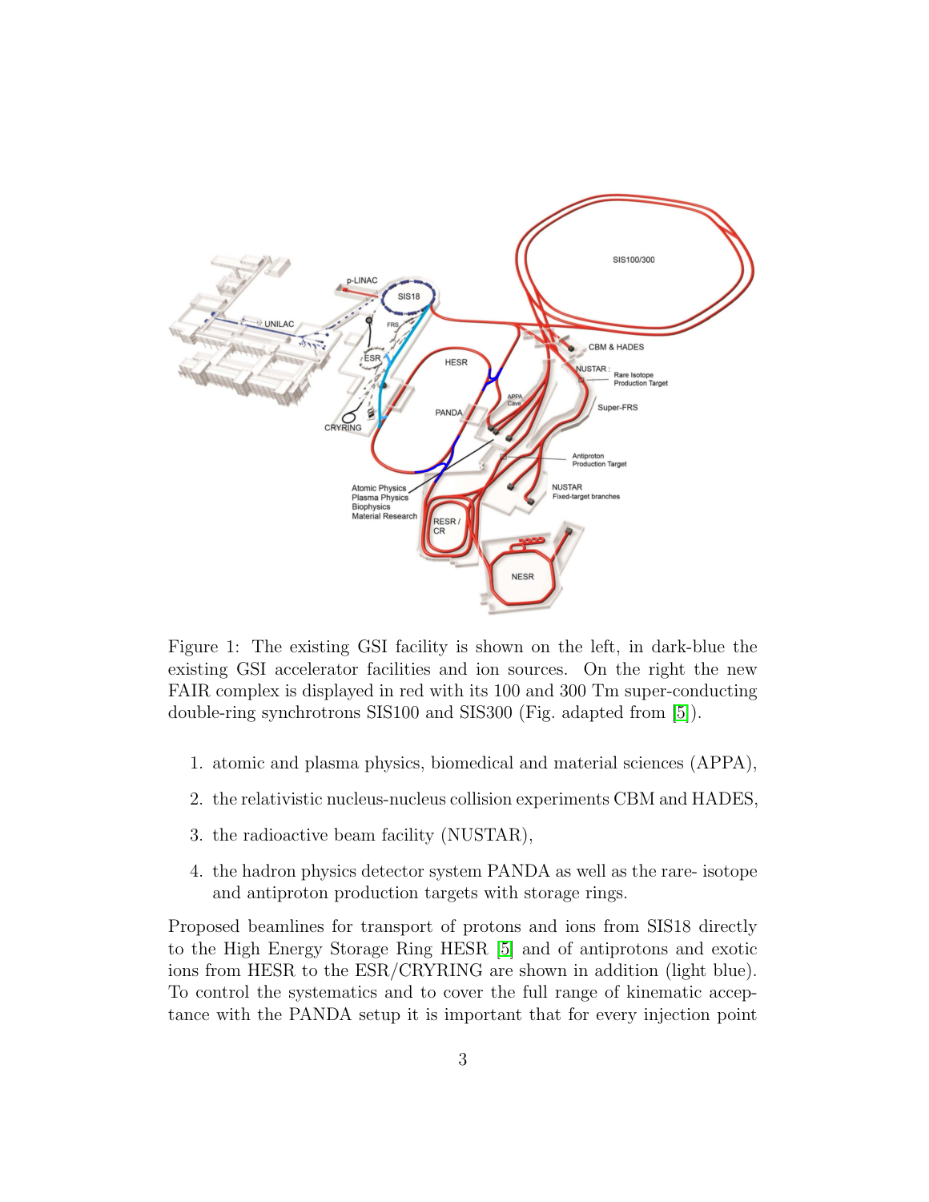Figure 1: The existing GSI facility is shown on the left, in dark-blue the existing GSI accelerator facilities and ion sources. On the right the new FAIR complex is displayed in red with its 100 and 300 Tm super-conducting double-ring synchrotrons SIS100 and SIS300 (Fig. adapted from [5]).

1. atomic and plasma physics, biomedical and material sciences (APPA),
2. the relativistic nucleus-nucleus collision experiments CBM and HADES,
3. the radioactive beam facility (NUSTAR),
4. the hadron physics detector system PANDA as well as the rare- isotope and antiproton production targets with storage rings.

Proposed beamlines for transport of protons and ions from SIS18 directly to the High Energy Storage Ring HESR [5] and of antiprotons and exotic ions from HESR to the ESR/CRYRING are shown in addition (light blue). To control the systematics and to cover the full range of kinematic acceptance with the PANDA setup it is important that for every injection point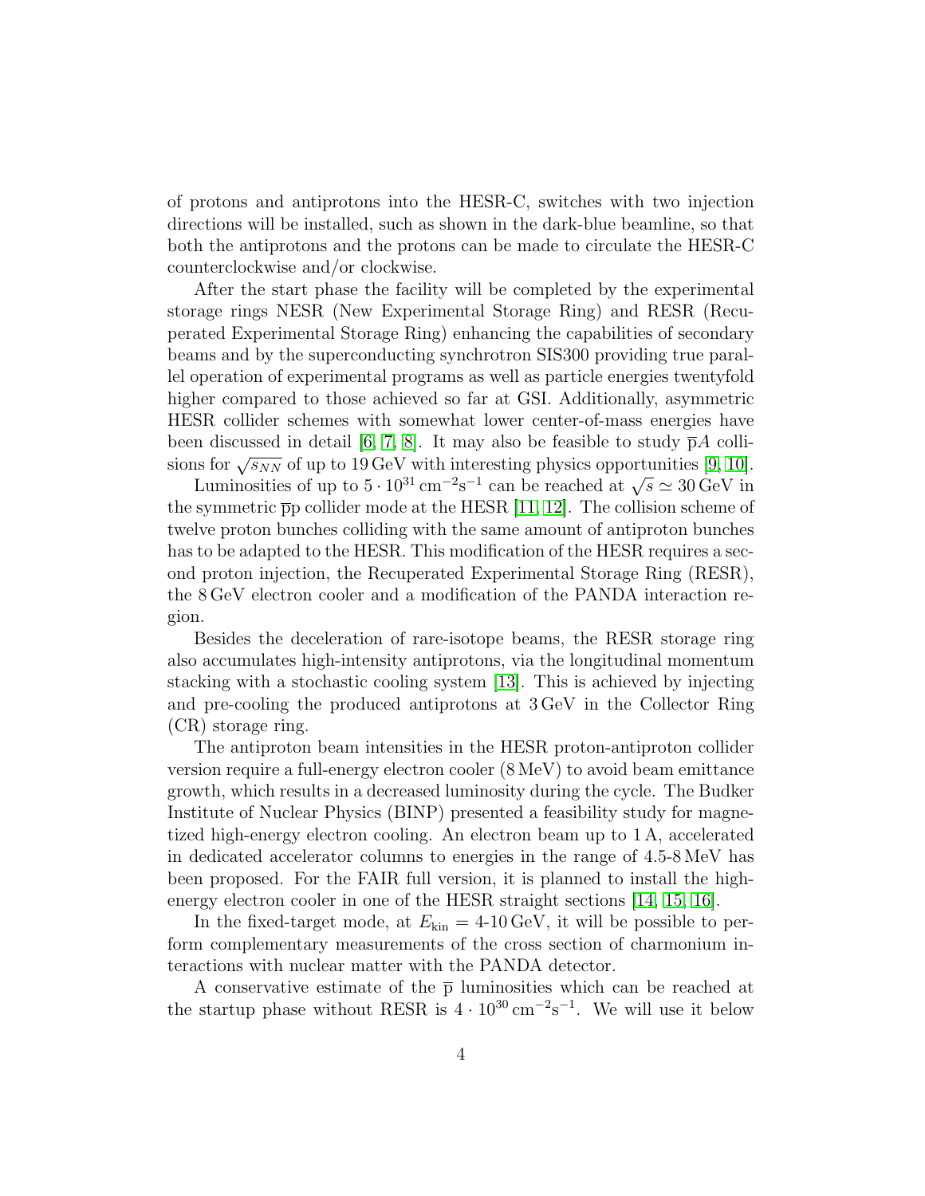of protons and antiprotons into the HESR-C, switches with two injection directions will be installed, such as shown in the dark-blue beamline, so that both the antiprotons and the protons can be made to circulate the HESR-C counterclockwise and/or clockwise.

After the start phase the facility will be completed by the experimental storage rings NESR (New Experimental Storage Ring) and RESR (Recuperated Experimental Storage Ring) enhancing the capabilities of secondary beams and by the superconducting synchrotron SIS300 providing true parallel operation of experimental programs as well as particle energies twentyfold higher compared to those achieved so far at GSI. Additionally, asymmetric HESR collider schemes with somewhat lower center-of-mass energies have been discussed in detail [6, 7, 8]. It may also be feasible to study $\overline{\mathrm{p}}A$ collisions for $\sqrt{s_{NN}}$ of up to 19 GeV with interesting physics opportunities [9, 10].

Luminosities of up to $5 \cdot 10^{31}\,\mathrm{cm}^{-2}\mathrm{s}^{-1}$ can be reached at $\sqrt{s} \simeq 30\,\mathrm{GeV}$ in the symmetric $\overline{\mathrm{p}}\mathrm{p}$ collider mode at the HESR [11, 12]. The collision scheme of twelve proton bunches colliding with the same amount of antiproton bunches has to be adapted to the HESR. This modification of the HESR requires a second proton injection, the Recuperated Experimental Storage Ring (RESR), the 8 GeV electron cooler and a modification of the PANDA interaction region.

Besides the deceleration of rare-isotope beams, the RESR storage ring also accumulates high-intensity antiprotons, via the longitudinal momentum stacking with a stochastic cooling system [13]. This is achieved by injecting and pre-cooling the produced antiprotons at 3 GeV in the Collector Ring (CR) storage ring.

The antiproton beam intensities in the HESR proton-antiproton collider version require a full-energy electron cooler (8 MeV) to avoid beam emittance growth, which results in a decreased luminosity during the cycle. The Budker Institute of Nuclear Physics (BINP) presented a feasibility study for magnetized high-energy electron cooling. An electron beam up to 1 A, accelerated in dedicated accelerator columns to energies in the range of 4.5-8 MeV has been proposed. For the FAIR full version, it is planned to install the high-energy electron cooler in one of the HESR straight sections [14, 15, 16].

In the fixed-target mode, at $E_{\mathrm{kin}} = 4$-$10\,\mathrm{GeV}$, it will be possible to perform complementary measurements of the cross section of charmonium interactions with nuclear matter with the PANDA detector.

A conservative estimate of the $\overline{\mathrm{p}}$ luminosities which can be reached at the startup phase without RESR is $4 \cdot 10^{30}\,\mathrm{cm}^{-2}\mathrm{s}^{-1}$. We will use it below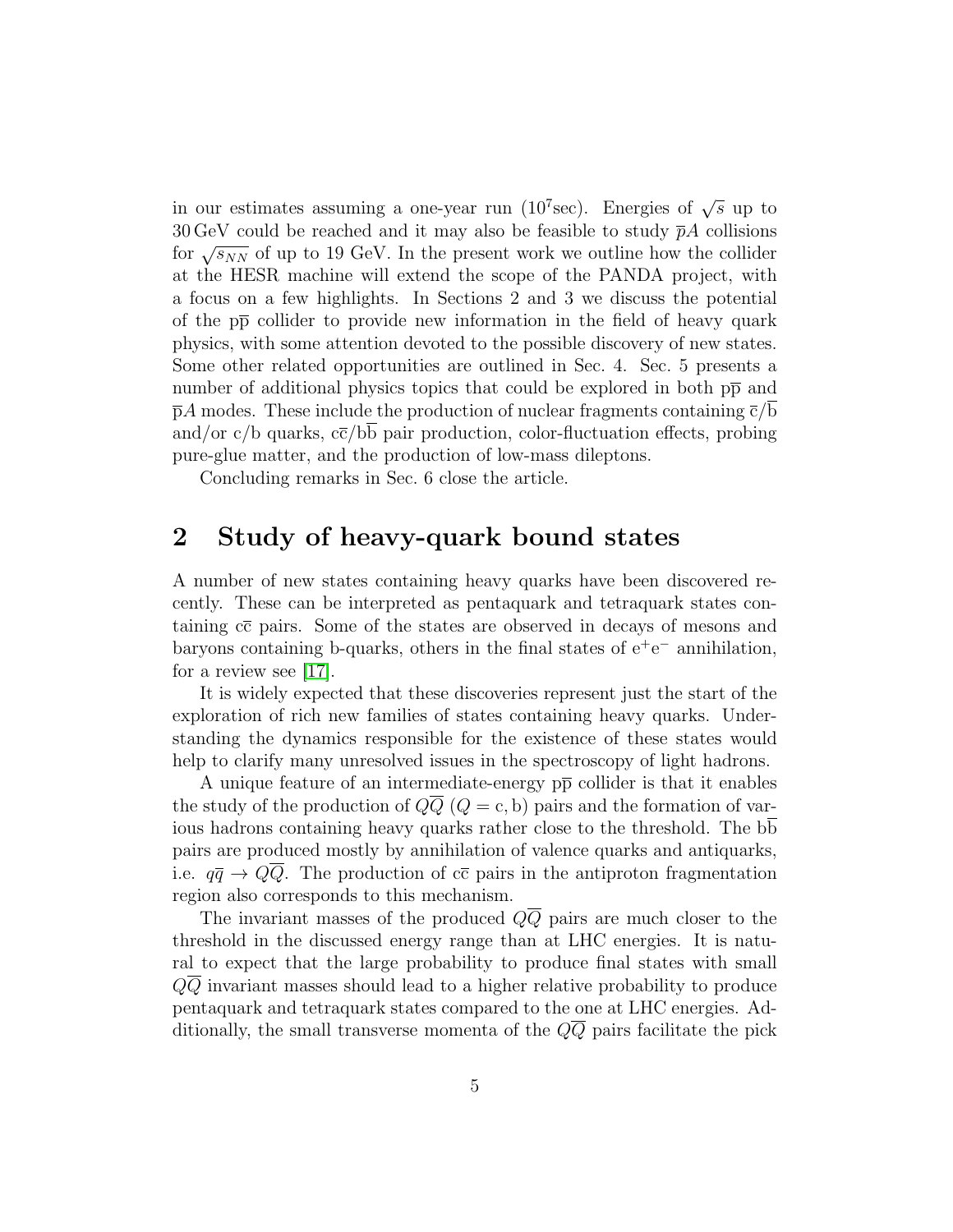in our estimates assuming a one-year run ($10^7$sec). Energies of $\sqrt{s}$ up to 30 GeV could be reached and it may also be feasible to study $\overline{p}A$ collisions for $\sqrt{s_{NN}}$ of up to 19 GeV. In the present work we outline how the collider at the HESR machine will extend the scope of the PANDA project, with a focus on a few highlights. In Sections 2 and 3 we discuss the potential of the $\mathrm{p\overline{p}}$ collider to provide new information in the field of heavy quark physics, with some attention devoted to the possible discovery of new states. Some other related opportunities are outlined in Sec. 4. Sec. 5 presents a number of additional physics topics that could be explored in both $\mathrm{p\overline{p}}$ and $\mathrm{\overline{p}}A$ modes. These include the production of nuclear fragments containing $\mathrm{\overline{c}/\overline{b}}$ and/or c/b quarks, $\mathrm{c\overline{c}/b\overline{b}}$ pair production, color-fluctuation effects, probing pure-glue matter, and the production of low-mass dileptons.

Concluding remarks in Sec. 6 close the article.

## 2 Study of heavy-quark bound states

A number of new states containing heavy quarks have been discovered recently. These can be interpreted as pentaquark and tetraquark states containing $\mathrm{c\overline{c}}$ pairs. Some of the states are observed in decays of mesons and baryons containing b-quarks, others in the final states of $\mathrm{e^+e^-}$ annihilation, for a review see [17].

It is widely expected that these discoveries represent just the start of the exploration of rich new families of states containing heavy quarks. Understanding the dynamics responsible for the existence of these states would help to clarify many unresolved issues in the spectroscopy of light hadrons.

A unique feature of an intermediate-energy $\mathrm{p\overline{p}}$ collider is that it enables the study of the production of $Q\overline{Q}$ ($Q = \mathrm{c, b}$) pairs and the formation of various hadrons containing heavy quarks rather close to the threshold. The $\mathrm{b\overline{b}}$ pairs are produced mostly by annihilation of valence quarks and antiquarks, i.e. $q\overline{q} \to Q\overline{Q}$. The production of $\mathrm{c\overline{c}}$ pairs in the antiproton fragmentation region also corresponds to this mechanism.

The invariant masses of the produced $Q\overline{Q}$ pairs are much closer to the threshold in the discussed energy range than at LHC energies. It is natural to expect that the large probability to produce final states with small $Q\overline{Q}$ invariant masses should lead to a higher relative probability to produce pentaquark and tetraquark states compared to the one at LHC energies. Additionally, the small transverse momenta of the $Q\overline{Q}$ pairs facilitate the pick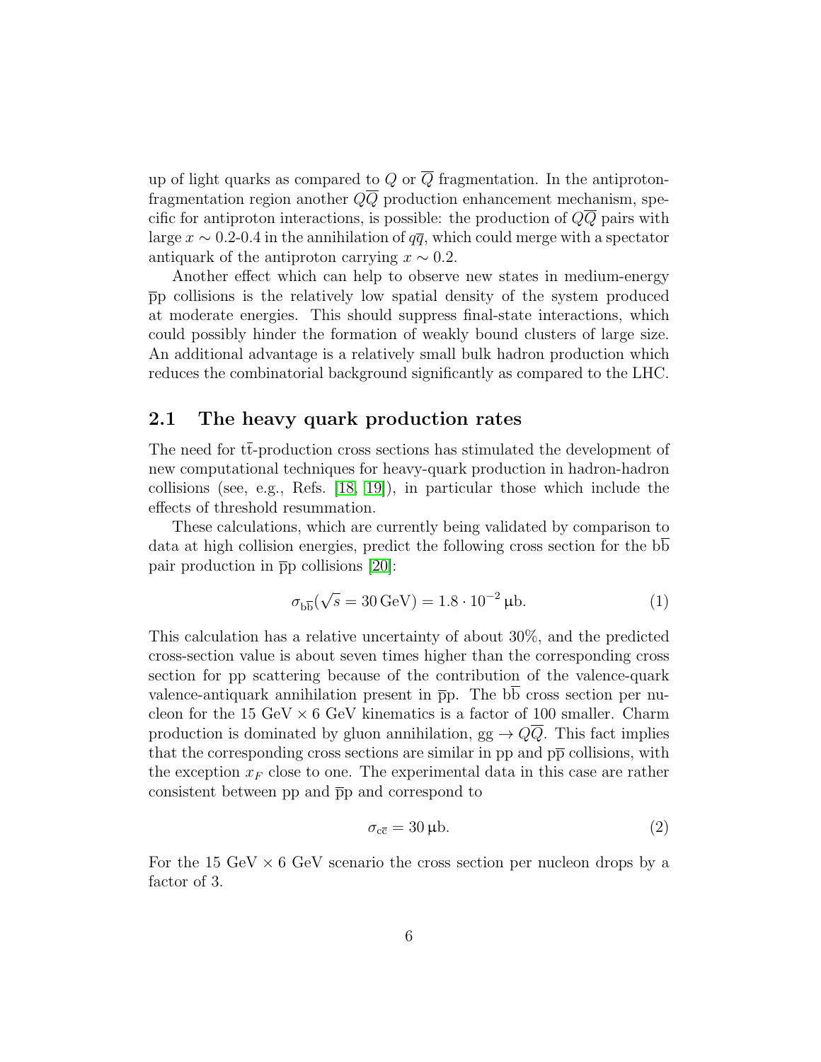up of light quarks as compared to $Q$ or $\overline{Q}$ fragmentation. In the antiproton-fragmentation region another $Q\overline{Q}$ production enhancement mechanism, specific for antiproton interactions, is possible: the production of $Q\overline{Q}$ pairs with large $x \sim 0.2$-$0.4$ in the annihilation of $q\overline{q}$, which could merge with a spectator antiquark of the antiproton carrying $x \sim 0.2$.

Another effect which can help to observe new states in medium-energy $\overline{\mathrm{p}}\mathrm{p}$ collisions is the relatively low spatial density of the system produced at moderate energies. This should suppress final-state interactions, which could possibly hinder the formation of weakly bound clusters of large size. An additional advantage is a relatively small bulk hadron production which reduces the combinatorial background significantly as compared to the LHC.

## 2.1 The heavy quark production rates

The need for $\mathrm{t\bar{t}}$-production cross sections has stimulated the development of new computational techniques for heavy-quark production in hadron-hadron collisions (see, e.g., Refs. [18, 19]), in particular those which include the effects of threshold resummation.

These calculations, which are currently being validated by comparison to data at high collision energies, predict the following cross section for the $\mathrm{b\overline{b}}$ pair production in $\overline{\mathrm{p}}\mathrm{p}$ collisions [20]:

$$\sigma_{\mathrm{b\overline{b}}}(\sqrt{s} = 30\,\mathrm{GeV}) = 1.8 \cdot 10^{-2}\,\mu\mathrm{b}. \tag{1}$$

This calculation has a relative uncertainty of about 30%, and the predicted cross-section value is about seven times higher than the corresponding cross section for pp scattering because of the contribution of the valence-quark valence-antiquark annihilation present in $\overline{\mathrm{p}}\mathrm{p}$. The $\mathrm{b\overline{b}}$ cross section per nucleon for the 15 GeV $\times$ 6 GeV kinematics is a factor of 100 smaller. Charm production is dominated by gluon annihilation, $\mathrm{gg} \to Q\overline{Q}$. This fact implies that the corresponding cross sections are similar in pp and $\mathrm{p\overline{p}}$ collisions, with the exception $x_F$ close to one. The experimental data in this case are rather consistent between pp and $\overline{\mathrm{p}}\mathrm{p}$ and correspond to

$$\sigma_{\mathrm{c\overline{c}}} = 30\,\mu\mathrm{b}. \tag{2}$$

For the 15 GeV $\times$ 6 GeV scenario the cross section per nucleon drops by a factor of 3.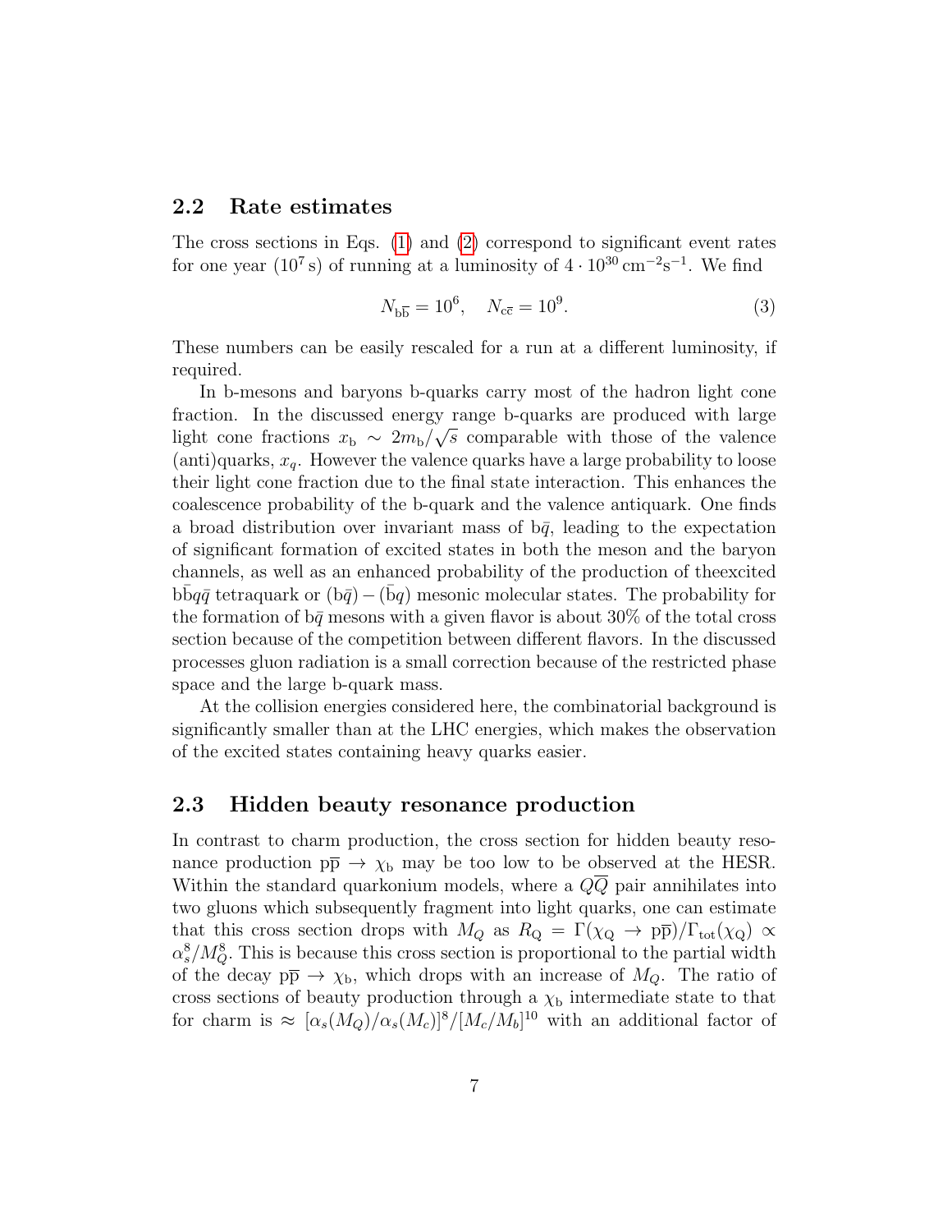## 2.2 Rate estimates

The cross sections in Eqs. (1) and (2) correspond to significant event rates for one year ($10^7$ s) of running at a luminosity of $4 \cdot 10^{30}\,\mathrm{cm}^{-2}\mathrm{s}^{-1}$. We find

$$N_{\mathrm{b\bar{b}}} = 10^6, \quad N_{\mathrm{c\bar{c}}} = 10^9. \tag{3}$$

These numbers can be easily rescaled for a run at a different luminosity, if required.

In b-mesons and baryons b-quarks carry most of the hadron light cone fraction. In the discussed energy range b-quarks are produced with large light cone fractions $x_{\mathrm{b}} \sim 2m_{\mathrm{b}}/\sqrt{s}$ comparable with those of the valence (anti)quarks, $x_q$. However the valence quarks have a large probability to loose their light cone fraction due to the final state interaction. This enhances the coalescence probability of the b-quark and the valence antiquark. One finds a broad distribution over invariant mass of $\mathrm{b}\bar{q}$, leading to the expectation of significant formation of excited states in both the meson and the baryon channels, as well as an enhanced probability of the production of theexcited $\mathrm{b\bar{b}}q\bar{q}$ tetraquark or $(\mathrm{b}\bar{q}) - (\bar{\mathrm{b}}q)$ mesonic molecular states. The probability for the formation of $\mathrm{b}\bar{q}$ mesons with a given flavor is about 30% of the total cross section because of the competition between different flavors. In the discussed processes gluon radiation is a small correction because of the restricted phase space and the large b-quark mass.

At the collision energies considered here, the combinatorial background is significantly smaller than at the LHC energies, which makes the observation of the excited states containing heavy quarks easier.

## 2.3 Hidden beauty resonance production

In contrast to charm production, the cross section for hidden beauty resonance production $\mathrm{p\bar{p}} \to \chi_{\mathrm{b}}$ may be too low to be observed at the HESR. Within the standard quarkonium models, where a $Q\overline{Q}$ pair annihilates into two gluons which subsequently fragment into light quarks, one can estimate that this cross section drops with $M_Q$ as $R_{\mathrm{Q}} = \Gamma(\chi_{\mathrm{Q}} \to \mathrm{p\bar{p}})/\Gamma_{\mathrm{tot}}(\chi_{\mathrm{Q}}) \propto \alpha_s^8/M_Q^8$. This is because this cross section is proportional to the partial width of the decay $\mathrm{p\bar{p}} \to \chi_{\mathrm{b}}$, which drops with an increase of $M_Q$. The ratio of cross sections of beauty production through a $\chi_{\mathrm{b}}$ intermediate state to that for charm is $\approx [\alpha_s(M_Q)/\alpha_s(M_c)]^8/[M_c/M_b]^{10}$ with an additional factor of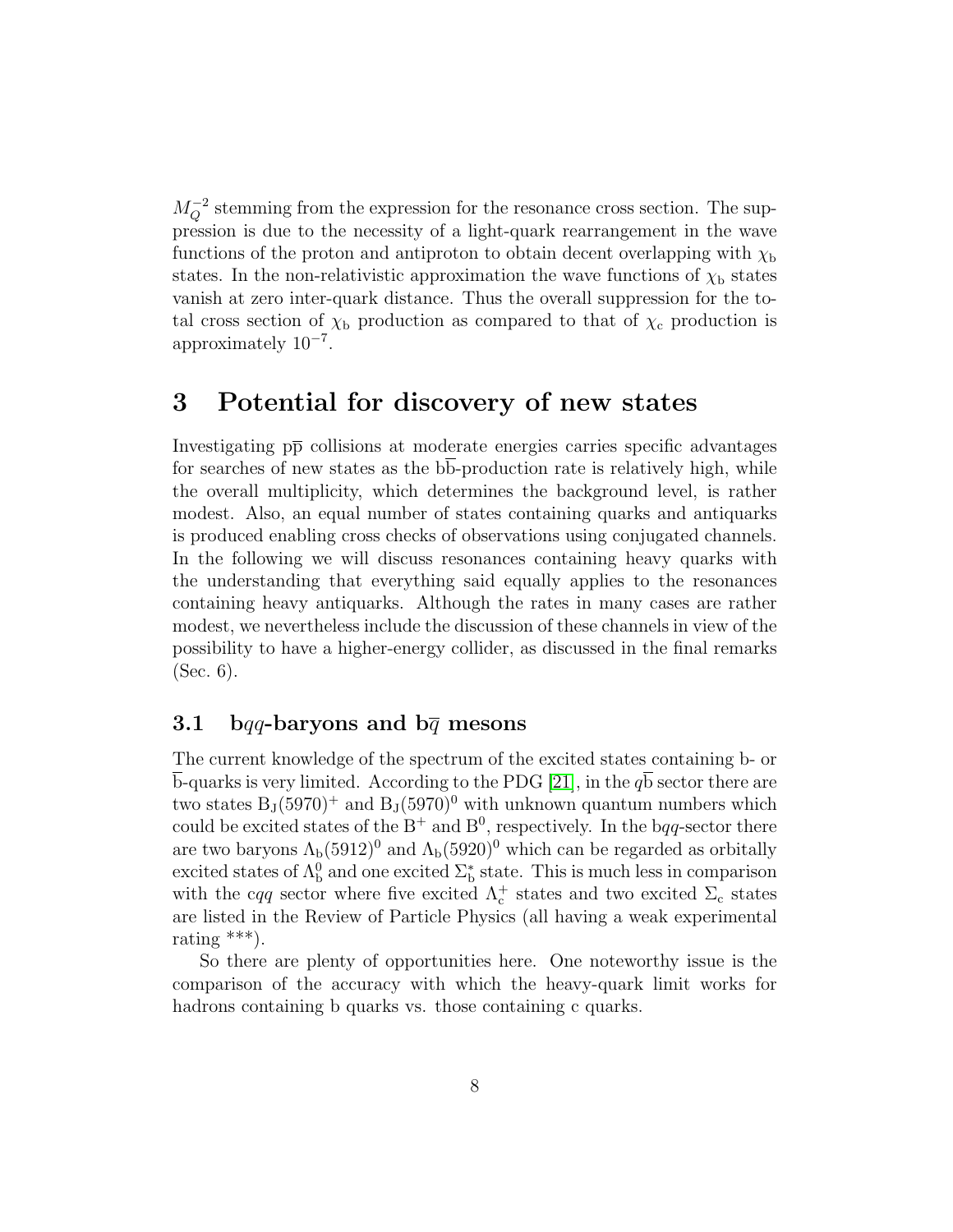$M_Q^{-2}$ stemming from the expression for the resonance cross section. The suppression is due to the necessity of a light-quark rearrangement in the wave functions of the proton and antiproton to obtain decent overlapping with $\chi_b$ states. In the non-relativistic approximation the wave functions of $\chi_b$ states vanish at zero inter-quark distance. Thus the overall suppression for the total cross section of $\chi_b$ production as compared to that of $\chi_c$ production is approximately $10^{-7}$.

# 3 Potential for discovery of new states

Investigating $p\overline{p}$ collisions at moderate energies carries specific advantages for searches of new states as the $b\overline{b}$-production rate is relatively high, while the overall multiplicity, which determines the background level, is rather modest. Also, an equal number of states containing quarks and antiquarks is produced enabling cross checks of observations using conjugated channels. In the following we will discuss resonances containing heavy quarks with the understanding that everything said equally applies to the resonances containing heavy antiquarks. Although the rates in many cases are rather modest, we nevertheless include the discussion of these channels in view of the possibility to have a higher-energy collider, as discussed in the final remarks (Sec. 6).

## 3.1 b$qq$-baryons and b$\overline{q}$ mesons

The current knowledge of the spectrum of the excited states containing b- or $\overline{b}$-quarks is very limited. According to the PDG [21], in the $q\overline{b}$ sector there are two states $B_J(5970)^+$ and $B_J(5970)^0$ with unknown quantum numbers which could be excited states of the $B^+$ and $B^0$, respectively. In the b$qq$-sector there are two baryons $\Lambda_b(5912)^0$ and $\Lambda_b(5920)^0$ which can be regarded as orbitally excited states of $\Lambda_b^0$ and one excited $\Sigma_b^*$ state. This is much less in comparison with the c$qq$ sector where five excited $\Lambda_c^+$ states and two excited $\Sigma_c$ states are listed in the Review of Particle Physics (all having a weak experimental rating ***).

So there are plenty of opportunities here. One noteworthy issue is the comparison of the accuracy with which the heavy-quark limit works for hadrons containing b quarks vs. those containing c quarks.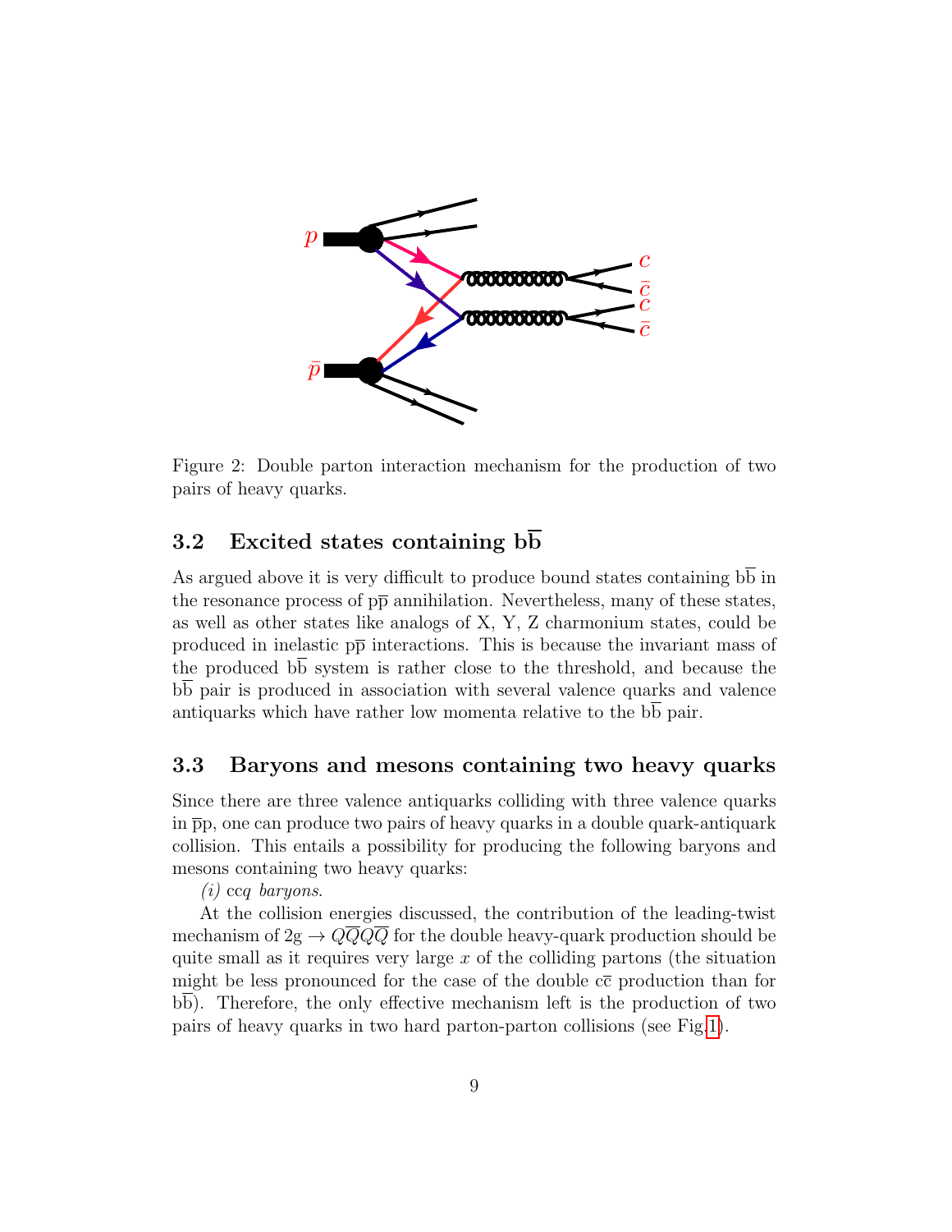Figure 2: Double parton interaction mechanism for the production of two pairs of heavy quarks.

### 3.2 Excited states containing $b\overline{b}$

As argued above it is very difficult to produce bound states containing $b\overline{b}$ in the resonance process of $p\overline{p}$ annihilation. Nevertheless, many of these states, as well as other states like analogs of X, Y, Z charmonium states, could be produced in inelastic $p\overline{p}$ interactions. This is because the invariant mass of the produced $b\overline{b}$ system is rather close to the threshold, and because the $b\overline{b}$ pair is produced in association with several valence quarks and valence antiquarks which have rather low momenta relative to the $b\overline{b}$ pair.

### 3.3 Baryons and mesons containing two heavy quarks

Since there are three valence antiquarks colliding with three valence quarks in $\overline{p}p$, one can produce two pairs of heavy quarks in a double quark-antiquark collision. This entails a possibility for producing the following baryons and mesons containing two heavy quarks:

*(i)* ccq *baryons.*

At the collision energies discussed, the contribution of the leading-twist mechanism of $2g \to Q\overline{Q}Q\overline{Q}$ for the double heavy-quark production should be quite small as it requires very large $x$ of the colliding partons (the situation might be less pronounced for the case of the double $c\overline{c}$ production than for $b\overline{b}$). Therefore, the only effective mechanism left is the production of two pairs of heavy quarks in two hard parton-parton collisions (see Fig.1).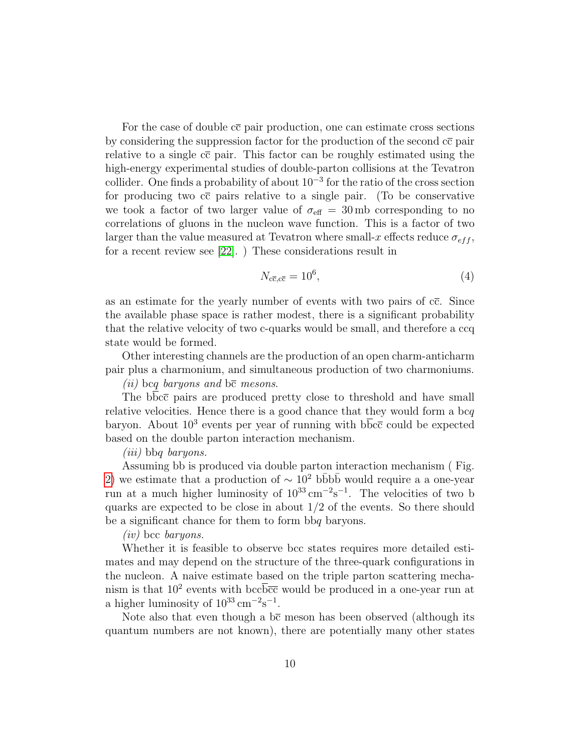For the case of double $c\overline{c}$ pair production, one can estimate cross sections by considering the suppression factor for the production of the second $c\overline{c}$ pair relative to a single $c\overline{c}$ pair. This factor can be roughly estimated using the high-energy experimental studies of double-parton collisions at the Tevatron collider. One finds a probability of about $10^{-3}$ for the ratio of the cross section for producing two $c\overline{c}$ pairs relative to a single pair. (To be conservative we took a factor of two larger value of $\sigma_{\text{eff}} = 30\,\text{mb}$ corresponding to no correlations of gluons in the nucleon wave function. This is a factor of two larger than the value measured at Tevatron where small-$x$ effects reduce $\sigma_{eff}$, for a recent review see [22]. ) These considerations result in

$$N_{c\overline{c},c\overline{c}} = 10^6, \tag{4}$$

as an estimate for the yearly number of events with two pairs of $c\overline{c}$. Since the available phase space is rather modest, there is a significant probability that the relative velocity of two c-quarks would be small, and therefore a ccq state would be formed.

Other interesting channels are the production of an open charm-anticharm pair plus a charmonium, and simultaneous production of two charmoniums.

*(ii)* bc$q$ *baryons and* b$\overline{c}$ *mesons.*

The $b\overline{b}c\overline{c}$ pairs are produced pretty close to threshold and have small relative velocities. Hence there is a good chance that they would form a bc$q$ baryon. About $10^3$ events per year of running with $b\overline{b}c\overline{c}$ could be expected based on the double parton interaction mechanism.

*(iii)* bb$q$ *baryons.*

Assuming bb is produced via double parton interaction mechanism ( Fig. 2) we estimate that a production of $\sim 10^2$ $b\bar{b}b\bar{b}$ would require a a one-year run at a much higher luminosity of $10^{33}\,\text{cm}^{-2}\text{s}^{-1}$. The velocities of two b quarks are expected to be close in about 1/2 of the events. So there should be a significant chance for them to form bb$q$ baryons.

*(iv)* bcc *baryons.*

Whether it is feasible to observe bcc states requires more detailed estimates and may depend on the structure of the three-quark configurations in the nucleon. A naive estimate based on the triple parton scattering mechanism is that $10^2$ events with $bcc\overline{bcc}$ would be produced in a one-year run at a higher luminosity of $10^{33}\,\text{cm}^{-2}\text{s}^{-1}$.

Note also that even though a $b\overline{c}$ meson has been observed (although its quantum numbers are not known), there are potentially many other states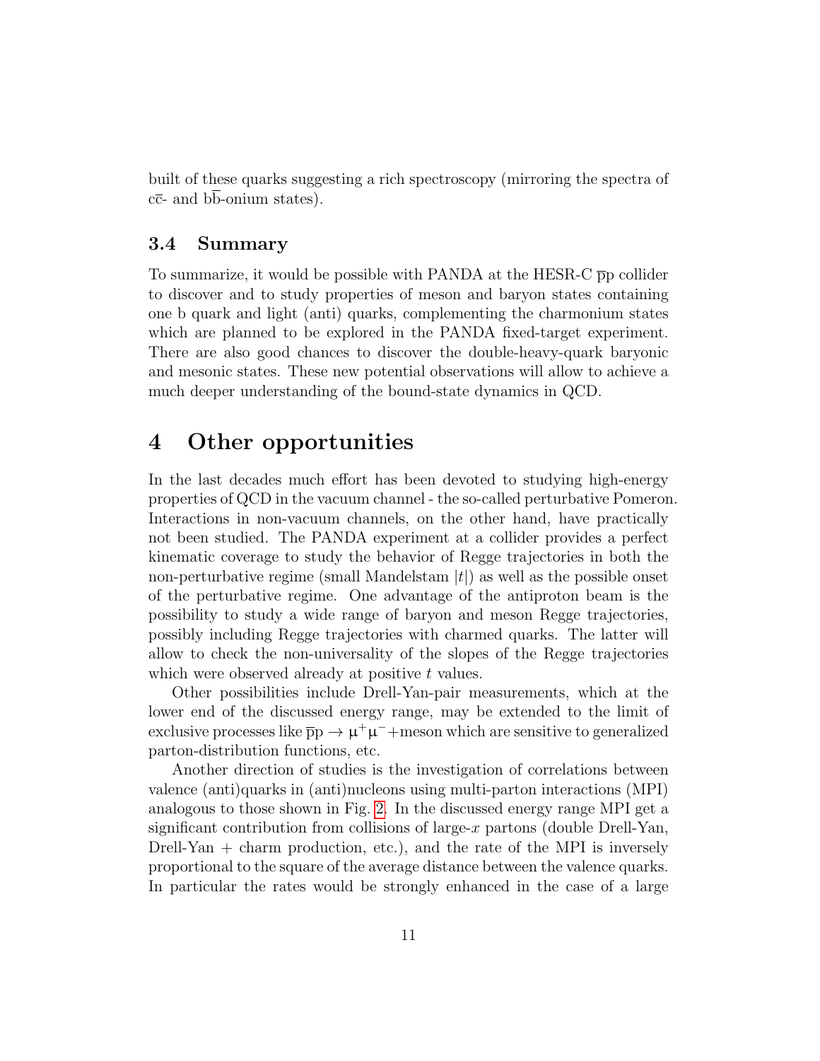built of these quarks suggesting a rich spectroscopy (mirroring the spectra of $c\bar{c}$- and $b\bar{b}$-onium states).

### 3.4 Summary

To summarize, it would be possible with PANDA at the HESR-C $\bar{p}p$ collider to discover and to study properties of meson and baryon states containing one b quark and light (anti) quarks, complementing the charmonium states which are planned to be explored in the PANDA fixed-target experiment. There are also good chances to discover the double-heavy-quark baryonic and mesonic states. These new potential observations will allow to achieve a much deeper understanding of the bound-state dynamics in QCD.

## 4 Other opportunities

In the last decades much effort has been devoted to studying high-energy properties of QCD in the vacuum channel - the so-called perturbative Pomeron. Interactions in non-vacuum channels, on the other hand, have practically not been studied. The PANDA experiment at a collider provides a perfect kinematic coverage to study the behavior of Regge trajectories in both the non-perturbative regime (small Mandelstam $|t|$) as well as the possible onset of the perturbative regime. One advantage of the antiproton beam is the possibility to study a wide range of baryon and meson Regge trajectories, possibly including Regge trajectories with charmed quarks. The latter will allow to check the non-universality of the slopes of the Regge trajectories which were observed already at positive $t$ values.

Other possibilities include Drell-Yan-pair measurements, which at the lower end of the discussed energy range, may be extended to the limit of exclusive processes like $\bar{p}p \to \mu^+\mu^-$+meson which are sensitive to generalized parton-distribution functions, etc.

Another direction of studies is the investigation of correlations between valence (anti)quarks in (anti)nucleons using multi-parton interactions (MPI) analogous to those shown in Fig. 2. In the discussed energy range MPI get a significant contribution from collisions of large-$x$ partons (double Drell-Yan, Drell-Yan + charm production, etc.), and the rate of the MPI is inversely proportional to the square of the average distance between the valence quarks. In particular the rates would be strongly enhanced in the case of a large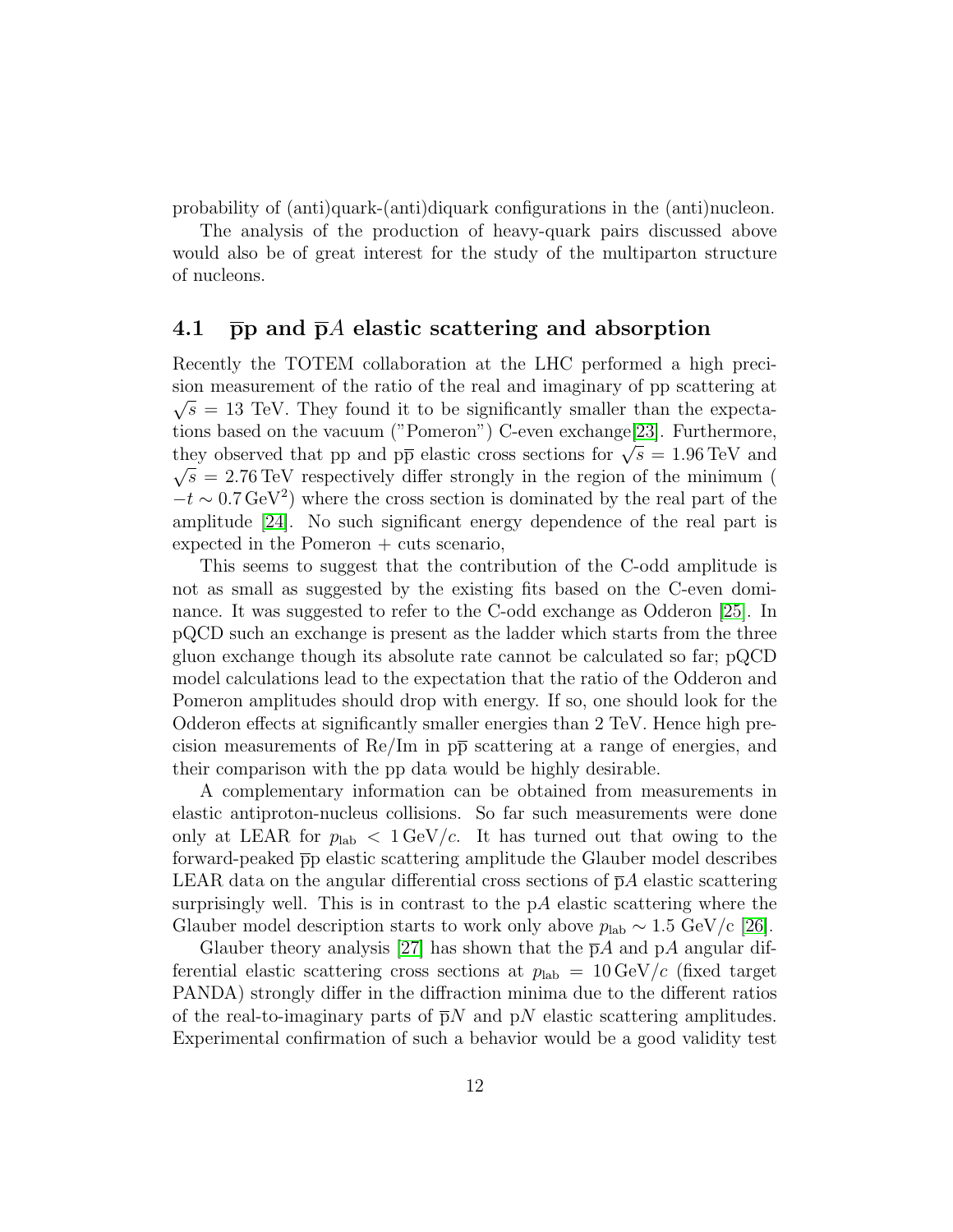probability of (anti)quark-(anti)diquark configurations in the (anti)nucleon.

The analysis of the production of heavy-quark pairs discussed above would also be of great interest for the study of the multiparton structure of nucleons.

## 4.1 $\overline{\text{p}}$p and $\overline{\text{p}}A$ elastic scattering and absorption

Recently the TOTEM collaboration at the LHC performed a high precision measurement of the ratio of the real and imaginary of pp scattering at $\sqrt{s} = 13$ TeV. They found it to be significantly smaller than the expectations based on the vacuum ("Pomeron") C-even exchange[23]. Furthermore, they observed that pp and p$\overline{\text{p}}$ elastic cross sections for $\sqrt{s} = 1.96\,\text{TeV}$ and $\sqrt{s} = 2.76\,\text{TeV}$ respectively differ strongly in the region of the minimum ( $-t \sim 0.7\,\text{GeV}^2$) where the cross section is dominated by the real part of the amplitude [24]. No such significant energy dependence of the real part is expected in the Pomeron + cuts scenario,

This seems to suggest that the contribution of the C-odd amplitude is not as small as suggested by the existing fits based on the C-even dominance. It was suggested to refer to the C-odd exchange as Odderon [25]. In pQCD such an exchange is present as the ladder which starts from the three gluon exchange though its absolute rate cannot be calculated so far; pQCD model calculations lead to the expectation that the ratio of the Odderon and Pomeron amplitudes should drop with energy. If so, one should look for the Odderon effects at significantly smaller energies than 2 TeV. Hence high precision measurements of Re/Im in p$\overline{\text{p}}$ scattering at a range of energies, and their comparison with the pp data would be highly desirable.

A complementary information can be obtained from measurements in elastic antiproton-nucleus collisions. So far such measurements were done only at LEAR for $p_{\text{lab}} < 1\,\text{GeV}/c$. It has turned out that owing to the forward-peaked $\overline{\text{p}}$p elastic scattering amplitude the Glauber model describes LEAR data on the angular differential cross sections of $\overline{\text{p}}A$ elastic scattering surprisingly well. This is in contrast to the p$A$ elastic scattering where the Glauber model description starts to work only above $p_{\text{lab}} \sim 1.5$ GeV/c [26].

Glauber theory analysis [27] has shown that the $\overline{\text{p}}A$ and p$A$ angular differential elastic scattering cross sections at $p_{\text{lab}} = 10\,\text{GeV}/c$ (fixed target PANDA) strongly differ in the diffraction minima due to the different ratios of the real-to-imaginary parts of $\overline{\text{p}}N$ and p$N$ elastic scattering amplitudes. Experimental confirmation of such a behavior would be a good validity test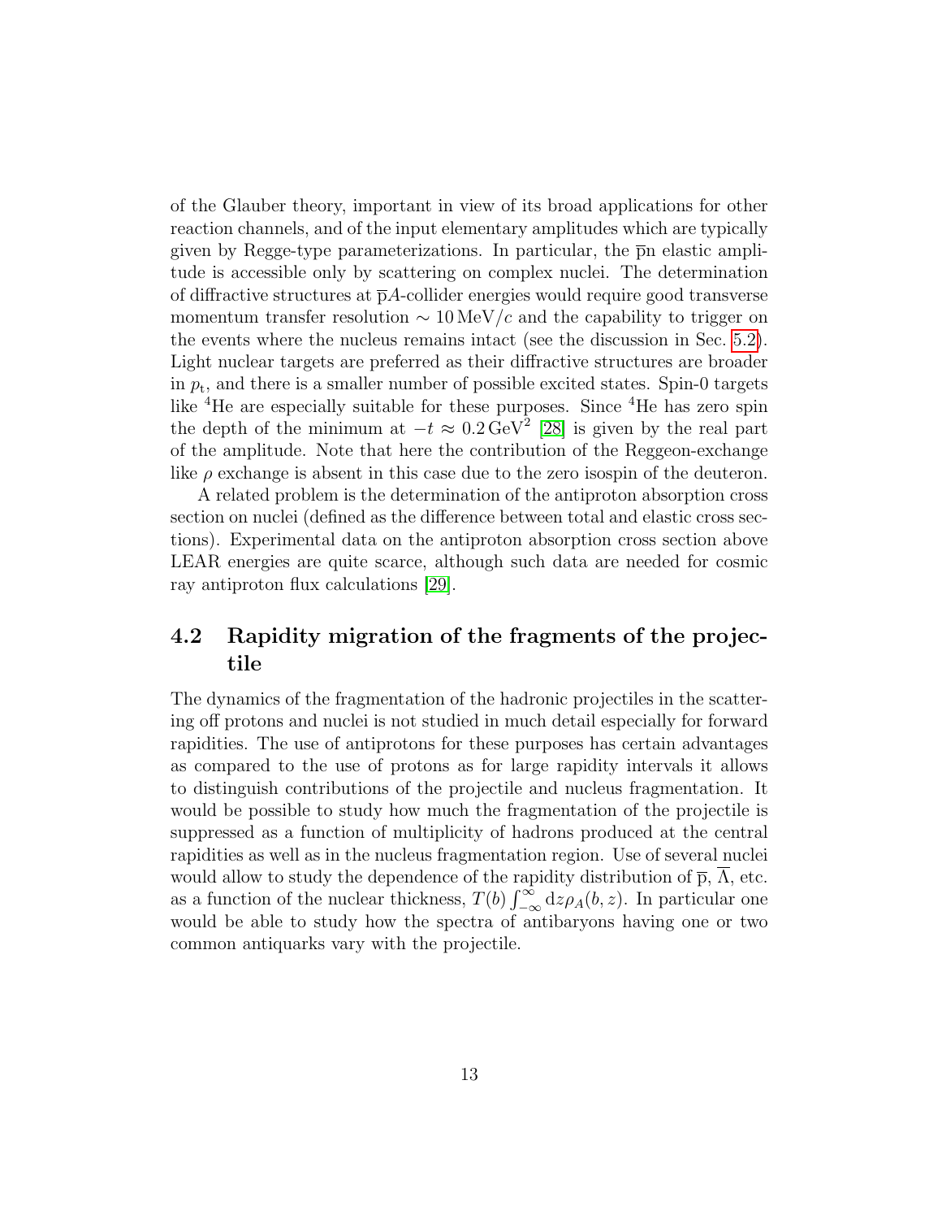of the Glauber theory, important in view of its broad applications for other reaction channels, and of the input elementary amplitudes which are typically given by Regge-type parameterizations. In particular, the $\overline{\mathrm{p}}\mathrm{n}$ elastic amplitude is accessible only by scattering on complex nuclei. The determination of diffractive structures at $\overline{\mathrm{p}}A$-collider energies would require good transverse momentum transfer resolution $\sim 10\,\mathrm{MeV}/c$ and the capability to trigger on the events where the nucleus remains intact (see the discussion in Sec. 5.2). Light nuclear targets are preferred as their diffractive structures are broader in $p_{\mathrm{t}}$, and there is a smaller number of possible excited states. Spin-0 targets like $^{4}\mathrm{He}$ are especially suitable for these purposes. Since $^{4}\mathrm{He}$ has zero spin the depth of the minimum at $-t \approx 0.2\,\mathrm{GeV}^2$ [28] is given by the real part of the amplitude. Note that here the contribution of the Reggeon-exchange like $\rho$ exchange is absent in this case due to the zero isospin of the deuteron.

A related problem is the determination of the antiproton absorption cross section on nuclei (defined as the difference between total and elastic cross sections). Experimental data on the antiproton absorption cross section above LEAR energies are quite scarce, although such data are needed for cosmic ray antiproton flux calculations [29].

## 4.2 Rapidity migration of the fragments of the projectile

The dynamics of the fragmentation of the hadronic projectiles in the scattering off protons and nuclei is not studied in much detail especially for forward rapidities. The use of antiprotons for these purposes has certain advantages as compared to the use of protons as for large rapidity intervals it allows to distinguish contributions of the projectile and nucleus fragmentation. It would be possible to study how much the fragmentation of the projectile is suppressed as a function of multiplicity of hadrons produced at the central rapidities as well as in the nucleus fragmentation region. Use of several nuclei would allow to study the dependence of the rapidity distribution of $\overline{\mathrm{p}}$, $\overline{\Lambda}$, etc. as a function of the nuclear thickness, $T(b)\int_{-\infty}^{\infty}\mathrm{d}z\rho_A(b,z)$. In particular one would be able to study how the spectra of antibaryons having one or two common antiquarks vary with the projectile.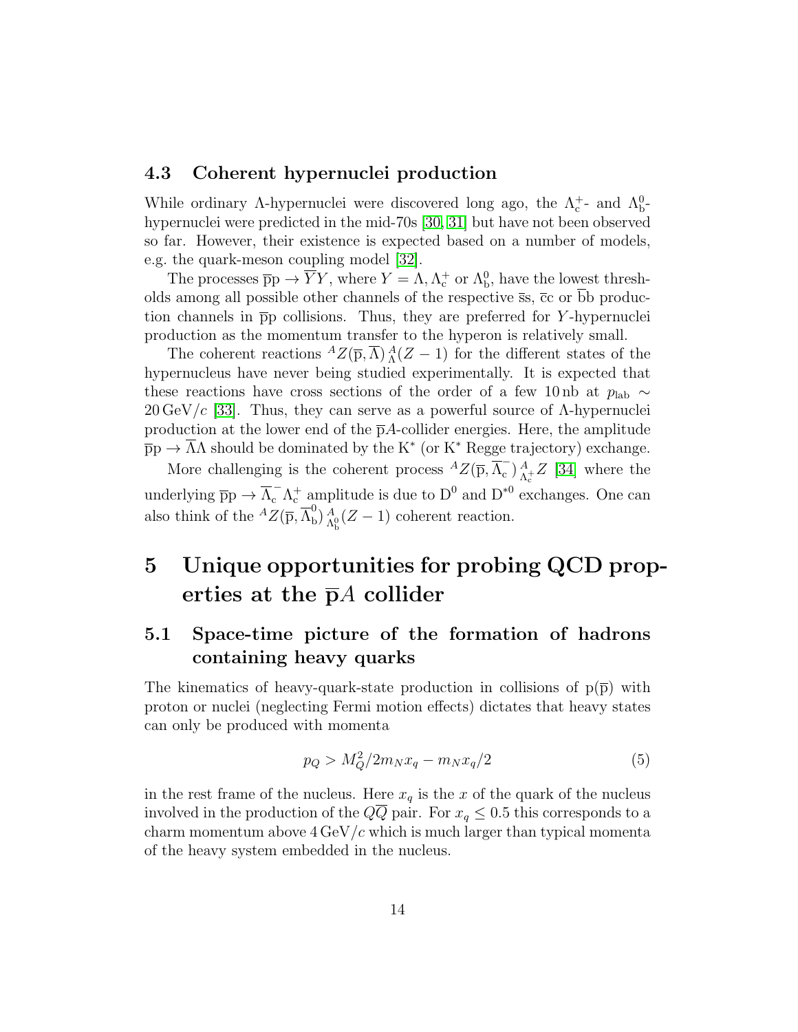### 4.3 Coherent hypernuclei production

While ordinary $\Lambda$-hypernuclei were discovered long ago, the $\Lambda_c^+$- and $\Lambda_b^0$-hypernuclei were predicted in the mid-70s [30, 31] but have not been observed so far. However, their existence is expected based on a number of models, e.g. the quark-meson coupling model [32].

The processes $\overline{\mathrm{p}}\mathrm{p} \to \overline{Y}Y$, where $Y = \Lambda, \Lambda_c^+$ or $\Lambda_b^0$, have the lowest thresholds among all possible other channels of the respective $\overline{\mathrm{s}}\mathrm{s}$, $\overline{\mathrm{c}}\mathrm{c}$ or $\overline{\mathrm{b}}\mathrm{b}$ production channels in $\overline{\mathrm{p}}\mathrm{p}$ collisions. Thus, they are preferred for $Y$-hypernuclei production as the momentum transfer to the hyperon is relatively small.

The coherent reactions ${}^{A}Z(\overline{\mathrm{p}},\overline{\Lambda})\,{}^{A}_{\Lambda}(Z-1)$ for the different states of the hypernucleus have never being studied experimentally. It is expected that these reactions have cross sections of the order of a few 10 nb at $p_{\mathrm{lab}} \sim 20\,\mathrm{GeV}/c$ [33]. Thus, they can serve as a powerful source of $\Lambda$-hypernuclei production at the lower end of the $\overline{\mathrm{p}}A$-collider energies. Here, the amplitude $\overline{\mathrm{p}}\mathrm{p} \to \overline{\Lambda}\Lambda$ should be dominated by the $\mathrm{K}^*$ (or $\mathrm{K}^*$ Regge trajectory) exchange.

More challenging is the coherent process ${}^{A}Z(\overline{\mathrm{p}},\overline{\Lambda}_c^-)\,{}^{A}_{\Lambda_c^+}Z$ [34] where the underlying $\overline{\mathrm{p}}\mathrm{p} \to \overline{\Lambda}_c^-\Lambda_c^+$ amplitude is due to $\mathrm{D}^0$ and $\mathrm{D}^{*0}$ exchanges. One can also think of the ${}^{A}Z(\overline{\mathrm{p}},\overline{\Lambda}_b^0)\,{}^{A}_{\Lambda_b^0}(Z-1)$ coherent reaction.

# 5 Unique opportunities for probing QCD properties at the $\overline{\mathrm{p}}A$ collider

## 5.1 Space-time picture of the formation of hadrons containing heavy quarks

The kinematics of heavy-quark-state production in collisions of $\mathrm{p}(\overline{\mathrm{p}})$ with proton or nuclei (neglecting Fermi motion effects) dictates that heavy states can only be produced with momenta

$$p_Q > M_Q^2/2m_N x_q - m_N x_q/2 \tag{5}$$

in the rest frame of the nucleus. Here $x_q$ is the $x$ of the quark of the nucleus involved in the production of the $Q\overline{Q}$ pair. For $x_q \leq 0.5$ this corresponds to a charm momentum above $4\,\mathrm{GeV}/c$ which is much larger than typical momenta of the heavy system embedded in the nucleus.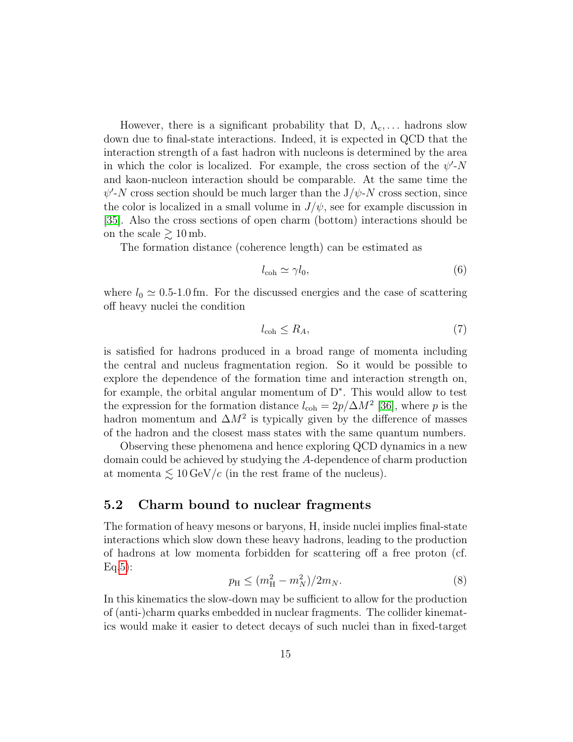However, there is a significant probability that D, $\Lambda_c, \ldots$ hadrons slow down due to final-state interactions. Indeed, it is expected in QCD that the interaction strength of a fast hadron with nucleons is determined by the area in which the color is localized. For example, the cross section of the $\psi'$-$N$ and kaon-nucleon interaction should be comparable. At the same time the $\psi'$-$N$ cross section should be much larger than the J/$\psi$-$N$ cross section, since the color is localized in a small volume in $J/\psi$, see for example discussion in [35]. Also the cross sections of open charm (bottom) interactions should be on the scale $\gtrsim 10\,\text{mb}$.

The formation distance (coherence length) can be estimated as

$$l_{\text{coh}} \simeq \gamma l_0, \tag{6}$$

where $l_0 \simeq 0.5$-$1.0\,\text{fm}$. For the discussed energies and the case of scattering off heavy nuclei the condition

$$l_{\text{coh}} \leq R_A, \tag{7}$$

is satisfied for hadrons produced in a broad range of momenta including the central and nucleus fragmentation region. So it would be possible to explore the dependence of the formation time and interaction strength on, for example, the orbital angular momentum of D$^*$. This would allow to test the expression for the formation distance $l_{\text{coh}} = 2p/\Delta M^2$ [36], where $p$ is the hadron momentum and $\Delta M^2$ is typically given by the difference of masses of the hadron and the closest mass states with the same quantum numbers.

Observing these phenomena and hence exploring QCD dynamics in a new domain could be achieved by studying the $A$-dependence of charm production at momenta $\lesssim 10\,\text{GeV}/c$ (in the rest frame of the nucleus).

## 5.2 Charm bound to nuclear fragments

The formation of heavy mesons or baryons, H, inside nuclei implies final-state interactions which slow down these heavy hadrons, leading to the production of hadrons at low momenta forbidden for scattering off a free proton (cf. Eq.5):

$$p_{\text{H}} \leq (m_{\text{H}}^2 - m_N^2)/2m_N. \tag{8}$$

In this kinematics the slow-down may be sufficient to allow for the production of (anti-)charm quarks embedded in nuclear fragments. The collider kinematics would make it easier to detect decays of such nuclei than in fixed-target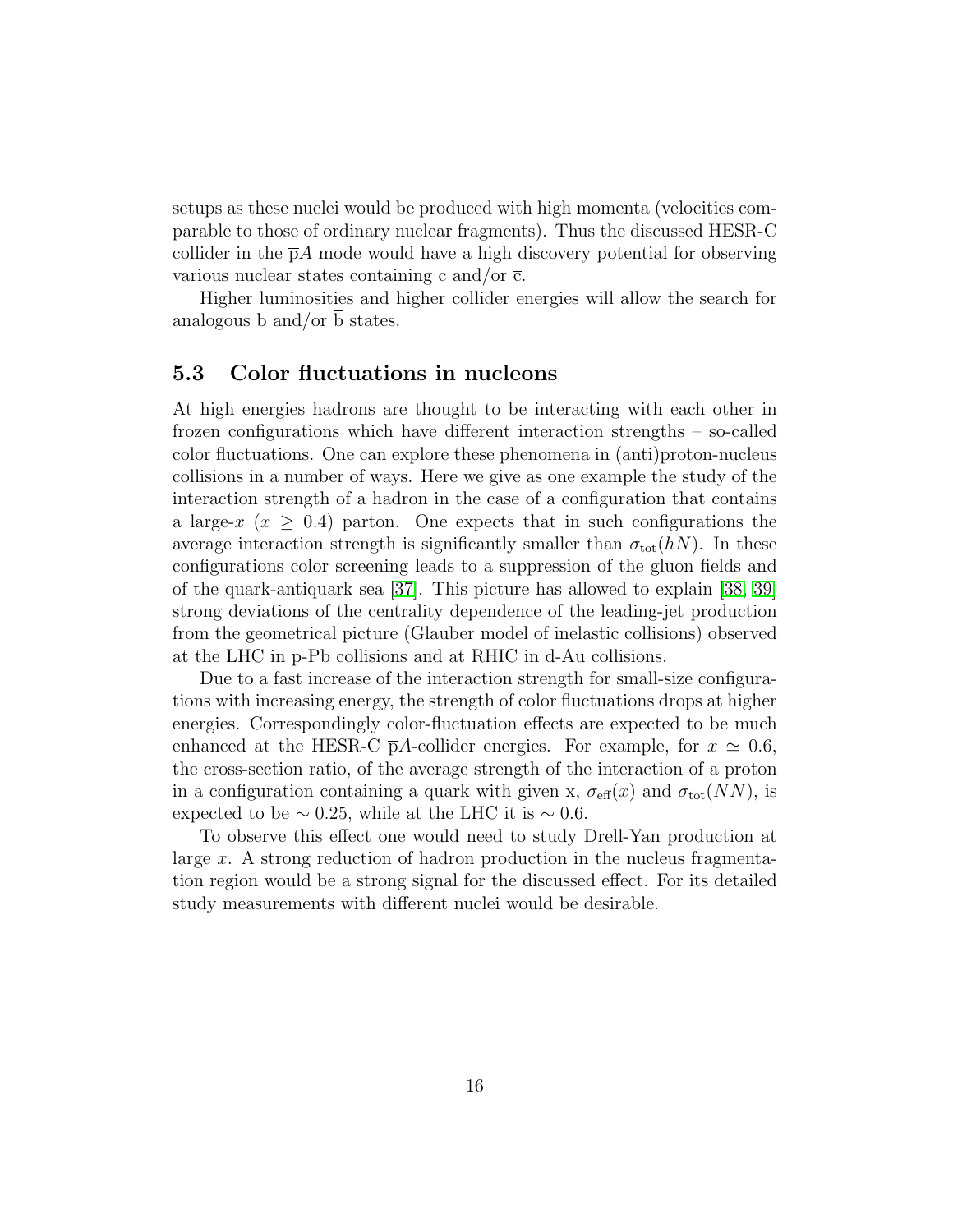setups as these nuclei would be produced with high momenta (velocities comparable to those of ordinary nuclear fragments). Thus the discussed HESR-C collider in the $\overline{\text{p}}A$ mode would have a high discovery potential for observing various nuclear states containing c and/or $\overline{\text{c}}$.

Higher luminosities and higher collider energies will allow the search for analogous b and/or $\overline{\text{b}}$ states.

## 5.3 Color fluctuations in nucleons

At high energies hadrons are thought to be interacting with each other in frozen configurations which have different interaction strengths – so-called color fluctuations. One can explore these phenomena in (anti)proton-nucleus collisions in a number of ways. Here we give as one example the study of the interaction strength of a hadron in the case of a configuration that contains a large-$x$ ($x \geq 0.4$) parton. One expects that in such configurations the average interaction strength is significantly smaller than $\sigma_{\text{tot}}(hN)$. In these configurations color screening leads to a suppression of the gluon fields and of the quark-antiquark sea [37]. This picture has allowed to explain [38, 39] strong deviations of the centrality dependence of the leading-jet production from the geometrical picture (Glauber model of inelastic collisions) observed at the LHC in p-Pb collisions and at RHIC in d-Au collisions.

Due to a fast increase of the interaction strength for small-size configurations with increasing energy, the strength of color fluctuations drops at higher energies. Correspondingly color-fluctuation effects are expected to be much enhanced at the HESR-C $\overline{\text{p}}A$-collider energies. For example, for $x \simeq 0.6$, the cross-section ratio, of the average strength of the interaction of a proton in a configuration containing a quark with given x, $\sigma_{\text{eff}}(x)$ and $\sigma_{\text{tot}}(NN)$, is expected to be $\sim 0.25$, while at the LHC it is $\sim 0.6$.

To observe this effect one would need to study Drell-Yan production at large $x$. A strong reduction of hadron production in the nucleus fragmentation region would be a strong signal for the discussed effect. For its detailed study measurements with different nuclei would be desirable.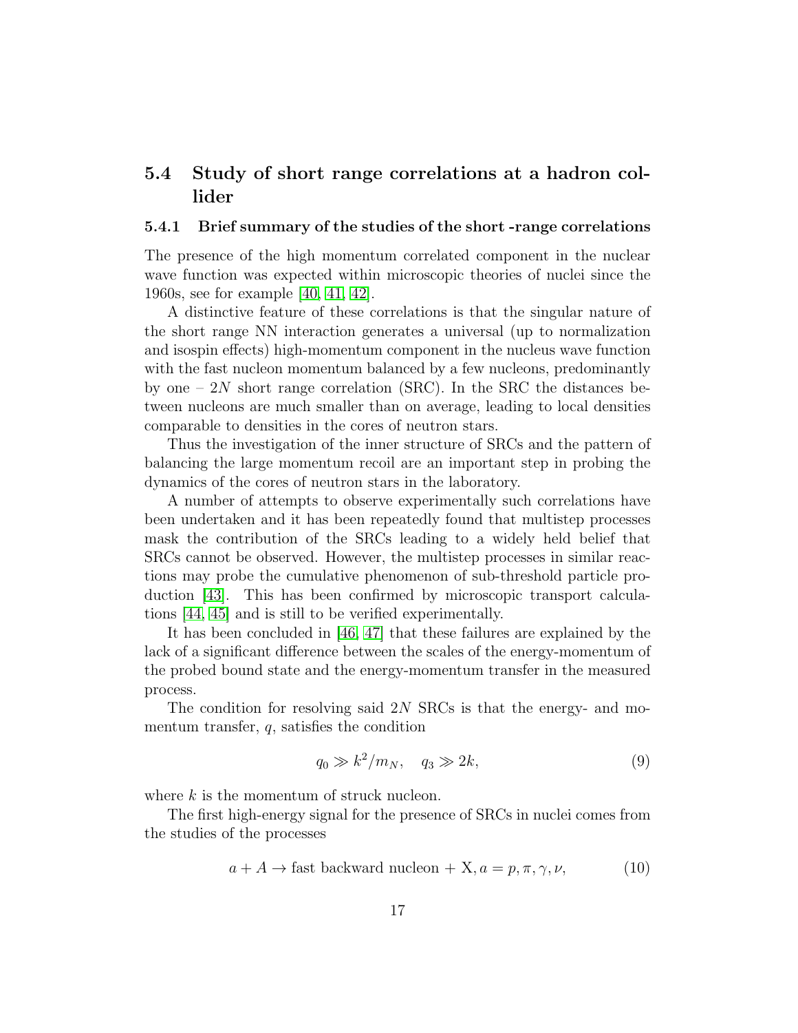## 5.4 Study of short range correlations at a hadron collider

### 5.4.1 Brief summary of the studies of the short -range correlations

The presence of the high momentum correlated component in the nuclear wave function was expected within microscopic theories of nuclei since the 1960s, see for example [40, 41, 42].

A distinctive feature of these correlations is that the singular nature of the short range NN interaction generates a universal (up to normalization and isospin effects) high-momentum component in the nucleus wave function with the fast nucleon momentum balanced by a few nucleons, predominantly by one – $2N$ short range correlation (SRC). In the SRC the distances between nucleons are much smaller than on average, leading to local densities comparable to densities in the cores of neutron stars.

Thus the investigation of the inner structure of SRCs and the pattern of balancing the large momentum recoil are an important step in probing the dynamics of the cores of neutron stars in the laboratory.

A number of attempts to observe experimentally such correlations have been undertaken and it has been repeatedly found that multistep processes mask the contribution of the SRCs leading to a widely held belief that SRCs cannot be observed. However, the multistep processes in similar reactions may probe the cumulative phenomenon of sub-threshold particle production [43]. This has been confirmed by microscopic transport calculations [44, 45] and is still to be verified experimentally.

It has been concluded in [46, 47] that these failures are explained by the lack of a significant difference between the scales of the energy-momentum of the probed bound state and the energy-momentum transfer in the measured process.

The condition for resolving said $2N$ SRCs is that the energy- and momentum transfer, $q$, satisfies the condition

$$q_0 \gg k^2/m_N, \quad q_3 \gg 2k, \tag{9}$$

where $k$ is the momentum of struck nucleon.

The first high-energy signal for the presence of SRCs in nuclei comes from the studies of the processes

$$a + A \to \text{fast backward nucleon} + \text{X}, a = p, \pi, \gamma, \nu, \tag{10}$$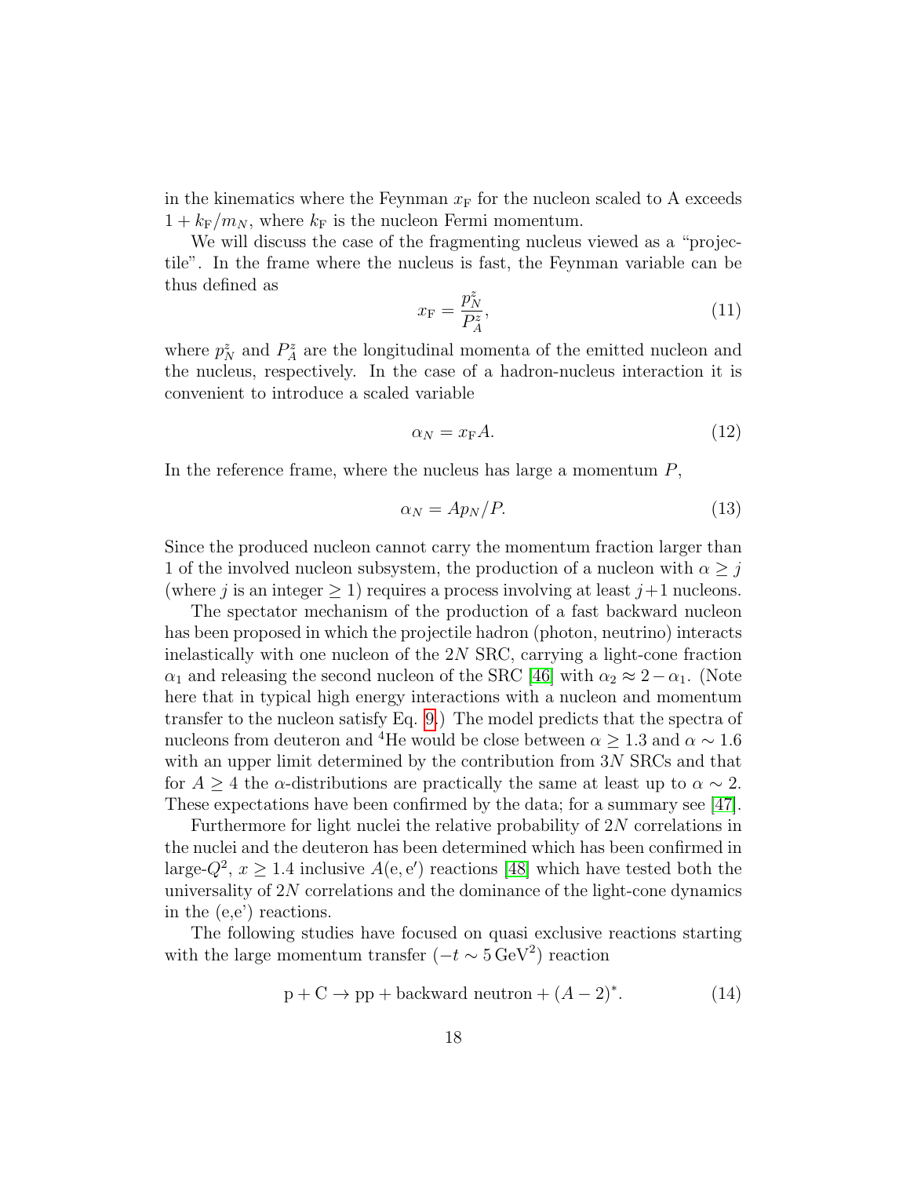in the kinematics where the Feynman $x_{\rm F}$ for the nucleon scaled to A exceeds $1 + k_{\rm F}/m_N$, where $k_{\rm F}$ is the nucleon Fermi momentum.

We will discuss the case of the fragmenting nucleus viewed as a "projectile". In the frame where the nucleus is fast, the Feynman variable can be thus defined as

$$x_{\rm F} = \frac{p_N^z}{P_A^z}, \tag{11}$$

where $p_N^z$ and $P_A^z$ are the longitudinal momenta of the emitted nucleon and the nucleus, respectively. In the case of a hadron-nucleus interaction it is convenient to introduce a scaled variable

$$\alpha_N = x_{\rm F} A. \tag{12}$$

In the reference frame, where the nucleus has large a momentum $P$,

$$\alpha_N = A p_N / P. \tag{13}$$

Since the produced nucleon cannot carry the momentum fraction larger than 1 of the involved nucleon subsystem, the production of a nucleon with $\alpha \geq j$ (where $j$ is an integer $\geq 1$) requires a process involving at least $j+1$ nucleons.

The spectator mechanism of the production of a fast backward nucleon has been proposed in which the projectile hadron (photon, neutrino) interacts inelastically with one nucleon of the $2N$ SRC, carrying a light-cone fraction $\alpha_1$ and releasing the second nucleon of the SRC [46] with $\alpha_2 \approx 2 - \alpha_1$. (Note here that in typical high energy interactions with a nucleon and momentum transfer to the nucleon satisfy Eq. 9.) The model predicts that the spectra of nucleons from deuteron and $^4$He would be close between $\alpha \geq 1.3$ and $\alpha \sim 1.6$ with an upper limit determined by the contribution from $3N$ SRCs and that for $A \geq 4$ the $\alpha$-distributions are practically the same at least up to $\alpha \sim 2$. These expectations have been confirmed by the data; for a summary see [47].

Furthermore for light nuclei the relative probability of $2N$ correlations in the nuclei and the deuteron has been determined which has been confirmed in large-$Q^2$, $x \geq 1.4$ inclusive $A({\rm e},{\rm e}')$ reactions [48] which have tested both the universality of $2N$ correlations and the dominance of the light-cone dynamics in the (e,e') reactions.

The following studies have focused on quasi exclusive reactions starting with the large momentum transfer ($-t \sim 5\,{\rm GeV}^2$) reaction

$$\text{p} + \text{C} \rightarrow \text{pp} + \text{backward neutron} + (A-2)^*. \tag{14}$$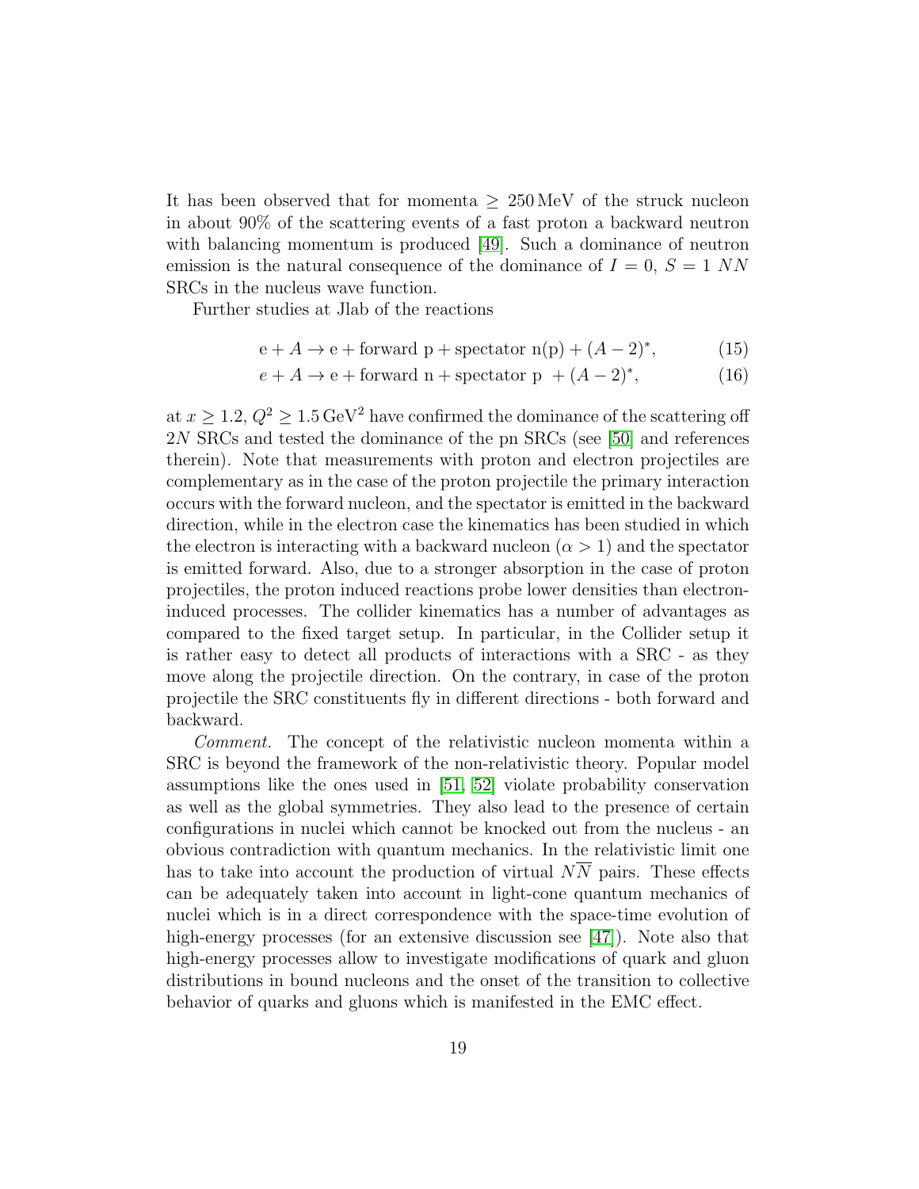It has been observed that for momenta $\geq 250\,\mathrm{MeV}$ of the struck nucleon in about 90% of the scattering events of a fast proton a backward neutron with balancing momentum is produced [49]. Such a dominance of neutron emission is the natural consequence of the dominance of $I = 0$, $S = 1$ $NN$ SRCs in the nucleus wave function.

Further studies at Jlab of the reactions

$$\mathrm{e} + A \to \mathrm{e} + \mathrm{forward\ p} + \mathrm{spectator\ n(p)} + (A-2)^*, \tag{15}$$

$$e + A \to \mathrm{e} + \mathrm{forward\ n} + \mathrm{spectator\ p} \ + (A-2)^*, \tag{16}$$

at $x \geq 1.2$, $Q^2 \geq 1.5\,\mathrm{GeV}^2$ have confirmed the dominance of the scattering off $2N$ SRCs and tested the dominance of the pn SRCs (see [50] and references therein). Note that measurements with proton and electron projectiles are complementary as in the case of the proton projectile the primary interaction occurs with the forward nucleon, and the spectator is emitted in the backward direction, while in the electron case the kinematics has been studied in which the electron is interacting with a backward nucleon ($\alpha > 1$) and the spectator is emitted forward. Also, due to a stronger absorption in the case of proton projectiles, the proton induced reactions probe lower densities than electron-induced processes. The collider kinematics has a number of advantages as compared to the fixed target setup. In particular, in the Collider setup it is rather easy to detect all products of interactions with a SRC - as they move along the projectile direction. On the contrary, in case of the proton projectile the SRC constituents fly in different directions - both forward and backward.

*Comment.* The concept of the relativistic nucleon momenta within a SRC is beyond the framework of the non-relativistic theory. Popular model assumptions like the ones used in [51, 52] violate probability conservation as well as the global symmetries. They also lead to the presence of certain configurations in nuclei which cannot be knocked out from the nucleus - an obvious contradiction with quantum mechanics. In the relativistic limit one has to take into account the production of virtual $N\overline{N}$ pairs. These effects can be adequately taken into account in light-cone quantum mechanics of nuclei which is in a direct correspondence with the space-time evolution of high-energy processes (for an extensive discussion see [47]). Note also that high-energy processes allow to investigate modifications of quark and gluon distributions in bound nucleons and the onset of the transition to collective behavior of quarks and gluons which is manifested in the EMC effect.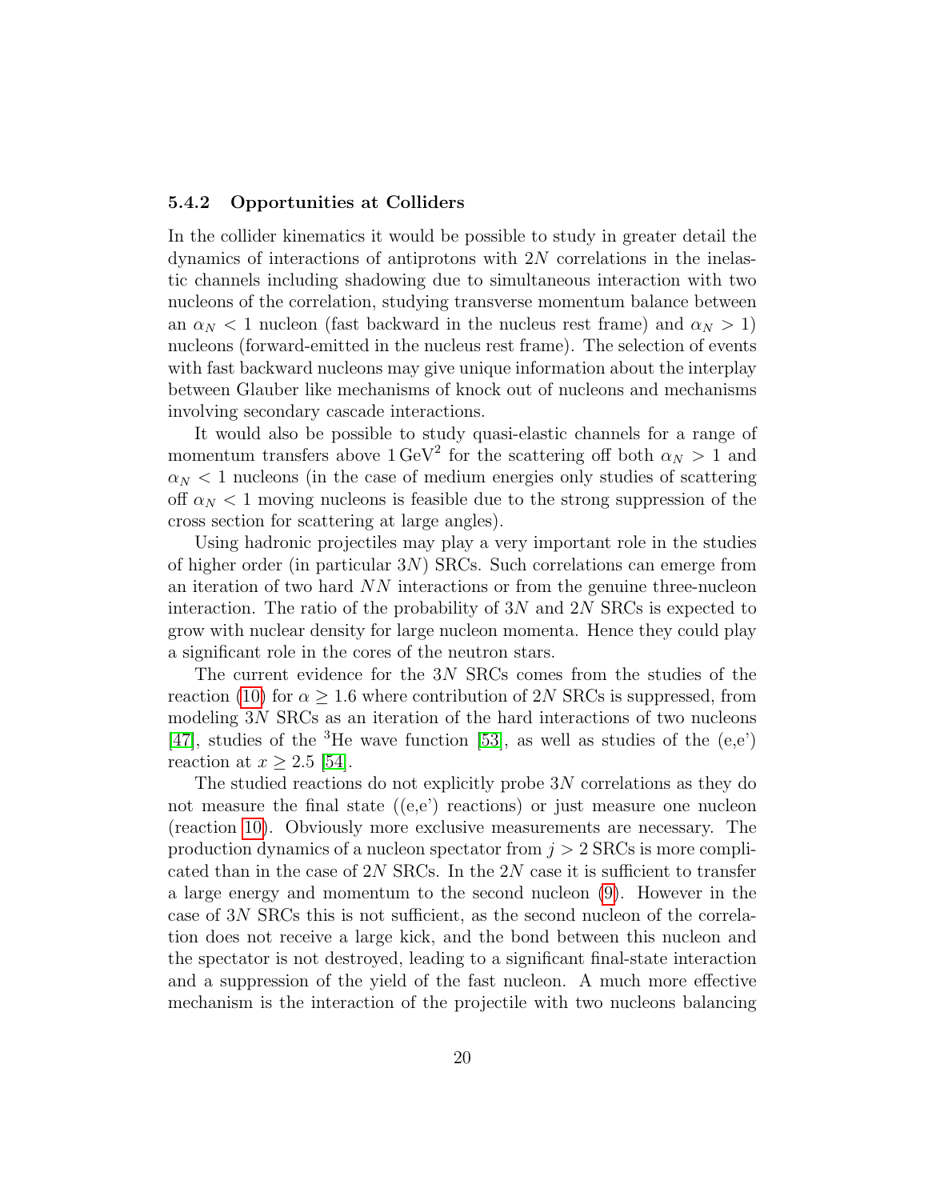### 5.4.2 Opportunities at Colliders

In the collider kinematics it would be possible to study in greater detail the dynamics of interactions of antiprotons with $2N$ correlations in the inelastic channels including shadowing due to simultaneous interaction with two nucleons of the correlation, studying transverse momentum balance between an $\alpha_N < 1$ nucleon (fast backward in the nucleus rest frame) and $\alpha_N > 1$) nucleons (forward-emitted in the nucleus rest frame). The selection of events with fast backward nucleons may give unique information about the interplay between Glauber like mechanisms of knock out of nucleons and mechanisms involving secondary cascade interactions.

It would also be possible to study quasi-elastic channels for a range of momentum transfers above $1\,\mathrm{GeV}^2$ for the scattering off both $\alpha_N > 1$ and $\alpha_N < 1$ nucleons (in the case of medium energies only studies of scattering off $\alpha_N < 1$ moving nucleons is feasible due to the strong suppression of the cross section for scattering at large angles).

Using hadronic projectiles may play a very important role in the studies of higher order (in particular $3N$) SRCs. Such correlations can emerge from an iteration of two hard $NN$ interactions or from the genuine three-nucleon interaction. The ratio of the probability of $3N$ and $2N$ SRCs is expected to grow with nuclear density for large nucleon momenta. Hence they could play a significant role in the cores of the neutron stars.

The current evidence for the $3N$ SRCs comes from the studies of the reaction (10) for $\alpha \geq 1.6$ where contribution of $2N$ SRCs is suppressed, from modeling $3N$ SRCs as an iteration of the hard interactions of two nucleons [47], studies of the $^3$He wave function [53], as well as studies of the (e,e') reaction at $x \geq 2.5$ [54].

The studied reactions do not explicitly probe $3N$ correlations as they do not measure the final state ((e,e') reactions) or just measure one nucleon (reaction 10). Obviously more exclusive measurements are necessary. The production dynamics of a nucleon spectator from $j > 2$ SRCs is more complicated than in the case of $2N$ SRCs. In the $2N$ case it is sufficient to transfer a large energy and momentum to the second nucleon (9). However in the case of $3N$ SRCs this is not sufficient, as the second nucleon of the correlation does not receive a large kick, and the bond between this nucleon and the spectator is not destroyed, leading to a significant final-state interaction and a suppression of the yield of the fast nucleon. A much more effective mechanism is the interaction of the projectile with two nucleons balancing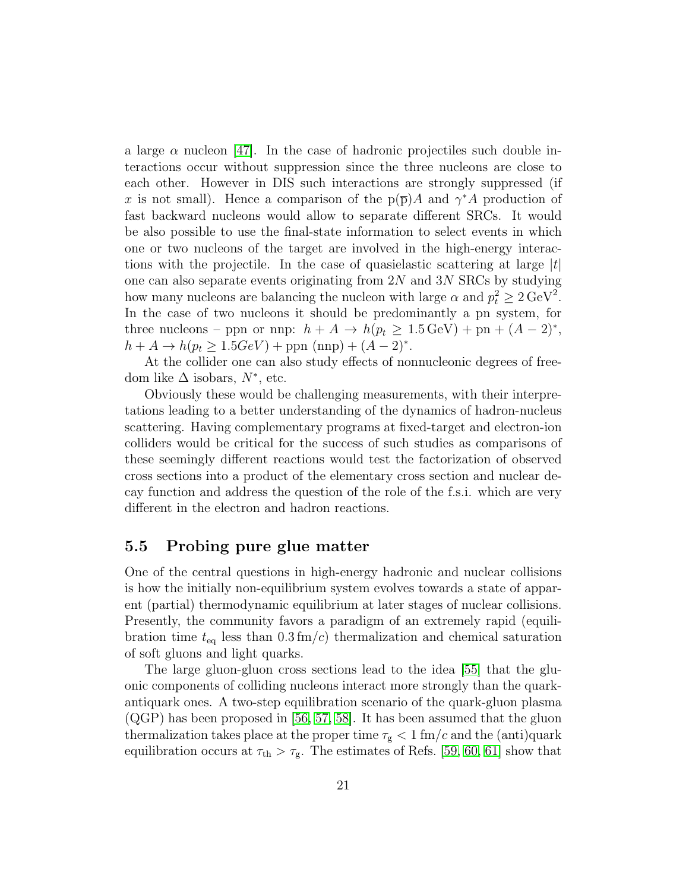a large $\alpha$ nucleon [47]. In the case of hadronic projectiles such double interactions occur without suppression since the three nucleons are close to each other. However in DIS such interactions are strongly suppressed (if $x$ is not small). Hence a comparison of the $p(\overline{p})A$ and $\gamma^* A$ production of fast backward nucleons would allow to separate different SRCs. It would be also possible to use the final-state information to select events in which one or two nucleons of the target are involved in the high-energy interactions with the projectile. In the case of quasielastic scattering at large $|t|$ one can also separate events originating from $2N$ and $3N$ SRCs by studying how many nucleons are balancing the nucleon with large $\alpha$ and $p_t^2 \geq 2\,\mathrm{GeV}^2$. In the case of two nucleons it should be predominantly a pn system, for three nucleons – ppn or nnp: $h + A \to h(p_t \geq 1.5\,\mathrm{GeV}) + \mathrm{pn} + (A-2)^*$, $h + A \to h(p_t \geq 1.5 GeV) + \mathrm{ppn}\ (\mathrm{nnp}) + (A-2)^*$.

At the collider one can also study effects of nonnucleonic degrees of freedom like $\Delta$ isobars, $N^*$, etc.

Obviously these would be challenging measurements, with their interpretations leading to a better understanding of the dynamics of hadron-nucleus scattering. Having complementary programs at fixed-target and electron-ion colliders would be critical for the success of such studies as comparisons of these seemingly different reactions would test the factorization of observed cross sections into a product of the elementary cross section and nuclear decay function and address the question of the role of the f.s.i. which are very different in the electron and hadron reactions.

### 5.5 Probing pure glue matter

One of the central questions in high-energy hadronic and nuclear collisions is how the initially non-equilibrium system evolves towards a state of apparent (partial) thermodynamic equilibrium at later stages of nuclear collisions. Presently, the community favors a paradigm of an extremely rapid (equilibration time $t_{\mathrm{eq}}$ less than $0.3\,\mathrm{fm}/c$) thermalization and chemical saturation of soft gluons and light quarks.

The large gluon-gluon cross sections lead to the idea [55] that the gluonic components of colliding nucleons interact more strongly than the quark-antiquark ones. A two-step equilibration scenario of the quark-gluon plasma (QGP) has been proposed in [56, 57, 58]. It has been assumed that the gluon thermalization takes place at the proper time $\tau_{\mathrm{g}} < 1\,\mathrm{fm}/c$ and the (anti)quark equilibration occurs at $\tau_{\mathrm{th}} > \tau_{\mathrm{g}}$. The estimates of Refs. [59, 60, 61] show that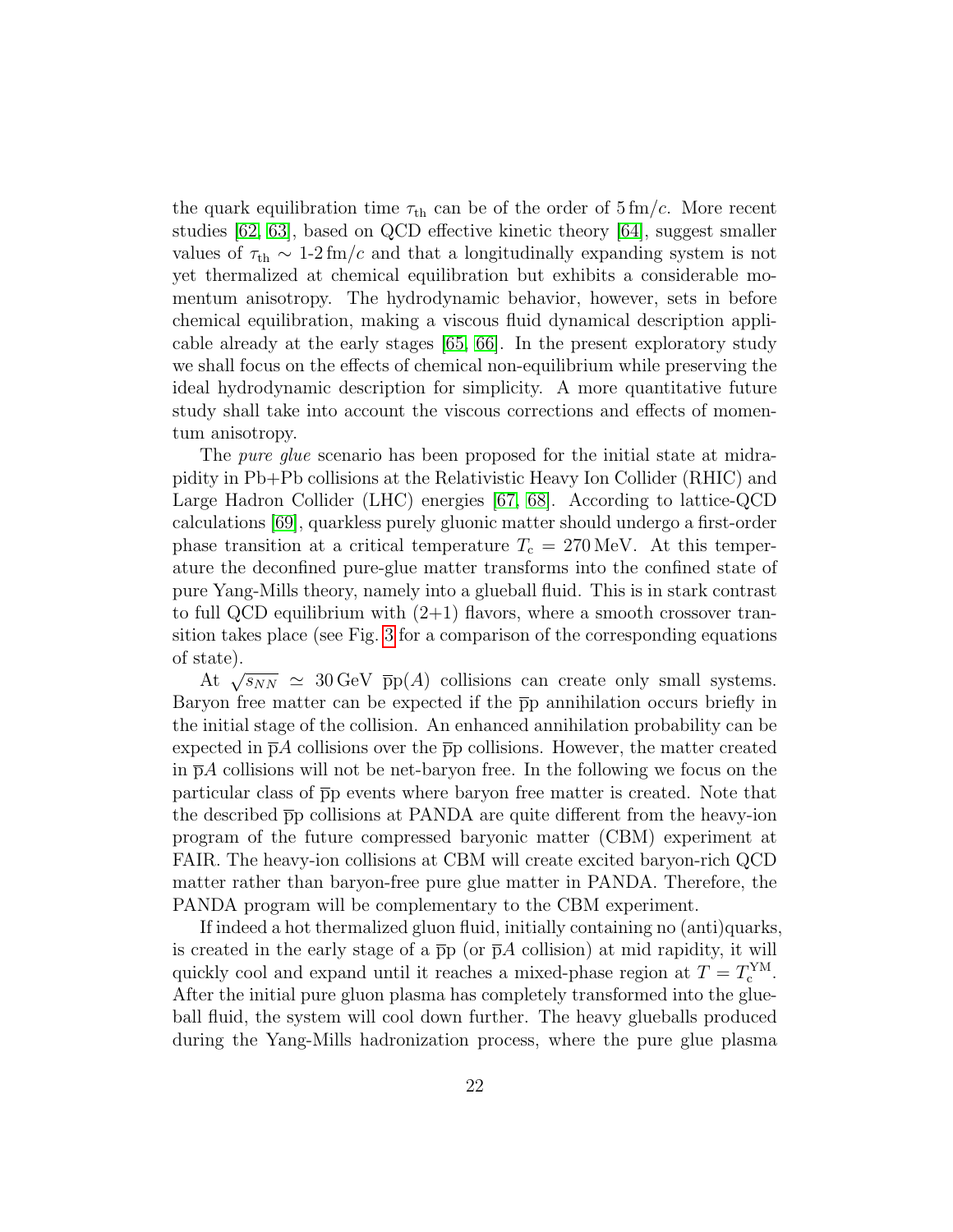the quark equilibration time $\tau_{\rm th}$ can be of the order of $5\,{\rm fm}/c$. More recent studies [62, 63], based on QCD effective kinetic theory [64], suggest smaller values of $\tau_{\rm th} \sim$ 1-2 fm/$c$ and that a longitudinally expanding system is not yet thermalized at chemical equilibration but exhibits a considerable momentum anisotropy. The hydrodynamic behavior, however, sets in before chemical equilibration, making a viscous fluid dynamical description applicable already at the early stages [65, 66]. In the present exploratory study we shall focus on the effects of chemical non-equilibrium while preserving the ideal hydrodynamic description for simplicity. A more quantitative future study shall take into account the viscous corrections and effects of momentum anisotropy.

The *pure glue* scenario has been proposed for the initial state at midrapidity in Pb+Pb collisions at the Relativistic Heavy Ion Collider (RHIC) and Large Hadron Collider (LHC) energies [67, 68]. According to lattice-QCD calculations [69], quarkless purely gluonic matter should undergo a first-order phase transition at a critical temperature $T_{\rm c} = 270\,{\rm MeV}$. At this temperature the deconfined pure-glue matter transforms into the confined state of pure Yang-Mills theory, namely into a glueball fluid. This is in stark contrast to full QCD equilibrium with (2+1) flavors, where a smooth crossover transition takes place (see Fig. 3 for a comparison of the corresponding equations of state).

At $\sqrt{s_{NN}} \simeq 30\,{\rm GeV}$ $\overline{\rm p}$p($A$) collisions can create only small systems. Baryon free matter can be expected if the $\overline{\rm p}$p annihilation occurs briefly in the initial stage of the collision. An enhanced annihilation probability can be expected in $\overline{\rm p}A$ collisions over the $\overline{\rm p}$p collisions. However, the matter created in $\overline{\rm p}A$ collisions will not be net-baryon free. In the following we focus on the particular class of $\overline{\rm p}$p events where baryon free matter is created. Note that the described $\overline{\rm p}$p collisions at PANDA are quite different from the heavy-ion program of the future compressed baryonic matter (CBM) experiment at FAIR. The heavy-ion collisions at CBM will create excited baryon-rich QCD matter rather than baryon-free pure glue matter in PANDA. Therefore, the PANDA program will be complementary to the CBM experiment.

If indeed a hot thermalized gluon fluid, initially containing no (anti)quarks, is created in the early stage of a $\overline{\rm p}$p (or $\overline{\rm p}A$ collision) at mid rapidity, it will quickly cool and expand until it reaches a mixed-phase region at $T = T_{\rm c}^{\rm YM}$. After the initial pure gluon plasma has completely transformed into the glueball fluid, the system will cool down further. The heavy glueballs produced during the Yang-Mills hadronization process, where the pure glue plasma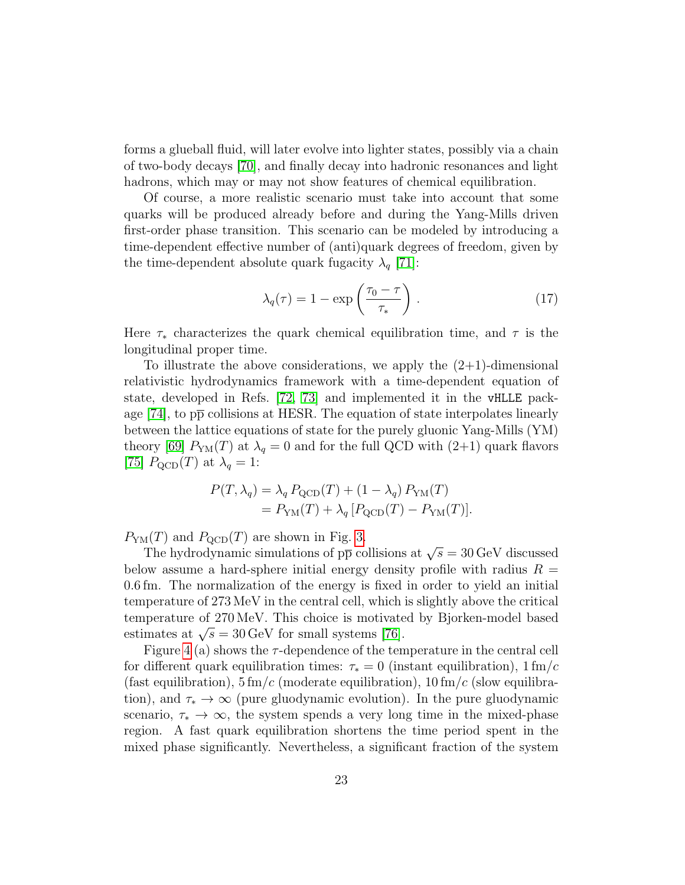forms a glueball fluid, will later evolve into lighter states, possibly via a chain of two-body decays [70], and finally decay into hadronic resonances and light hadrons, which may or may not show features of chemical equilibration.

Of course, a more realistic scenario must take into account that some quarks will be produced already before and during the Yang-Mills driven first-order phase transition. This scenario can be modeled by introducing a time-dependent effective number of (anti)quark degrees of freedom, given by the time-dependent absolute quark fugacity $\lambda_q$ [71]:

$$\lambda_q(\tau) = 1 - \exp\left(\frac{\tau_0 - \tau}{\tau_*}\right). \tag{17}$$

Here $\tau_*$ characterizes the quark chemical equilibration time, and $\tau$ is the longitudinal proper time.

To illustrate the above considerations, we apply the (2+1)-dimensional relativistic hydrodynamics framework with a time-dependent equation of state, developed in Refs. [72, 73] and implemented it in the `vHLLE` package [74], to $p\overline{p}$ collisions at HESR. The equation of state interpolates linearly between the lattice equations of state for the purely gluonic Yang-Mills (YM) theory [69] $P_{\mathrm{YM}}(T)$ at $\lambda_q = 0$ and for the full QCD with (2+1) quark flavors [75] $P_{\mathrm{QCD}}(T)$ at $\lambda_q = 1$:

$$\begin{aligned} P(T, \lambda_q) &= \lambda_q \, P_{\mathrm{QCD}}(T) + (1 - \lambda_q) \, P_{\mathrm{YM}}(T) \\ &= P_{\mathrm{YM}}(T) + \lambda_q \, [P_{\mathrm{QCD}}(T) - P_{\mathrm{YM}}(T)]. \end{aligned}$$

$P_{\mathrm{YM}}(T)$ and $P_{\mathrm{QCD}}(T)$ are shown in Fig. 3.

The hydrodynamic simulations of $p\overline{p}$ collisions at $\sqrt{s} = 30\,\mathrm{GeV}$ discussed below assume a hard-sphere initial energy density profile with radius $R = 0.6\,\mathrm{fm}$. The normalization of the energy is fixed in order to yield an initial temperature of 273 MeV in the central cell, which is slightly above the critical temperature of 270 MeV. This choice is motivated by Bjorken-model based estimates at $\sqrt{s} = 30\,\mathrm{GeV}$ for small systems [76].

Figure 4 (a) shows the $\tau$-dependence of the temperature in the central cell for different quark equilibration times: $\tau_* = 0$ (instant equilibration), $1\,\mathrm{fm}/c$ (fast equilibration), $5\,\mathrm{fm}/c$ (moderate equilibration), $10\,\mathrm{fm}/c$ (slow equilibration), and $\tau_* \to \infty$ (pure gluodynamic evolution). In the pure gluodynamic scenario, $\tau_* \to \infty$, the system spends a very long time in the mixed-phase region. A fast quark equilibration shortens the time period spent in the mixed phase significantly. Nevertheless, a significant fraction of the system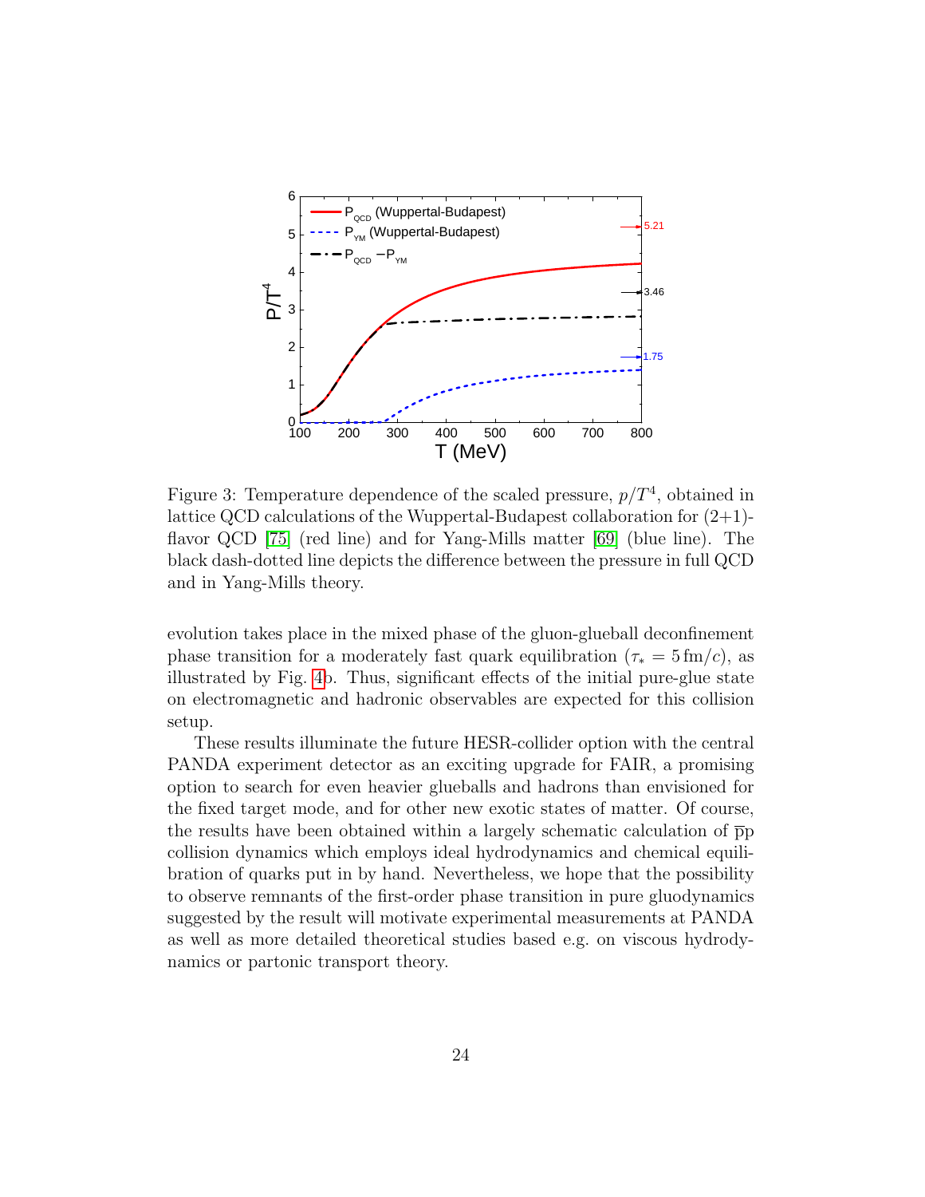Figure 3: Temperature dependence of the scaled pressure, $p/T^4$, obtained in lattice QCD calculations of the Wuppertal-Budapest collaboration for (2+1)-flavor QCD [75] (red line) and for Yang-Mills matter [69] (blue line). The black dash-dotted line depicts the difference between the pressure in full QCD and in Yang-Mills theory.

evolution takes place in the mixed phase of the gluon-glueball deconfinement phase transition for a moderately fast quark equilibration ($\tau_* = 5\,\mathrm{fm}/c$), as illustrated by Fig. 4b. Thus, significant effects of the initial pure-glue state on electromagnetic and hadronic observables are expected for this collision setup.

These results illuminate the future HESR-collider option with the central PANDA experiment detector as an exciting upgrade for FAIR, a promising option to search for even heavier glueballs and hadrons than envisioned for the fixed target mode, and for other new exotic states of matter. Of course, the results have been obtained within a largely schematic calculation of $\overline{\mathrm{p}}\mathrm{p}$ collision dynamics which employs ideal hydrodynamics and chemical equilibration of quarks put in by hand. Nevertheless, we hope that the possibility to observe remnants of the first-order phase transition in pure gluodynamics suggested by the result will motivate experimental measurements at PANDA as well as more detailed theoretical studies based e.g. on viscous hydrodynamics or partonic transport theory.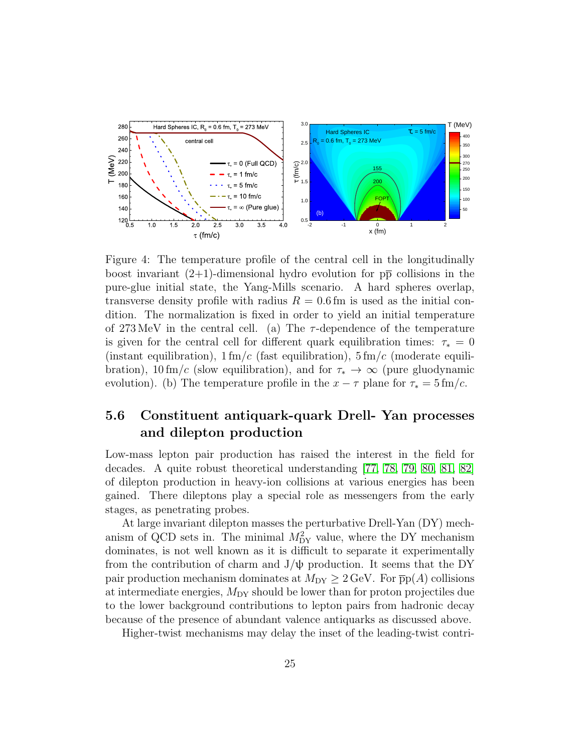Figure 4: The temperature profile of the central cell in the longitudinally boost invariant (2+1)-dimensional hydro evolution for $p\overline{p}$ collisions in the pure-glue initial state, the Yang-Mills scenario. A hard spheres overlap, transverse density profile with radius $R = 0.6\,\mathrm{fm}$ is used as the initial condition. The normalization is fixed in order to yield an initial temperature of 273 MeV in the central cell. (a) The $\tau$-dependence of the temperature is given for the central cell for different quark equilibration times: $\tau_* = 0$ (instant equilibration), $1\,\mathrm{fm}/c$ (fast equilibration), $5\,\mathrm{fm}/c$ (moderate equilibration), $10\,\mathrm{fm}/c$ (slow equilibration), and for $\tau_* \to \infty$ (pure gluodynamic evolution). (b) The temperature profile in the $x-\tau$ plane for $\tau_* = 5\,\mathrm{fm}/c$.

## 5.6 Constituent antiquark-quark Drell- Yan processes and dilepton production

Low-mass lepton pair production has raised the interest in the field for decades. A quite robust theoretical understanding [77, 78, 79, 80, 81, 82] of dilepton production in heavy-ion collisions at various energies has been gained. There dileptons play a special role as messengers from the early stages, as penetrating probes.

At large invariant dilepton masses the perturbative Drell-Yan (DY) mechanism of QCD sets in. The minimal $M^2_{\mathrm{DY}}$ value, where the DY mechanism dominates, is not well known as it is difficult to separate it experimentally from the contribution of charm and $J/\psi$ production. It seems that the DY pair production mechanism dominates at $M_{\mathrm{DY}} \geq 2\,\mathrm{GeV}$. For $\overline{p}p(A)$ collisions at intermediate energies, $M_{\mathrm{DY}}$ should be lower than for proton projectiles due to the lower background contributions to lepton pairs from hadronic decay because of the presence of abundant valence antiquarks as discussed above.

Higher-twist mechanisms may delay the inset of the leading-twist contri-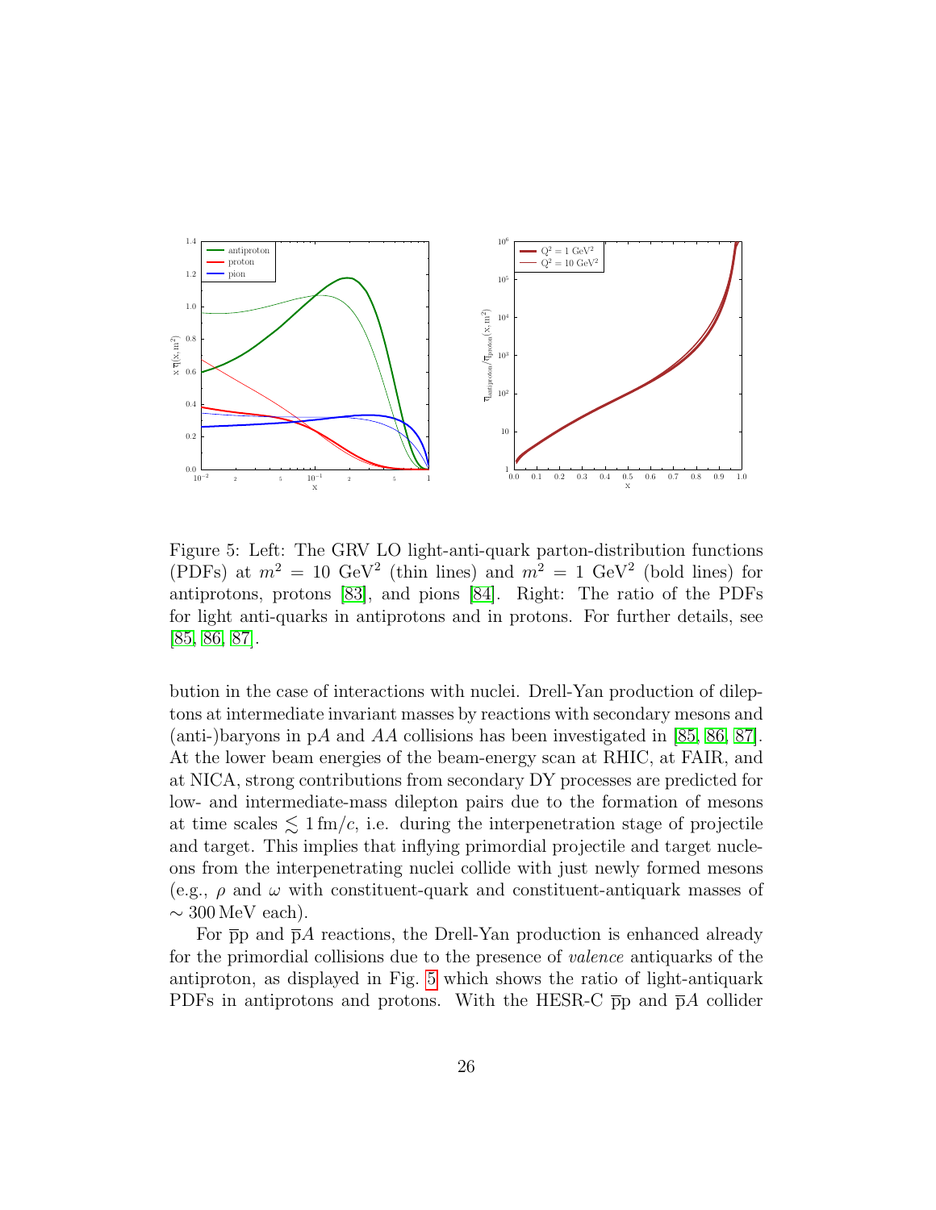Figure 5: Left: The GRV LO light-anti-quark parton-distribution functions (PDFs) at $m^2 = 10\ \mathrm{GeV}^2$ (thin lines) and $m^2 = 1\ \mathrm{GeV}^2$ (bold lines) for antiprotons, protons [83], and pions [84]. Right: The ratio of the PDFs for light anti-quarks in antiprotons and in protons. For further details, see [85, 86, 87].

bution in the case of interactions with nuclei. Drell-Yan production of dileptons at intermediate invariant masses by reactions with secondary mesons and (anti-)baryons in p$A$ and $AA$ collisions has been investigated in [85, 86, 87]. At the lower beam energies of the beam-energy scan at RHIC, at FAIR, and at NICA, strong contributions from secondary DY processes are predicted for low- and intermediate-mass dilepton pairs due to the formation of mesons at time scales $\lesssim 1\,\mathrm{fm}/c$, i.e. during the interpenetration stage of projectile and target. This implies that inflying primordial projectile and target nucleons from the interpenetrating nuclei collide with just newly formed mesons (e.g., $\rho$ and $\omega$ with constituent-quark and constituent-antiquark masses of $\sim 300\,\mathrm{MeV}$ each).

For $\overline{\mathrm{p}}\mathrm{p}$ and $\overline{\mathrm{p}}A$ reactions, the Drell-Yan production is enhanced already for the primordial collisions due to the presence of *valence* antiquarks of the antiproton, as displayed in Fig. 5 which shows the ratio of light-antiquark PDFs in antiprotons and protons. With the HESR-C $\overline{\mathrm{p}}\mathrm{p}$ and $\overline{\mathrm{p}}A$ collider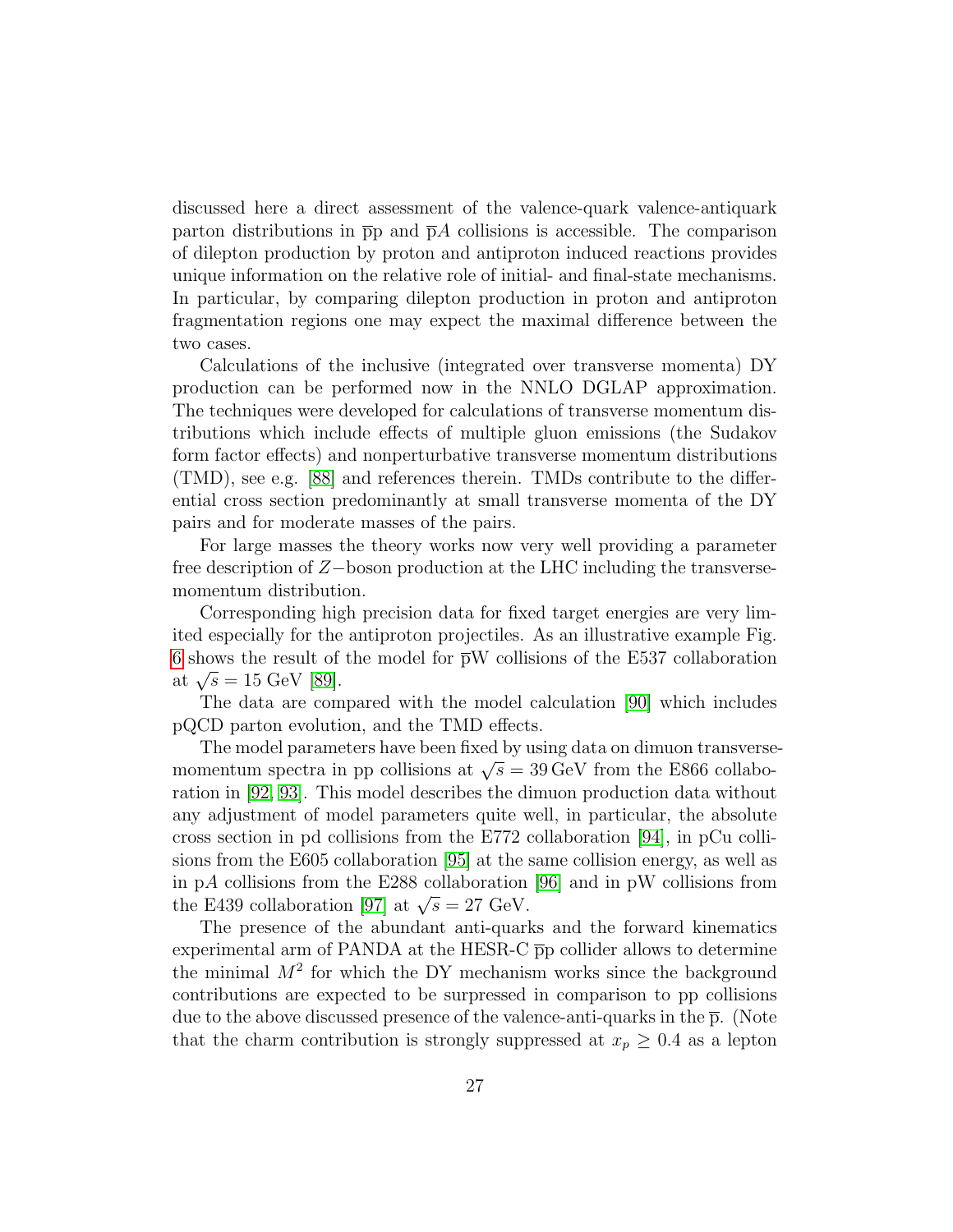discussed here a direct assessment of the valence-quark valence-antiquark parton distributions in $\overline{\text{p}}$p and $\overline{\text{p}}A$ collisions is accessible. The comparison of dilepton production by proton and antiproton induced reactions provides unique information on the relative role of initial- and final-state mechanisms. In particular, by comparing dilepton production in proton and antiproton fragmentation regions one may expect the maximal difference between the two cases.

Calculations of the inclusive (integrated over transverse momenta) DY production can be performed now in the NNLO DGLAP approximation. The techniques were developed for calculations of transverse momentum distributions which include effects of multiple gluon emissions (the Sudakov form factor effects) and nonperturbative transverse momentum distributions (TMD), see e.g. [88] and references therein. TMDs contribute to the differential cross section predominantly at small transverse momenta of the DY pairs and for moderate masses of the pairs.

For large masses the theory works now very well providing a parameter free description of $Z-$boson production at the LHC including the transverse-momentum distribution.

Corresponding high precision data for fixed target energies are very limited especially for the antiproton projectiles. As an illustrative example Fig. 6 shows the result of the model for $\overline{\text{p}}$W collisions of the E537 collaboration at $\sqrt{s} = 15$ GeV [89].

The data are compared with the model calculation [90] which includes pQCD parton evolution, and the TMD effects.

The model parameters have been fixed by using data on dimuon transverse-momentum spectra in pp collisions at $\sqrt{s} = 39\,\text{GeV}$ from the E866 collaboration in [92, 93]. This model describes the dimuon production data without any adjustment of model parameters quite well, in particular, the absolute cross section in pd collisions from the E772 collaboration [94], in pCu collisions from the E605 collaboration [95] at the same collision energy, as well as in p$A$ collisions from the E288 collaboration [96] and in pW collisions from the E439 collaboration [97] at $\sqrt{s} = 27$ GeV.

The presence of the abundant anti-quarks and the forward kinematics experimental arm of PANDA at the HESR-C $\overline{\text{p}}$p collider allows to determine the minimal $M^2$ for which the DY mechanism works since the background contributions are expected to be surpressed in comparison to pp collisions due to the above discussed presence of the valence-anti-quarks in the $\overline{\text{p}}$. (Note that the charm contribution is strongly suppressed at $x_p \geq 0.4$ as a lepton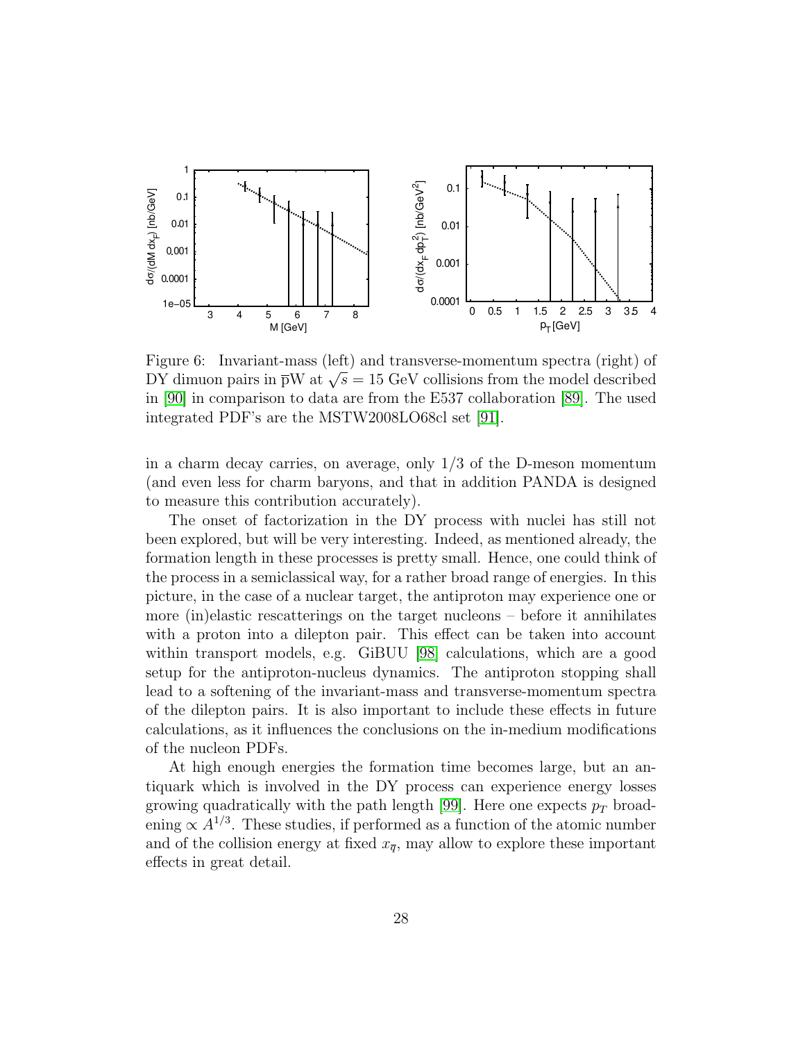Figure 6: Invariant-mass (left) and transverse-momentum spectra (right) of DY dimuon pairs in $\bar{\text{p}}$W at $\sqrt{s} = 15$ GeV collisions from the model described in [90] in comparison to data are from the E537 collaboration [89]. The used integrated PDF's are the MSTW2008LO68cl set [91].

in a charm decay carries, on average, only 1/3 of the D-meson momentum (and even less for charm baryons, and that in addition PANDA is designed to measure this contribution accurately).

The onset of factorization in the DY process with nuclei has still not been explored, but will be very interesting. Indeed, as mentioned already, the formation length in these processes is pretty small. Hence, one could think of the process in a semiclassical way, for a rather broad range of energies. In this picture, in the case of a nuclear target, the antiproton may experience one or more (in)elastic rescatterings on the target nucleons – before it annihilates with a proton into a dilepton pair. This effect can be taken into account within transport models, e.g. GiBUU [98] calculations, which are a good setup for the antiproton-nucleus dynamics. The antiproton stopping shall lead to a softening of the invariant-mass and transverse-momentum spectra of the dilepton pairs. It is also important to include these effects in future calculations, as it influences the conclusions on the in-medium modifications of the nucleon PDFs.

At high enough energies the formation time becomes large, but an antiquark which is involved in the DY process can experience energy losses growing quadratically with the path length [99]. Here one expects $p_T$ broadening $\propto A^{1/3}$. These studies, if performed as a function of the atomic number and of the collision energy at fixed $x_{\bar{q}}$, may allow to explore these important effects in great detail.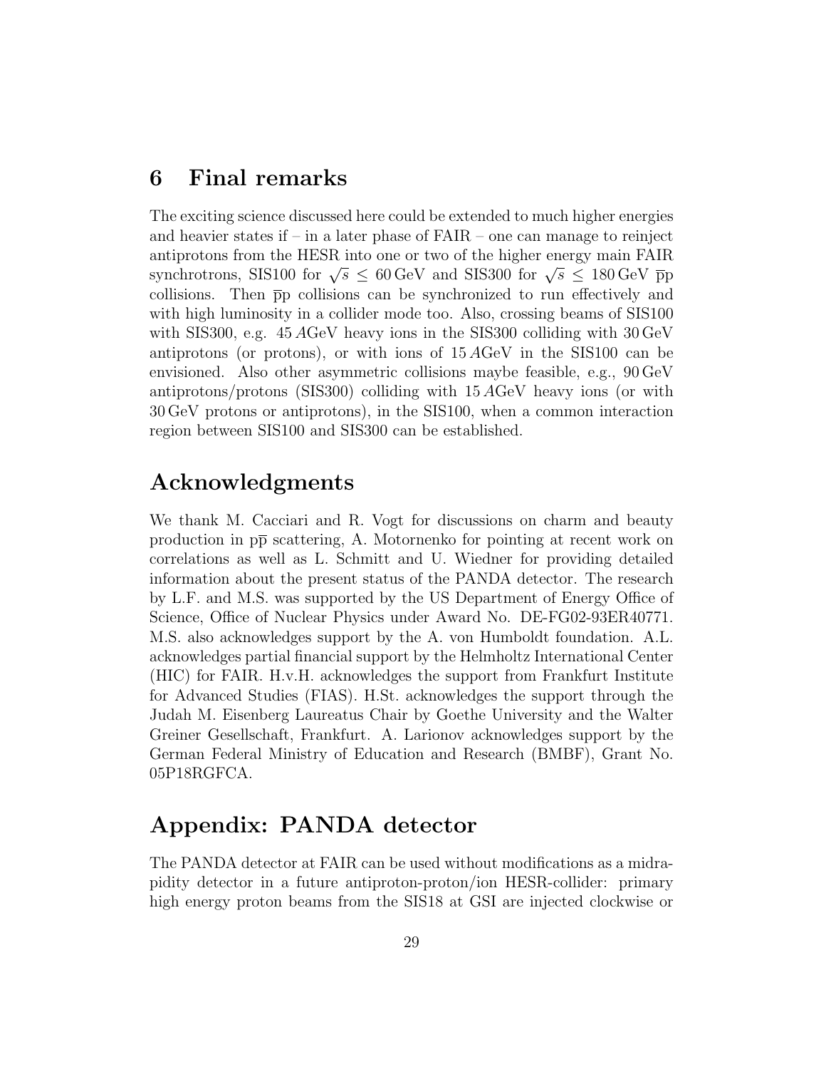# 6 Final remarks

The exciting science discussed here could be extended to much higher energies and heavier states if – in a later phase of FAIR – one can manage to reinject antiprotons from the HESR into one or two of the higher energy main FAIR synchrotrons, SIS100 for $\sqrt{s} \leq 60\,\text{GeV}$ and SIS300 for $\sqrt{s} \leq 180\,\text{GeV}$ $\bar{\text{p}}$p collisions. Then $\bar{\text{p}}$p collisions can be synchronized to run effectively and with high luminosity in a collider mode too. Also, crossing beams of SIS100 with SIS300, e.g. $45\,A$GeV heavy ions in the SIS300 colliding with 30 GeV antiprotons (or protons), or with ions of $15\,A$GeV in the SIS100 can be envisioned. Also other asymmetric collisions maybe feasible, e.g., 90 GeV antiprotons/protons (SIS300) colliding with $15\,A$GeV heavy ions (or with 30 GeV protons or antiprotons), in the SIS100, when a common interaction region between SIS100 and SIS300 can be established.

# Acknowledgments

We thank M. Cacciari and R. Vogt for discussions on charm and beauty production in p$\bar{\text{p}}$ scattering, A. Motornenko for pointing at recent work on correlations as well as L. Schmitt and U. Wiedner for providing detailed information about the present status of the PANDA detector. The research by L.F. and M.S. was supported by the US Department of Energy Office of Science, Office of Nuclear Physics under Award No. DE-FG02-93ER40771. M.S. also acknowledges support by the A. von Humboldt foundation. A.L. acknowledges partial financial support by the Helmholtz International Center (HIC) for FAIR. H.v.H. acknowledges the support from Frankfurt Institute for Advanced Studies (FIAS). H.St. acknowledges the support through the Judah M. Eisenberg Laureatus Chair by Goethe University and the Walter Greiner Gesellschaft, Frankfurt. A. Larionov acknowledges support by the German Federal Ministry of Education and Research (BMBF), Grant No. 05P18RGFCA.

# Appendix: PANDA detector

The PANDA detector at FAIR can be used without modifications as a midrapidity detector in a future antiproton-proton/ion HESR-collider: primary high energy proton beams from the SIS18 at GSI are injected clockwise or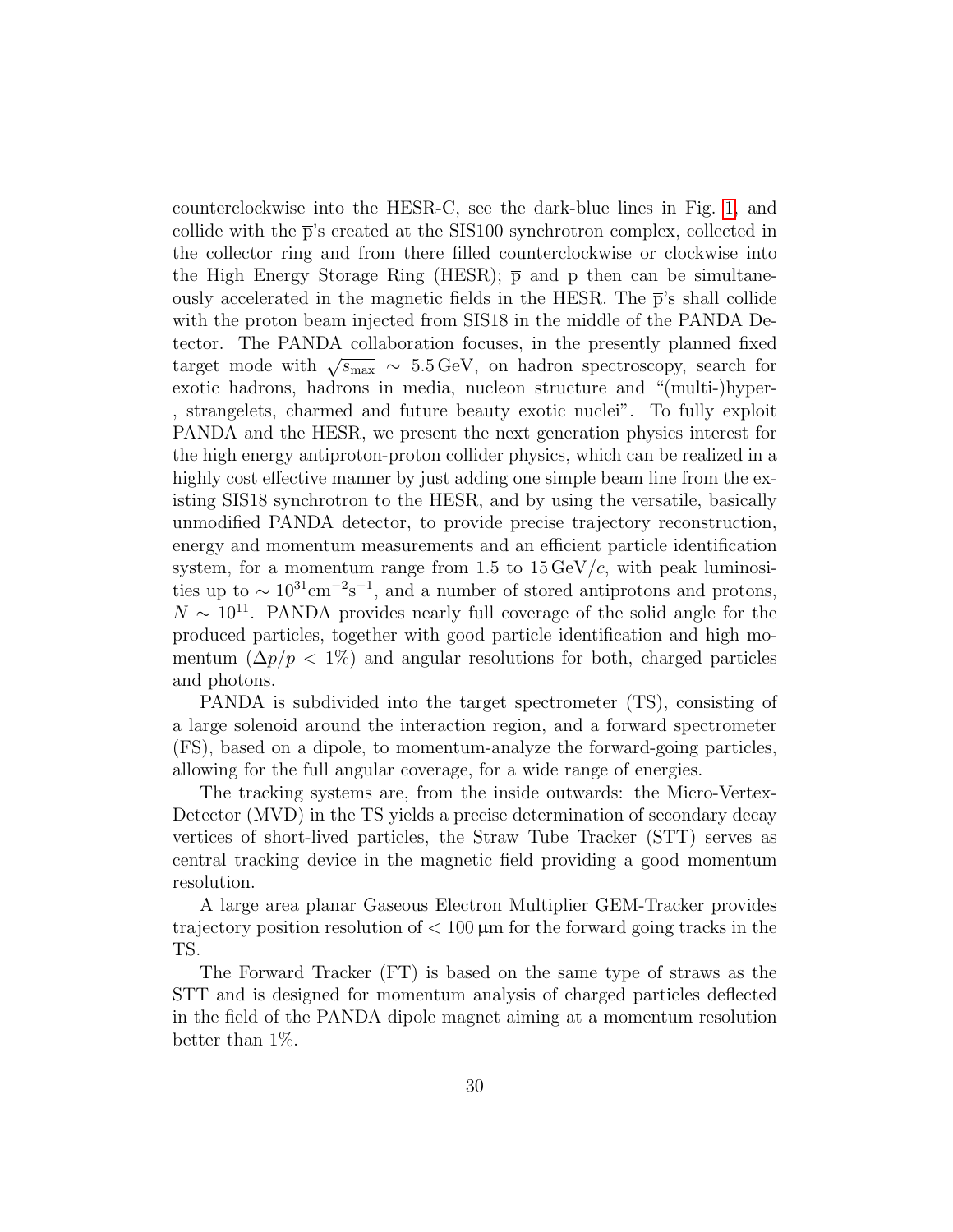counterclockwise into the HESR-C, see the dark-blue lines in Fig. 1, and collide with the $\overline{\mathrm{p}}$'s created at the SIS100 synchrotron complex, collected in the collector ring and from there filled counterclockwise or clockwise into the High Energy Storage Ring (HESR); $\overline{\mathrm{p}}$ and p then can be simultaneously accelerated in the magnetic fields in the HESR. The $\overline{\mathrm{p}}$'s shall collide with the proton beam injected from SIS18 in the middle of the PANDA Detector. The PANDA collaboration focuses, in the presently planned fixed target mode with $\sqrt{s_{\max}} \sim 5.5\,\mathrm{GeV}$, on hadron spectroscopy, search for exotic hadrons, hadrons in media, nucleon structure and "(multi-)hyper-, strangelets, charmed and future beauty exotic nuclei". To fully exploit PANDA and the HESR, we present the next generation physics interest for the high energy antiproton-proton collider physics, which can be realized in a highly cost effective manner by just adding one simple beam line from the existing SIS18 synchrotron to the HESR, and by using the versatile, basically unmodified PANDA detector, to provide precise trajectory reconstruction, energy and momentum measurements and an efficient particle identification system, for a momentum range from 1.5 to $15\,\mathrm{GeV}/c$, with peak luminosities up to $\sim 10^{31}\mathrm{cm}^{-2}\mathrm{s}^{-1}$, and a number of stored antiprotons and protons, $N \sim 10^{11}$. PANDA provides nearly full coverage of the solid angle for the produced particles, together with good particle identification and high momentum ($\Delta p/p < 1\%$) and angular resolutions for both, charged particles and photons.

PANDA is subdivided into the target spectrometer (TS), consisting of a large solenoid around the interaction region, and a forward spectrometer (FS), based on a dipole, to momentum-analyze the forward-going particles, allowing for the full angular coverage, for a wide range of energies.

The tracking systems are, from the inside outwards: the Micro-Vertex-Detector (MVD) in the TS yields a precise determination of secondary decay vertices of short-lived particles, the Straw Tube Tracker (STT) serves as central tracking device in the magnetic field providing a good momentum resolution.

A large area planar Gaseous Electron Multiplier GEM-Tracker provides trajectory position resolution of $< 100\,\mu\mathrm{m}$ for the forward going tracks in the TS.

The Forward Tracker (FT) is based on the same type of straws as the STT and is designed for momentum analysis of charged particles deflected in the field of the PANDA dipole magnet aiming at a momentum resolution better than 1%.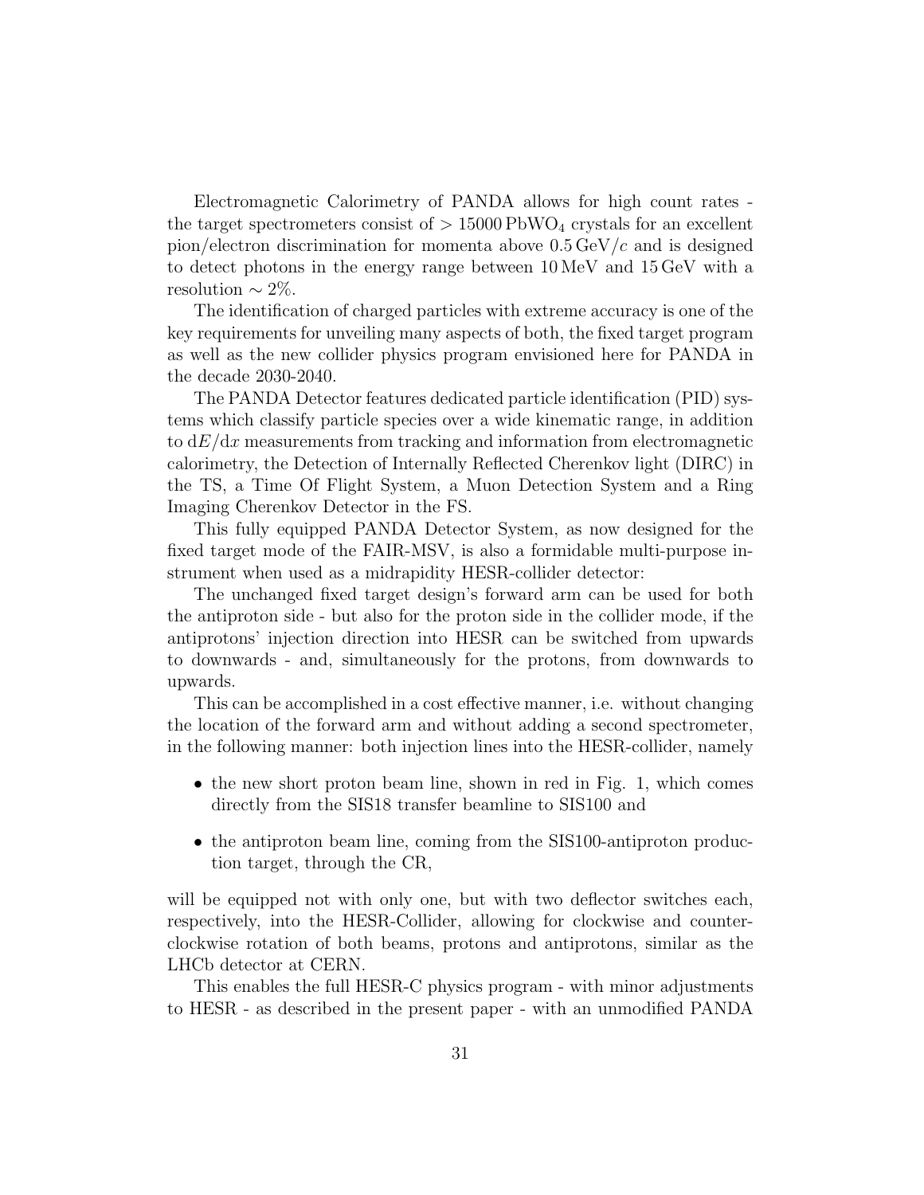Electromagnetic Calorimetry of PANDA allows for high count rates - the target spectrometers consist of $> 15000\,\mathrm{PbWO_4}$ crystals for an excellent pion/electron discrimination for momenta above $0.5\,\mathrm{GeV}/c$ and is designed to detect photons in the energy range between $10\,\mathrm{MeV}$ and $15\,\mathrm{GeV}$ with a resolution $\sim 2\%$.

The identification of charged particles with extreme accuracy is one of the key requirements for unveiling many aspects of both, the fixed target program as well as the new collider physics program envisioned here for PANDA in the decade 2030-2040.

The PANDA Detector features dedicated particle identification (PID) systems which classify particle species over a wide kinematic range, in addition to $\mathrm{d}E/\mathrm{d}x$ measurements from tracking and information from electromagnetic calorimetry, the Detection of Internally Reflected Cherenkov light (DIRC) in the TS, a Time Of Flight System, a Muon Detection System and a Ring Imaging Cherenkov Detector in the FS.

This fully equipped PANDA Detector System, as now designed for the fixed target mode of the FAIR-MSV, is also a formidable multi-purpose instrument when used as a midrapidity HESR-collider detector:

The unchanged fixed target design's forward arm can be used for both the antiproton side - but also for the proton side in the collider mode, if the antiprotons' injection direction into HESR can be switched from upwards to downwards - and, simultaneously for the protons, from downwards to upwards.

This can be accomplished in a cost effective manner, i.e. without changing the location of the forward arm and without adding a second spectrometer, in the following manner: both injection lines into the HESR-collider, namely

- the new short proton beam line, shown in red in Fig. 1, which comes directly from the SIS18 transfer beamline to SIS100 and
- the antiproton beam line, coming from the SIS100-antiproton production target, through the CR,

will be equipped not with only one, but with two deflector switches each, respectively, into the HESR-Collider, allowing for clockwise and counterclockwise rotation of both beams, protons and antiprotons, similar as the LHCb detector at CERN.

This enables the full HESR-C physics program - with minor adjustments to HESR - as described in the present paper - with an unmodified PANDA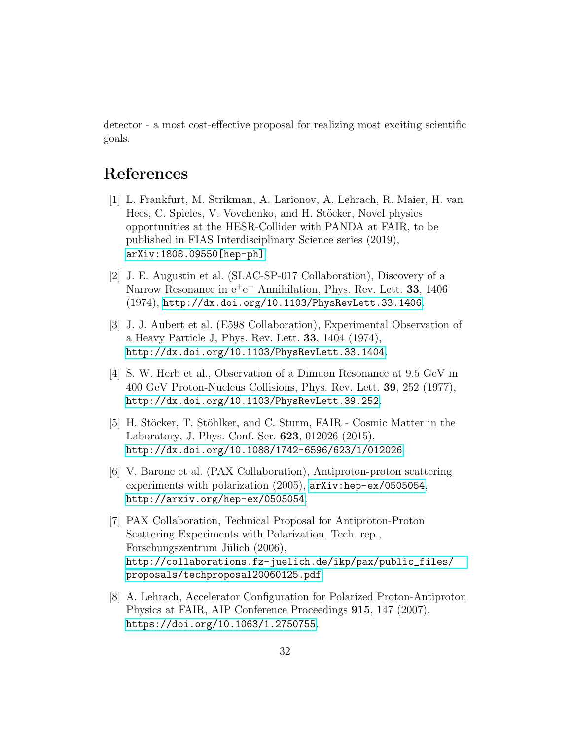detector - a most cost-effective proposal for realizing most exciting scientific goals.

# References

[1] L. Frankfurt, M. Strikman, A. Larionov, A. Lehrach, R. Maier, H. van Hees, C. Spieles, V. Vovchenko, and H. Stöcker, Novel physics opportunities at the HESR-Collider with PANDA at FAIR, to be published in FIAS Interdisciplinary Science series (2019), arXiv:1808.09550[hep-ph].

[2] J. E. Augustin et al. (SLAC-SP-017 Collaboration), Discovery of a Narrow Resonance in $e^+e^-$ Annihilation, Phys. Rev. Lett. **33**, 1406 (1974), http://dx.doi.org/10.1103/PhysRevLett.33.1406.

[3] J. J. Aubert et al. (E598 Collaboration), Experimental Observation of a Heavy Particle J, Phys. Rev. Lett. **33**, 1404 (1974), http://dx.doi.org/10.1103/PhysRevLett.33.1404.

[4] S. W. Herb et al., Observation of a Dimuon Resonance at 9.5 GeV in 400 GeV Proton-Nucleus Collisions, Phys. Rev. Lett. **39**, 252 (1977), http://dx.doi.org/10.1103/PhysRevLett.39.252.

[5] H. Stöcker, T. Stöhlker, and C. Sturm, FAIR - Cosmic Matter in the Laboratory, J. Phys. Conf. Ser. **623**, 012026 (2015), http://dx.doi.org/10.1088/1742-6596/623/1/012026.

[6] V. Barone et al. (PAX Collaboration), Antiproton-proton scattering experiments with polarization (2005), arXiv:hep-ex/0505054, http://arxiv.org/hep-ex/0505054.

[7] PAX Collaboration, Technical Proposal for Antiproton-Proton Scattering Experiments with Polarization, Tech. rep., Forschungszentrum Jülich (2006), http://collaborations.fz-juelich.de/ikp/pax/public_files/proposals/techproposal20060125.pdf.

[8] A. Lehrach, Accelerator Configuration for Polarized Proton-Antiproton Physics at FAIR, AIP Conference Proceedings **915**, 147 (2007), https://doi.org/10.1063/1.2750755.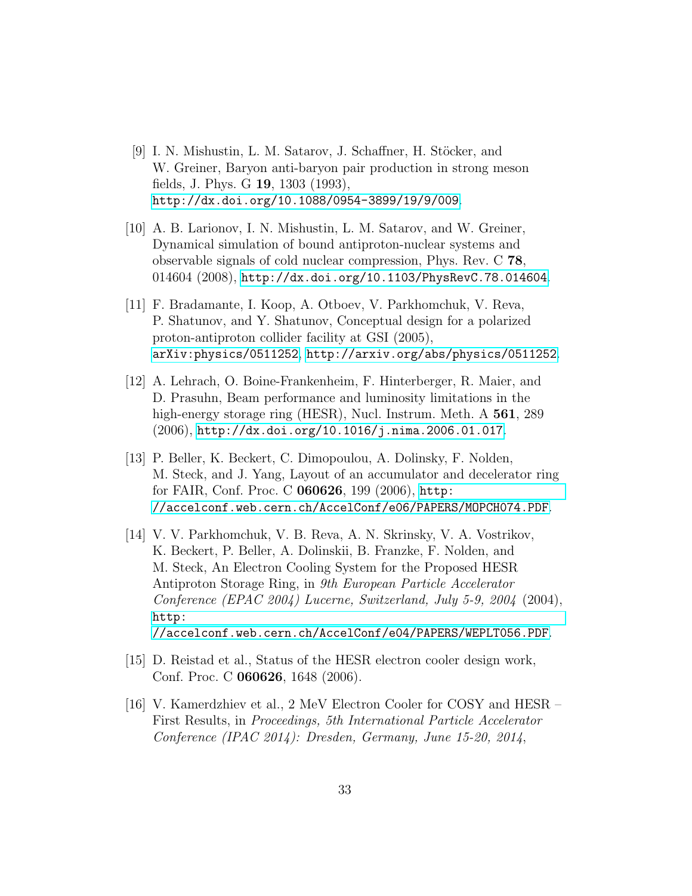[9] I. N. Mishustin, L. M. Satarov, J. Schaffner, H. Stöcker, and W. Greiner, Baryon anti-baryon pair production in strong meson fields, J. Phys. G **19**, 1303 (1993), http://dx.doi.org/10.1088/0954-3899/19/9/009.

[10] A. B. Larionov, I. N. Mishustin, L. M. Satarov, and W. Greiner, Dynamical simulation of bound antiproton-nuclear systems and observable signals of cold nuclear compression, Phys. Rev. C **78**, 014604 (2008), http://dx.doi.org/10.1103/PhysRevC.78.014604.

[11] F. Bradamante, I. Koop, A. Otboev, V. Parkhomchuk, V. Reva, P. Shatunov, and Y. Shatunov, Conceptual design for a polarized proton-antiproton collider facility at GSI (2005), arXiv:physics/0511252, http://arxiv.org/abs/physics/0511252.

[12] A. Lehrach, O. Boine-Frankenheim, F. Hinterberger, R. Maier, and D. Prasuhn, Beam performance and luminosity limitations in the high-energy storage ring (HESR), Nucl. Instrum. Meth. A **561**, 289 (2006), http://dx.doi.org/10.1016/j.nima.2006.01.017.

[13] P. Beller, K. Beckert, C. Dimopoulou, A. Dolinsky, F. Nolden, M. Steck, and J. Yang, Layout of an accumulator and decelerator ring for FAIR, Conf. Proc. C **060626**, 199 (2006), http://accelconf.web.cern.ch/AccelConf/e06/PAPERS/MOPCH074.PDF.

[14] V. V. Parkhomchuk, V. B. Reva, A. N. Skrinsky, V. A. Vostrikov, K. Beckert, P. Beller, A. Dolinskii, B. Franzke, F. Nolden, and M. Steck, An Electron Cooling System for the Proposed HESR Antiproton Storage Ring, in *9th European Particle Accelerator Conference (EPAC 2004) Lucerne, Switzerland, July 5-9, 2004* (2004), http://accelconf.web.cern.ch/AccelConf/e04/PAPERS/WEPLT056.PDF.

[15] D. Reistad et al., Status of the HESR electron cooler design work, Conf. Proc. C **060626**, 1648 (2006).

[16] V. Kamerdzhiev et al., 2 MeV Electron Cooler for COSY and HESR – First Results, in *Proceedings, 5th International Particle Accelerator Conference (IPAC 2014): Dresden, Germany, June 15-20, 2014*,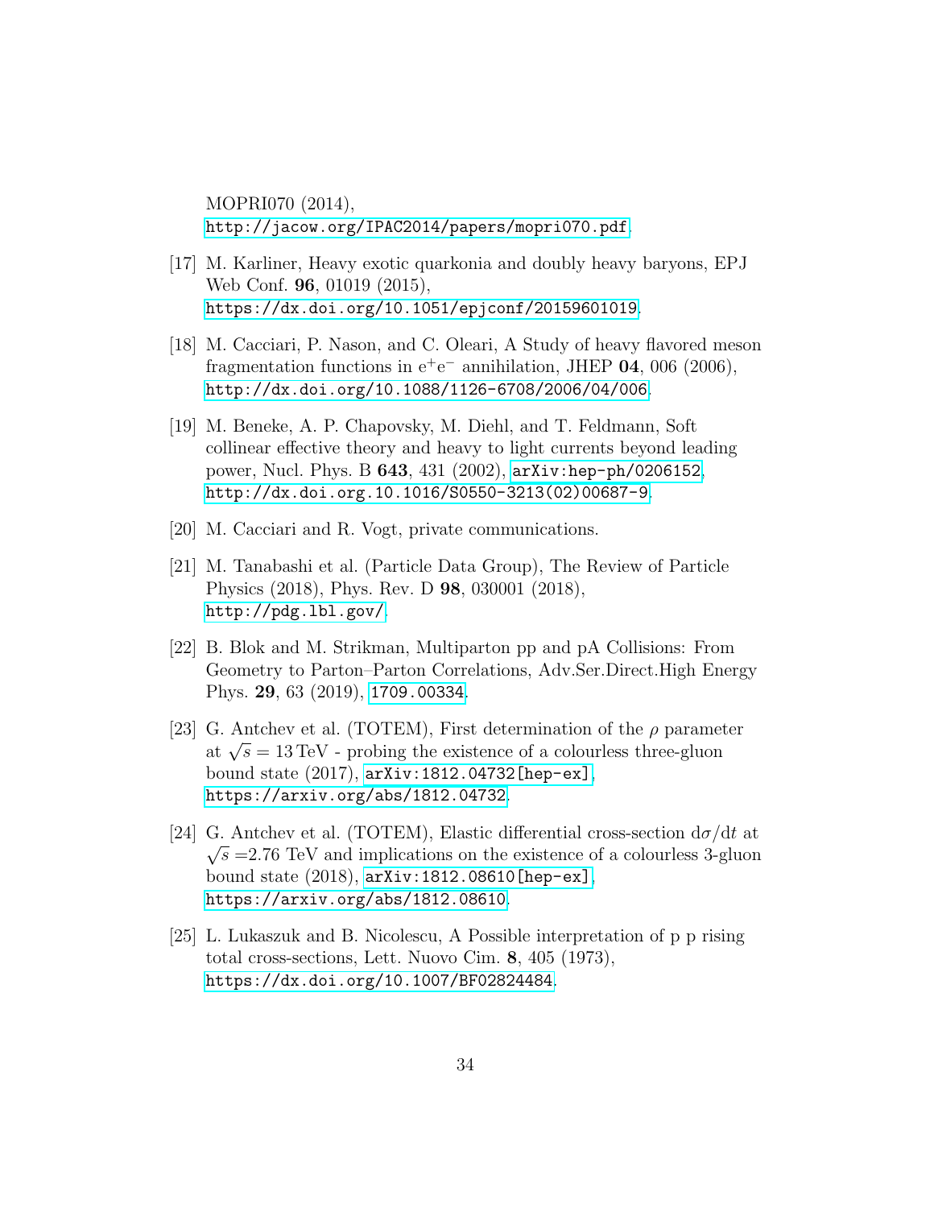MOPRI070 (2014),
http://jacow.org/IPAC2014/papers/mopri070.pdf.

[17] M. Karliner, Heavy exotic quarkonia and doubly heavy baryons, EPJ Web Conf. **96**, 01019 (2015),
https://dx.doi.org/10.1051/epjconf/20159601019.

[18] M. Cacciari, P. Nason, and C. Oleari, A Study of heavy flavored meson fragmentation functions in $e^+e^-$ annihilation, JHEP **04**, 006 (2006),
http://dx.doi.org/10.1088/1126-6708/2006/04/006.

[19] M. Beneke, A. P. Chapovsky, M. Diehl, and T. Feldmann, Soft collinear effective theory and heavy to light currents beyond leading power, Nucl. Phys. B **643**, 431 (2002), arXiv:hep-ph/0206152,
http://dx.doi.org.10.1016/S0550-3213(02)00687-9.

[20] M. Cacciari and R. Vogt, private communications.

[21] M. Tanabashi et al. (Particle Data Group), The Review of Particle Physics (2018), Phys. Rev. D **98**, 030001 (2018),
http://pdg.lbl.gov/.

[22] B. Blok and M. Strikman, Multiparton pp and pA Collisions: From Geometry to Parton–Parton Correlations, Adv.Ser.Direct.High Energy Phys. **29**, 63 (2019), 1709.00334.

[23] G. Antchev et al. (TOTEM), First determination of the $\rho$ parameter at $\sqrt{s} = 13\,\text{TeV}$ - probing the existence of a colourless three-gluon bound state (2017), arXiv:1812.04732[hep-ex],
https://arxiv.org/abs/1812.04732.

[24] G. Antchev et al. (TOTEM), Elastic differential cross-section $\mathrm{d}\sigma/\mathrm{d}t$ at $\sqrt{s}$ =2.76 TeV and implications on the existence of a colourless 3-gluon bound state (2018), arXiv:1812.08610[hep-ex],
https://arxiv.org/abs/1812.08610.

[25] L. Lukaszuk and B. Nicolescu, A Possible interpretation of p p rising total cross-sections, Lett. Nuovo Cim. **8**, 405 (1973),
https://dx.doi.org/10.1007/BF02824484.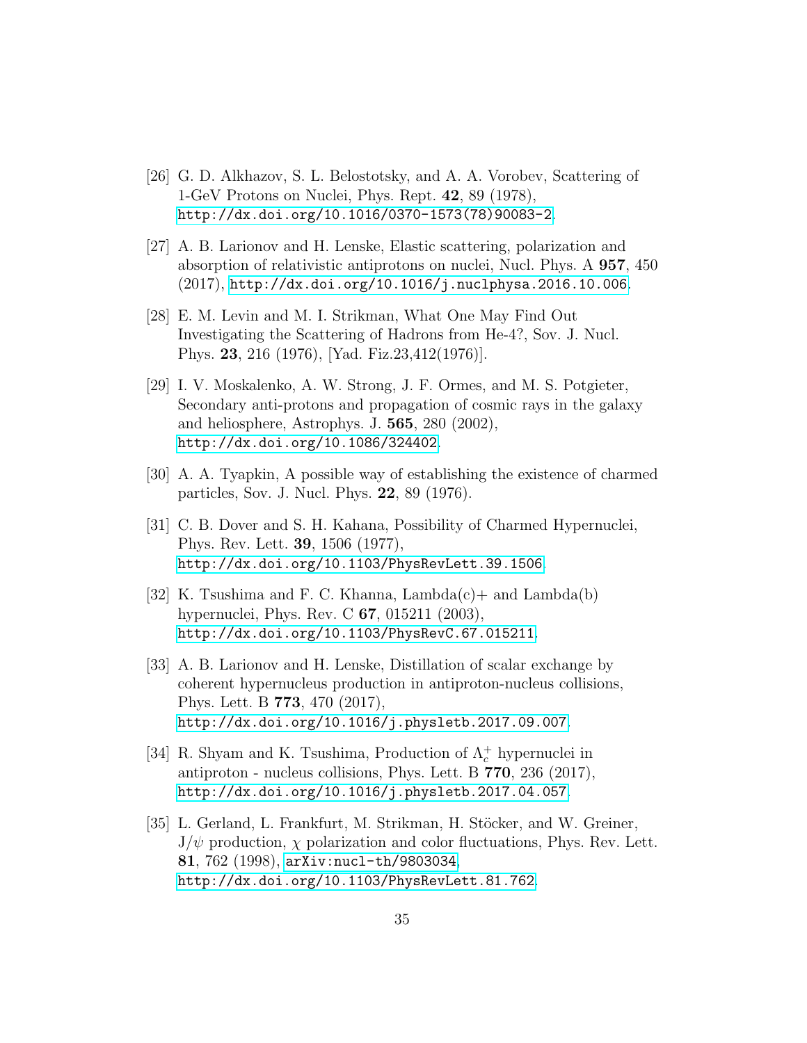[26] G. D. Alkhazov, S. L. Belostotsky, and A. A. Vorobev, Scattering of 1-GeV Protons on Nuclei, Phys. Rept. **42**, 89 (1978), http://dx.doi.org/10.1016/0370-1573(78)90083-2.

[27] A. B. Larionov and H. Lenske, Elastic scattering, polarization and absorption of relativistic antiprotons on nuclei, Nucl. Phys. A **957**, 450 (2017), http://dx.doi.org/10.1016/j.nuclphysa.2016.10.006.

[28] E. M. Levin and M. I. Strikman, What One May Find Out Investigating the Scattering of Hadrons from He-4?, Sov. J. Nucl. Phys. **23**, 216 (1976), [Yad. Fiz.23,412(1976)].

[29] I. V. Moskalenko, A. W. Strong, J. F. Ormes, and M. S. Potgieter, Secondary anti-protons and propagation of cosmic rays in the galaxy and heliosphere, Astrophys. J. **565**, 280 (2002), http://dx.doi.org/10.1086/324402.

[30] A. A. Tyapkin, A possible way of establishing the existence of charmed particles, Sov. J. Nucl. Phys. **22**, 89 (1976).

[31] C. B. Dover and S. H. Kahana, Possibility of Charmed Hypernuclei, Phys. Rev. Lett. **39**, 1506 (1977), http://dx.doi.org/10.1103/PhysRevLett.39.1506.

[32] K. Tsushima and F. C. Khanna, Lambda(c)+ and Lambda(b) hypernuclei, Phys. Rev. C **67**, 015211 (2003), http://dx.doi.org/10.1103/PhysRevC.67.015211.

[33] A. B. Larionov and H. Lenske, Distillation of scalar exchange by coherent hypernucleus production in antiproton-nucleus collisions, Phys. Lett. B **773**, 470 (2017), http://dx.doi.org/10.1016/j.physletb.2017.09.007.

[34] R. Shyam and K. Tsushima, Production of $\Lambda_c^+$ hypernuclei in antiproton - nucleus collisions, Phys. Lett. B **770**, 236 (2017), http://dx.doi.org/10.1016/j.physletb.2017.04.057.

[35] L. Gerland, L. Frankfurt, M. Strikman, H. Stöcker, and W. Greiner, $J/\psi$ production, $\chi$ polarization and color fluctuations, Phys. Rev. Lett. **81**, 762 (1998), arXiv:nucl-th/9803034, http://dx.doi.org/10.1103/PhysRevLett.81.762.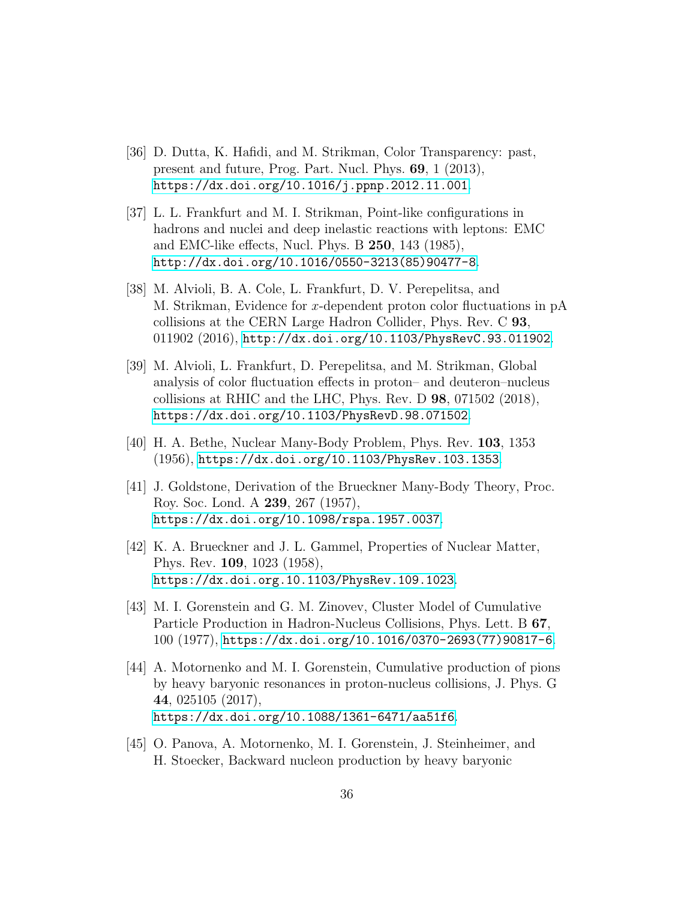[36] D. Dutta, K. Hafidi, and M. Strikman, Color Transparency: past, present and future, Prog. Part. Nucl. Phys. **69**, 1 (2013), https://dx.doi.org/10.1016/j.ppnp.2012.11.001.

[37] L. L. Frankfurt and M. I. Strikman, Point-like configurations in hadrons and nuclei and deep inelastic reactions with leptons: EMC and EMC-like effects, Nucl. Phys. B **250**, 143 (1985), http://dx.doi.org/10.1016/0550-3213(85)90477-8.

[38] M. Alvioli, B. A. Cole, L. Frankfurt, D. V. Perepelitsa, and M. Strikman, Evidence for $x$-dependent proton color fluctuations in pA collisions at the CERN Large Hadron Collider, Phys. Rev. C **93**, 011902 (2016), http://dx.doi.org/10.1103/PhysRevC.93.011902.

[39] M. Alvioli, L. Frankfurt, D. Perepelitsa, and M. Strikman, Global analysis of color fluctuation effects in proton– and deuteron–nucleus collisions at RHIC and the LHC, Phys. Rev. D **98**, 071502 (2018), https://dx.doi.org/10.1103/PhysRevD.98.071502.

[40] H. A. Bethe, Nuclear Many-Body Problem, Phys. Rev. **103**, 1353 (1956), https://dx.doi.org/10.1103/PhysRev.103.1353.

[41] J. Goldstone, Derivation of the Brueckner Many-Body Theory, Proc. Roy. Soc. Lond. A **239**, 267 (1957), https://dx.doi.org/10.1098/rspa.1957.0037.

[42] K. A. Brueckner and J. L. Gammel, Properties of Nuclear Matter, Phys. Rev. **109**, 1023 (1958), https://dx.doi.org.10.1103/PhysRev.109.1023.

[43] M. I. Gorenstein and G. M. Zinovev, Cluster Model of Cumulative Particle Production in Hadron-Nucleus Collisions, Phys. Lett. B **67**, 100 (1977), https://dx.doi.org/10.1016/0370-2693(77)90817-6.

[44] A. Motornenko and M. I. Gorenstein, Cumulative production of pions by heavy baryonic resonances in proton-nucleus collisions, J. Phys. G **44**, 025105 (2017), https://dx.doi.org/10.1088/1361-6471/aa51f6.

[45] O. Panova, A. Motornenko, M. I. Gorenstein, J. Steinheimer, and H. Stoecker, Backward nucleon production by heavy baryonic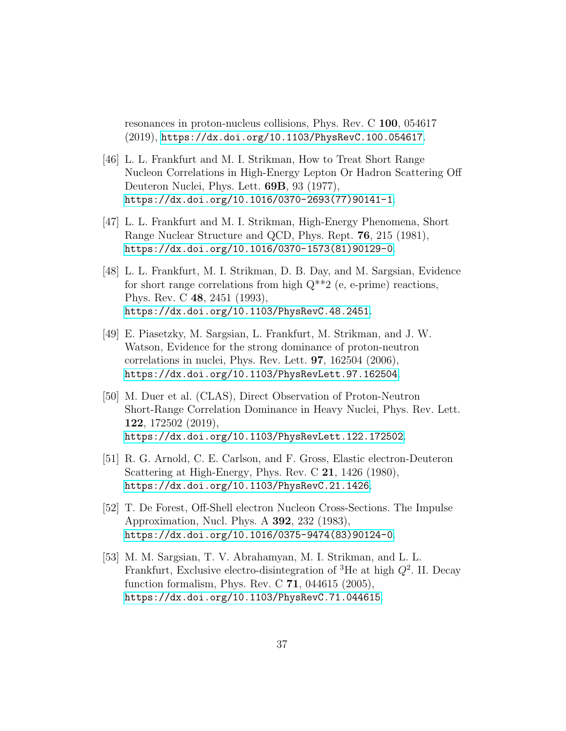resonances in proton-nucleus collisions, Phys. Rev. C **100**, 054617 (2019), https://dx.doi.org/10.1103/PhysRevC.100.054617.

[46] L. L. Frankfurt and M. I. Strikman, How to Treat Short Range Nucleon Correlations in High-Energy Lepton Or Hadron Scattering Off Deuteron Nuclei, Phys. Lett. **69B**, 93 (1977), https://dx.doi.org/10.1016/0370-2693(77)90141-1.

[47] L. L. Frankfurt and M. I. Strikman, High-Energy Phenomena, Short Range Nuclear Structure and QCD, Phys. Rept. **76**, 215 (1981), https://dx.doi.org/10.1016/0370-1573(81)90129-0.

[48] L. L. Frankfurt, M. I. Strikman, D. B. Day, and M. Sargsian, Evidence for short range correlations from high Q**2 (e, e-prime) reactions, Phys. Rev. C **48**, 2451 (1993), https://dx.doi.org/10.1103/PhysRevC.48.2451.

[49] E. Piasetzky, M. Sargsian, L. Frankfurt, M. Strikman, and J. W. Watson, Evidence for the strong dominance of proton-neutron correlations in nuclei, Phys. Rev. Lett. **97**, 162504 (2006), https://dx.doi.org/10.1103/PhysRevLett.97.162504.

[50] M. Duer et al. (CLAS), Direct Observation of Proton-Neutron Short-Range Correlation Dominance in Heavy Nuclei, Phys. Rev. Lett. **122**, 172502 (2019), https://dx.doi.org/10.1103/PhysRevLett.122.172502.

[51] R. G. Arnold, C. E. Carlson, and F. Gross, Elastic electron-Deuteron Scattering at High-Energy, Phys. Rev. C **21**, 1426 (1980), https://dx.doi.org/10.1103/PhysRevC.21.1426.

[52] T. De Forest, Off-Shell electron Nucleon Cross-Sections. The Impulse Approximation, Nucl. Phys. A **392**, 232 (1983), https://dx.doi.org/10.1016/0375-9474(83)90124-0.

[53] M. M. Sargsian, T. V. Abrahamyan, M. I. Strikman, and L. L. Frankfurt, Exclusive electro-disintegration of $^3$He at high $Q^2$. II. Decay function formalism, Phys. Rev. C **71**, 044615 (2005), https://dx.doi.org/10.1103/PhysRevC.71.044615.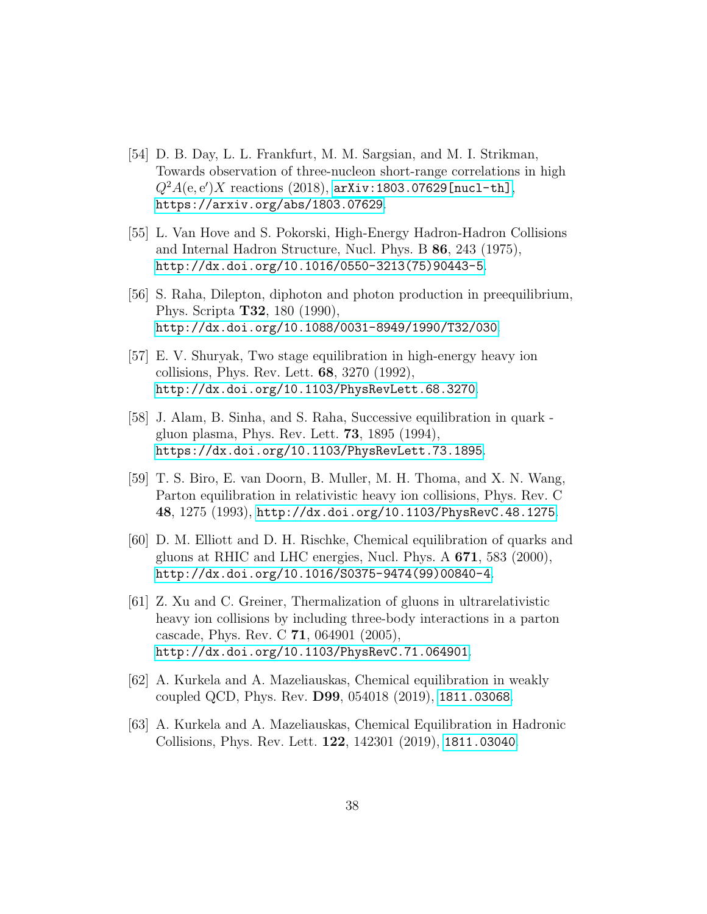[54] D. B. Day, L. L. Frankfurt, M. M. Sargsian, and M. I. Strikman, Towards observation of three-nucleon short-range correlations in high $Q^2 A(\mathrm{e}, \mathrm{e}')X$ reactions (2018), arXiv:1803.07629[nucl-th], https://arxiv.org/abs/1803.07629.

[55] L. Van Hove and S. Pokorski, High-Energy Hadron-Hadron Collisions and Internal Hadron Structure, Nucl. Phys. B **86**, 243 (1975), http://dx.doi.org/10.1016/0550-3213(75)90443-5.

[56] S. Raha, Dilepton, diphoton and photon production in preequilibrium, Phys. Scripta **T32**, 180 (1990), http://dx.doi.org/10.1088/0031-8949/1990/T32/030.

[57] E. V. Shuryak, Two stage equilibration in high-energy heavy ion collisions, Phys. Rev. Lett. **68**, 3270 (1992), http://dx.doi.org/10.1103/PhysRevLett.68.3270.

[58] J. Alam, B. Sinha, and S. Raha, Successive equilibration in quark - gluon plasma, Phys. Rev. Lett. **73**, 1895 (1994), https://dx.doi.org/10.1103/PhysRevLett.73.1895.

[59] T. S. Biro, E. van Doorn, B. Muller, M. H. Thoma, and X. N. Wang, Parton equilibration in relativistic heavy ion collisions, Phys. Rev. C **48**, 1275 (1993), http://dx.doi.org/10.1103/PhysRevC.48.1275.

[60] D. M. Elliott and D. H. Rischke, Chemical equilibration of quarks and gluons at RHIC and LHC energies, Nucl. Phys. A **671**, 583 (2000), http://dx.doi.org/10.1016/S0375-9474(99)00840-4.

[61] Z. Xu and C. Greiner, Thermalization of gluons in ultrarelativistic heavy ion collisions by including three-body interactions in a parton cascade, Phys. Rev. C **71**, 064901 (2005), http://dx.doi.org/10.1103/PhysRevC.71.064901.

[62] A. Kurkela and A. Mazeliauskas, Chemical equilibration in weakly coupled QCD, Phys. Rev. **D99**, 054018 (2019), 1811.03068.

[63] A. Kurkela and A. Mazeliauskas, Chemical Equilibration in Hadronic Collisions, Phys. Rev. Lett. **122**, 142301 (2019), 1811.03040.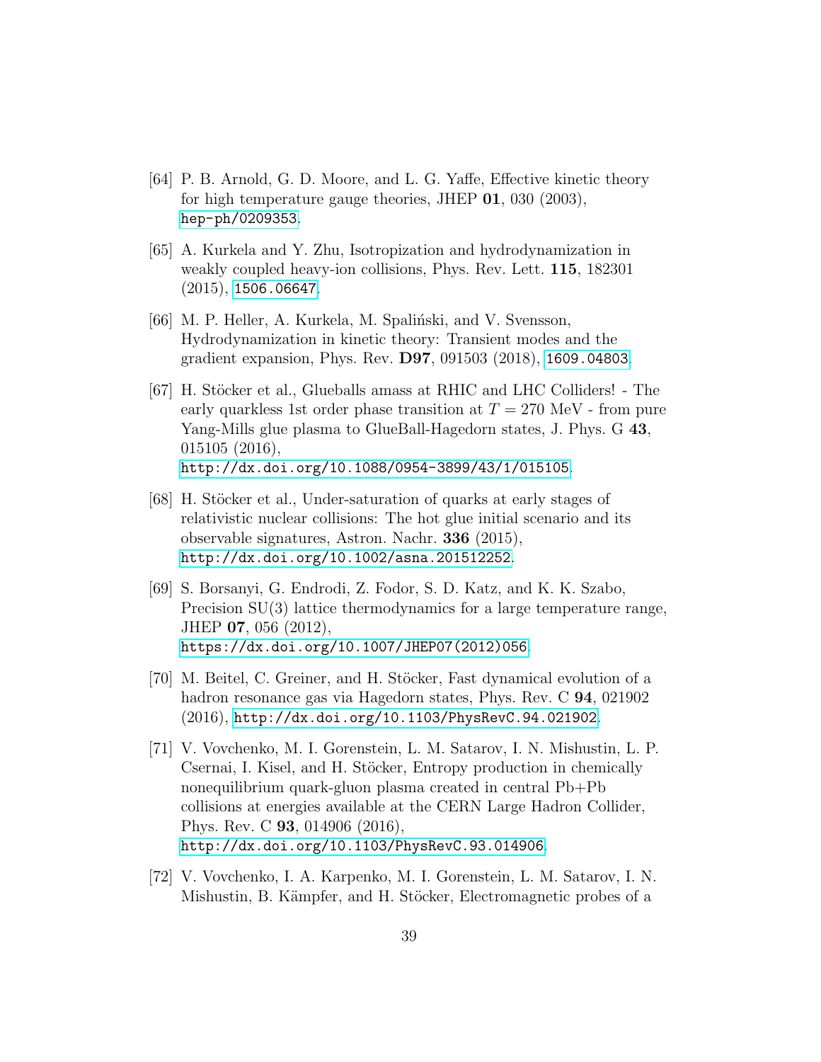[64] P. B. Arnold, G. D. Moore, and L. G. Yaffe, Effective kinetic theory for high temperature gauge theories, JHEP **01**, 030 (2003), hep-ph/0209353.

[65] A. Kurkela and Y. Zhu, Isotropization and hydrodynamization in weakly coupled heavy-ion collisions, Phys. Rev. Lett. **115**, 182301 (2015), 1506.06647.

[66] M. P. Heller, A. Kurkela, M. Spaliński, and V. Svensson, Hydrodynamization in kinetic theory: Transient modes and the gradient expansion, Phys. Rev. **D97**, 091503 (2018), 1609.04803.

[67] H. Stöcker et al., Glueballs amass at RHIC and LHC Colliders! - The early quarkless 1st order phase transition at $T = 270$ MeV - from pure Yang-Mills glue plasma to GlueBall-Hagedorn states, J. Phys. G **43**, 015105 (2016), http://dx.doi.org/10.1088/0954-3899/43/1/015105.

[68] H. Stöcker et al., Under-saturation of quarks at early stages of relativistic nuclear collisions: The hot glue initial scenario and its observable signatures, Astron. Nachr. **336** (2015), http://dx.doi.org/10.1002/asna.201512252.

[69] S. Borsanyi, G. Endrodi, Z. Fodor, S. D. Katz, and K. K. Szabo, Precision SU(3) lattice thermodynamics for a large temperature range, JHEP **07**, 056 (2012), https://dx.doi.org/10.1007/JHEP07(2012)056.

[70] M. Beitel, C. Greiner, and H. Stöcker, Fast dynamical evolution of a hadron resonance gas via Hagedorn states, Phys. Rev. C **94**, 021902 (2016), http://dx.doi.org/10.1103/PhysRevC.94.021902.

[71] V. Vovchenko, M. I. Gorenstein, L. M. Satarov, I. N. Mishustin, L. P. Csernai, I. Kisel, and H. Stöcker, Entropy production in chemically nonequilibrium quark-gluon plasma created in central Pb+Pb collisions at energies available at the CERN Large Hadron Collider, Phys. Rev. C **93**, 014906 (2016), http://dx.doi.org/10.1103/PhysRevC.93.014906.

[72] V. Vovchenko, I. A. Karpenko, M. I. Gorenstein, L. M. Satarov, I. N. Mishustin, B. Kämpfer, and H. Stöcker, Electromagnetic probes of a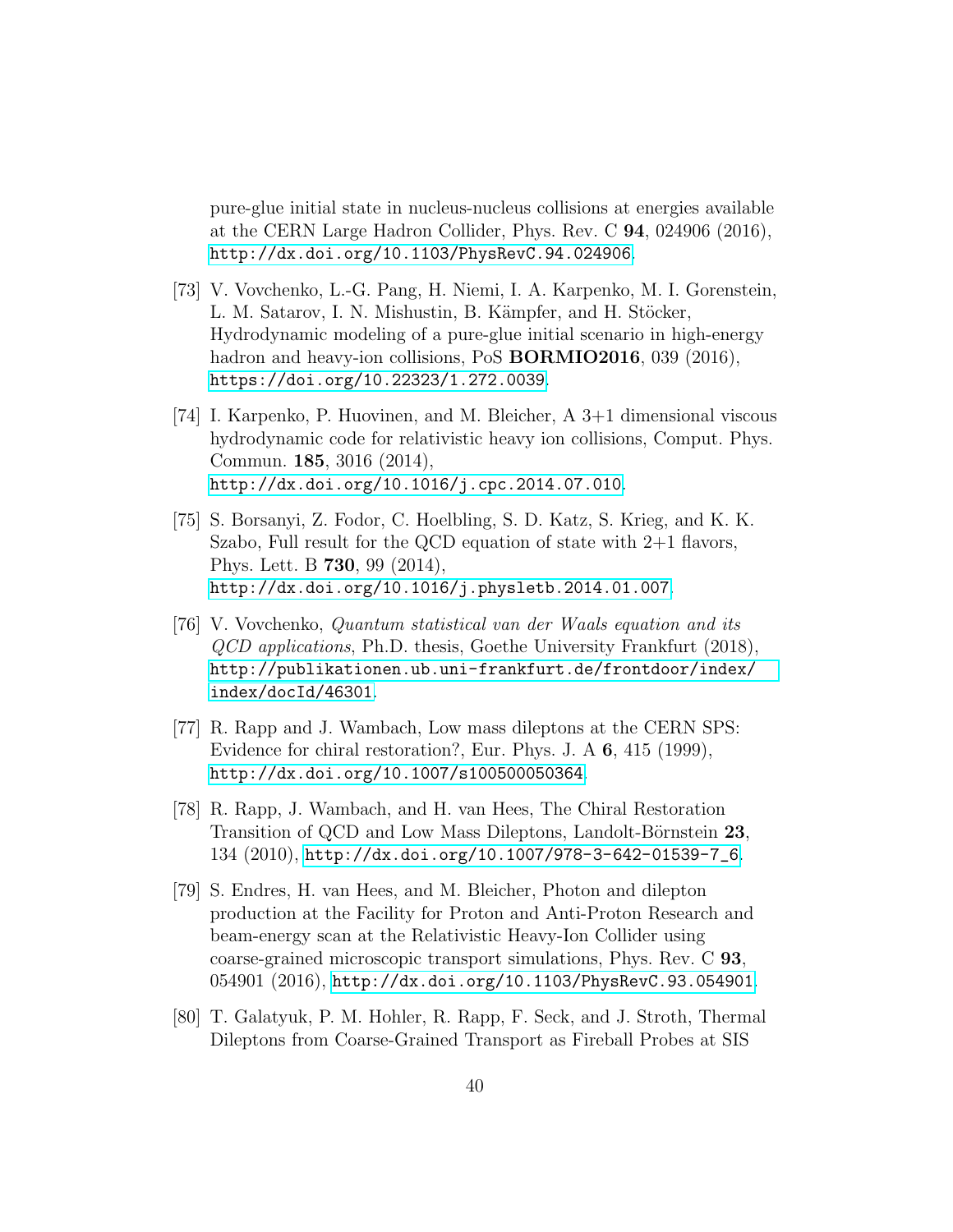pure-glue initial state in nucleus-nucleus collisions at energies available at the CERN Large Hadron Collider, Phys. Rev. C **94**, 024906 (2016), http://dx.doi.org/10.1103/PhysRevC.94.024906.

[73] V. Vovchenko, L.-G. Pang, H. Niemi, I. A. Karpenko, M. I. Gorenstein, L. M. Satarov, I. N. Mishustin, B. Kämpfer, and H. Stöcker, Hydrodynamic modeling of a pure-glue initial scenario in high-energy hadron and heavy-ion collisions, PoS **BORMIO2016**, 039 (2016), https://doi.org/10.22323/1.272.0039.

[74] I. Karpenko, P. Huovinen, and M. Bleicher, A 3+1 dimensional viscous hydrodynamic code for relativistic heavy ion collisions, Comput. Phys. Commun. **185**, 3016 (2014), http://dx.doi.org/10.1016/j.cpc.2014.07.010.

[75] S. Borsanyi, Z. Fodor, C. Hoelbling, S. D. Katz, S. Krieg, and K. K. Szabo, Full result for the QCD equation of state with 2+1 flavors, Phys. Lett. B **730**, 99 (2014), http://dx.doi.org/10.1016/j.physletb.2014.01.007.

[76] V. Vovchenko, *Quantum statistical van der Waals equation and its QCD applications*, Ph.D. thesis, Goethe University Frankfurt (2018), http://publikationen.ub.uni-frankfurt.de/frontdoor/index/index/docId/46301.

[77] R. Rapp and J. Wambach, Low mass dileptons at the CERN SPS: Evidence for chiral restoration?, Eur. Phys. J. A **6**, 415 (1999), http://dx.doi.org/10.1007/s100500050364.

[78] R. Rapp, J. Wambach, and H. van Hees, The Chiral Restoration Transition of QCD and Low Mass Dileptons, Landolt-Börnstein **23**, 134 (2010), http://dx.doi.org/10.1007/978-3-642-01539-7_6.

[79] S. Endres, H. van Hees, and M. Bleicher, Photon and dilepton production at the Facility for Proton and Anti-Proton Research and beam-energy scan at the Relativistic Heavy-Ion Collider using coarse-grained microscopic transport simulations, Phys. Rev. C **93**, 054901 (2016), http://dx.doi.org/10.1103/PhysRevC.93.054901.

[80] T. Galatyuk, P. M. Hohler, R. Rapp, F. Seck, and J. Stroth, Thermal Dileptons from Coarse-Grained Transport as Fireball Probes at SIS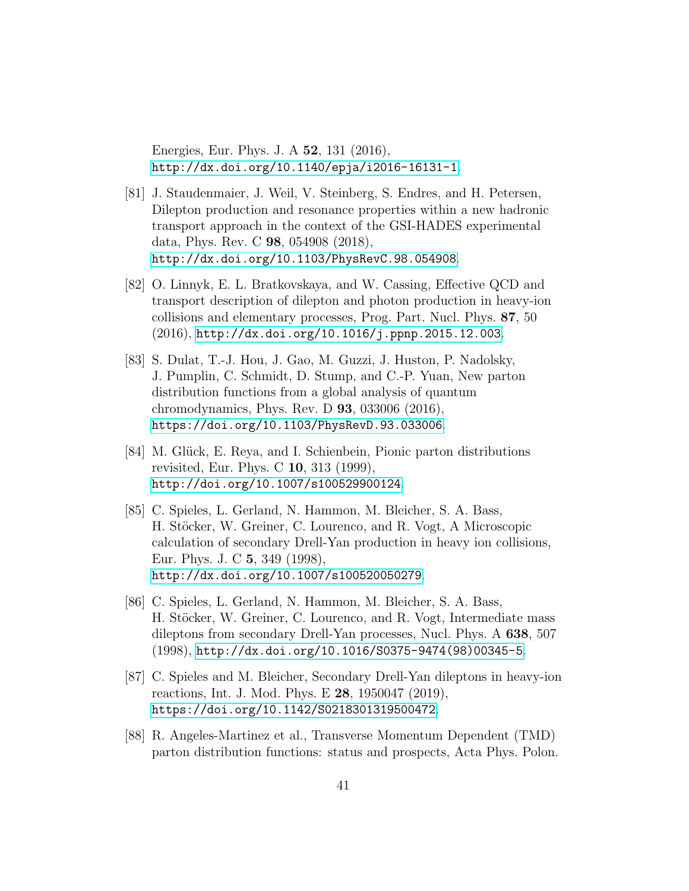Energies, Eur. Phys. J. A **52**, 131 (2016), http://dx.doi.org/10.1140/epja/i2016-16131-1.

[81] J. Staudenmaier, J. Weil, V. Steinberg, S. Endres, and H. Petersen, Dilepton production and resonance properties within a new hadronic transport approach in the context of the GSI-HADES experimental data, Phys. Rev. C **98**, 054908 (2018), http://dx.doi.org/10.1103/PhysRevC.98.054908.

[82] O. Linnyk, E. L. Bratkovskaya, and W. Cassing, Effective QCD and transport description of dilepton and photon production in heavy-ion collisions and elementary processes, Prog. Part. Nucl. Phys. **87**, 50 (2016), http://dx.doi.org/10.1016/j.ppnp.2015.12.003.

[83] S. Dulat, T.-J. Hou, J. Gao, M. Guzzi, J. Huston, P. Nadolsky, J. Pumplin, C. Schmidt, D. Stump, and C.-P. Yuan, New parton distribution functions from a global analysis of quantum chromodynamics, Phys. Rev. D **93**, 033006 (2016), https://doi.org/10.1103/PhysRevD.93.033006.

[84] M. Glück, E. Reya, and I. Schienbein, Pionic parton distributions revisited, Eur. Phys. C **10**, 313 (1999), http://doi.org/10.1007/s100529900124.

[85] C. Spieles, L. Gerland, N. Hammon, M. Bleicher, S. A. Bass, H. Stöcker, W. Greiner, C. Lourenco, and R. Vogt, A Microscopic calculation of secondary Drell-Yan production in heavy ion collisions, Eur. Phys. J. C **5**, 349 (1998), http://dx.doi.org/10.1007/s100520050279.

[86] C. Spieles, L. Gerland, N. Hammon, M. Bleicher, S. A. Bass, H. Stöcker, W. Greiner, C. Lourenco, and R. Vogt, Intermediate mass dileptons from secondary Drell-Yan processes, Nucl. Phys. A **638**, 507 (1998), http://dx.doi.org/10.1016/S0375-9474(98)00345-5.

[87] C. Spieles and M. Bleicher, Secondary Drell-Yan dileptons in heavy-ion reactions, Int. J. Mod. Phys. E **28**, 1950047 (2019), https://doi.org/10.1142/S0218301319500472.

[88] R. Angeles-Martinez et al., Transverse Momentum Dependent (TMD) parton distribution functions: status and prospects, Acta Phys. Polon.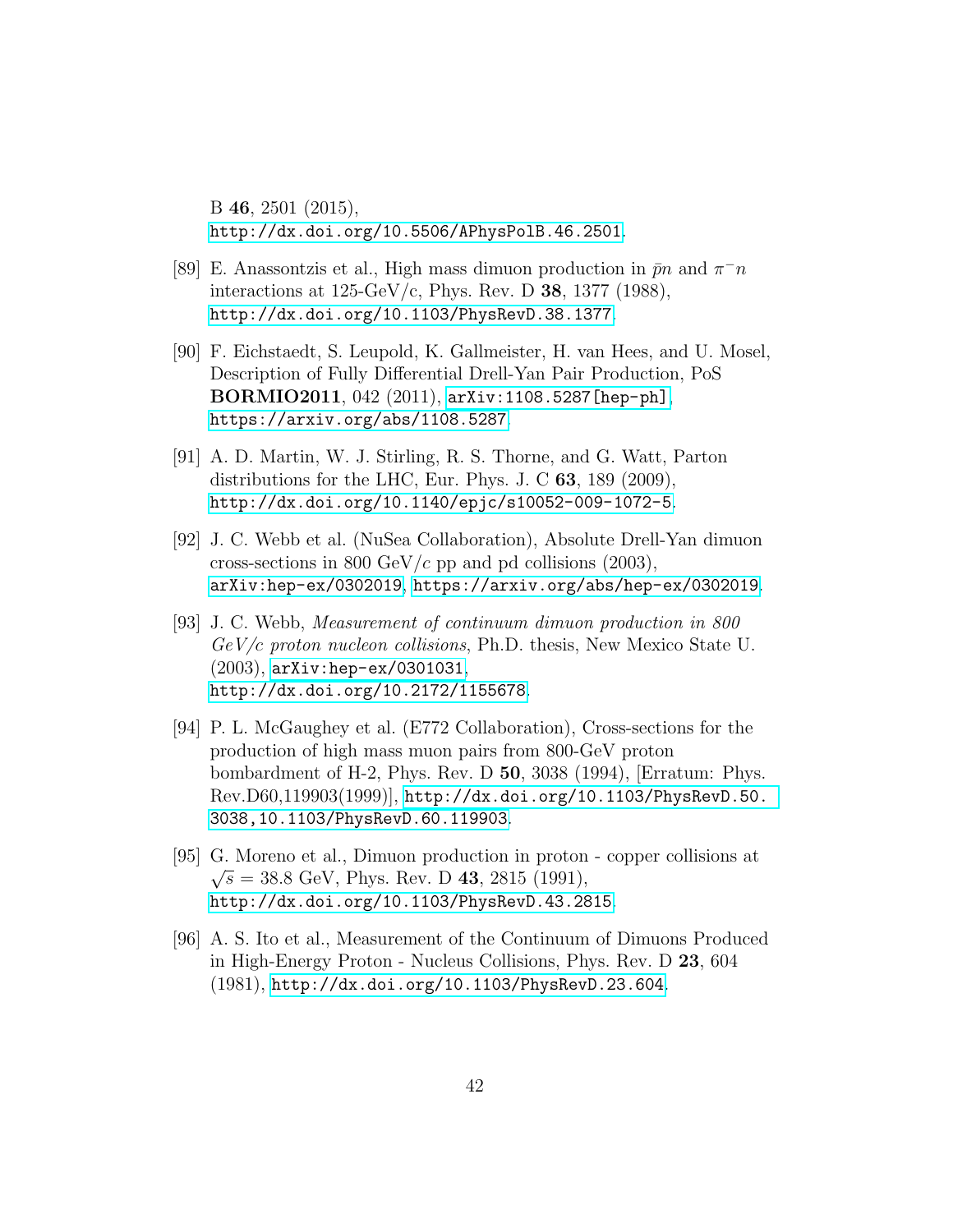B **46**, 2501 (2015), http://dx.doi.org/10.5506/APhysPolB.46.2501.

[89] E. Anassontzis et al., High mass dimuon production in $\bar{p}n$ and $\pi^-n$ interactions at 125-GeV/c, Phys. Rev. D **38**, 1377 (1988), http://dx.doi.org/10.1103/PhysRevD.38.1377.

[90] F. Eichstaedt, S. Leupold, K. Gallmeister, H. van Hees, and U. Mosel, Description of Fully Differential Drell-Yan Pair Production, PoS **BORMIO2011**, 042 (2011), arXiv:1108.5287[hep-ph], https://arxiv.org/abs/1108.5287.

[91] A. D. Martin, W. J. Stirling, R. S. Thorne, and G. Watt, Parton distributions for the LHC, Eur. Phys. J. C **63**, 189 (2009), http://dx.doi.org/10.1140/epjc/s10052-009-1072-5.

[92] J. C. Webb et al. (NuSea Collaboration), Absolute Drell-Yan dimuon cross-sections in 800 GeV/$c$ pp and pd collisions (2003), arXiv:hep-ex/0302019, https://arxiv.org/abs/hep-ex/0302019.

[93] J. C. Webb, *Measurement of continuum dimuon production in 800 GeV/c proton nucleon collisions*, Ph.D. thesis, New Mexico State U. (2003), arXiv:hep-ex/0301031, http://dx.doi.org/10.2172/1155678.

[94] P. L. McGaughey et al. (E772 Collaboration), Cross-sections for the production of high mass muon pairs from 800-GeV proton bombardment of H-2, Phys. Rev. D **50**, 3038 (1994), [Erratum: Phys. Rev.D60,119903(1999)], http://dx.doi.org/10.1103/PhysRevD.50.3038,10.1103/PhysRevD.60.119903.

[95] G. Moreno et al., Dimuon production in proton - copper collisions at $\sqrt{s}$ = 38.8 GeV, Phys. Rev. D **43**, 2815 (1991), http://dx.doi.org/10.1103/PhysRevD.43.2815.

[96] A. S. Ito et al., Measurement of the Continuum of Dimuons Produced in High-Energy Proton - Nucleus Collisions, Phys. Rev. D **23**, 604 (1981), http://dx.doi.org/10.1103/PhysRevD.23.604.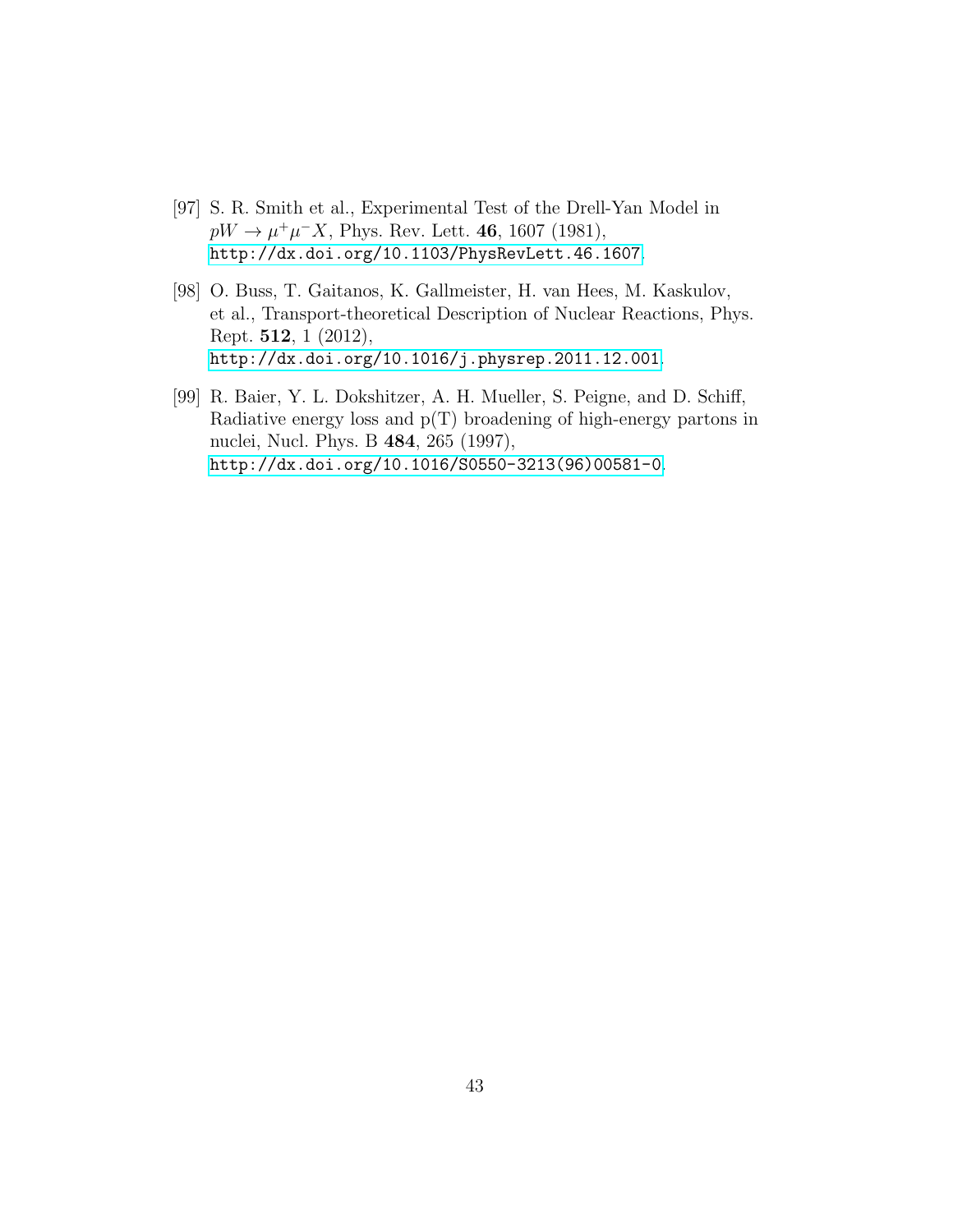[97] S. R. Smith et al., Experimental Test of the Drell-Yan Model in $pW \to \mu^+\mu^- X$, Phys. Rev. Lett. **46**, 1607 (1981), http://dx.doi.org/10.1103/PhysRevLett.46.1607.

[98] O. Buss, T. Gaitanos, K. Gallmeister, H. van Hees, M. Kaskulov, et al., Transport-theoretical Description of Nuclear Reactions, Phys. Rept. **512**, 1 (2012), http://dx.doi.org/10.1016/j.physrep.2011.12.001.

[99] R. Baier, Y. L. Dokshitzer, A. H. Mueller, S. Peigne, and D. Schiff, Radiative energy loss and p(T) broadening of high-energy partons in nuclei, Nucl. Phys. B **484**, 265 (1997), http://dx.doi.org/10.1016/S0550-3213(96)00581-0.